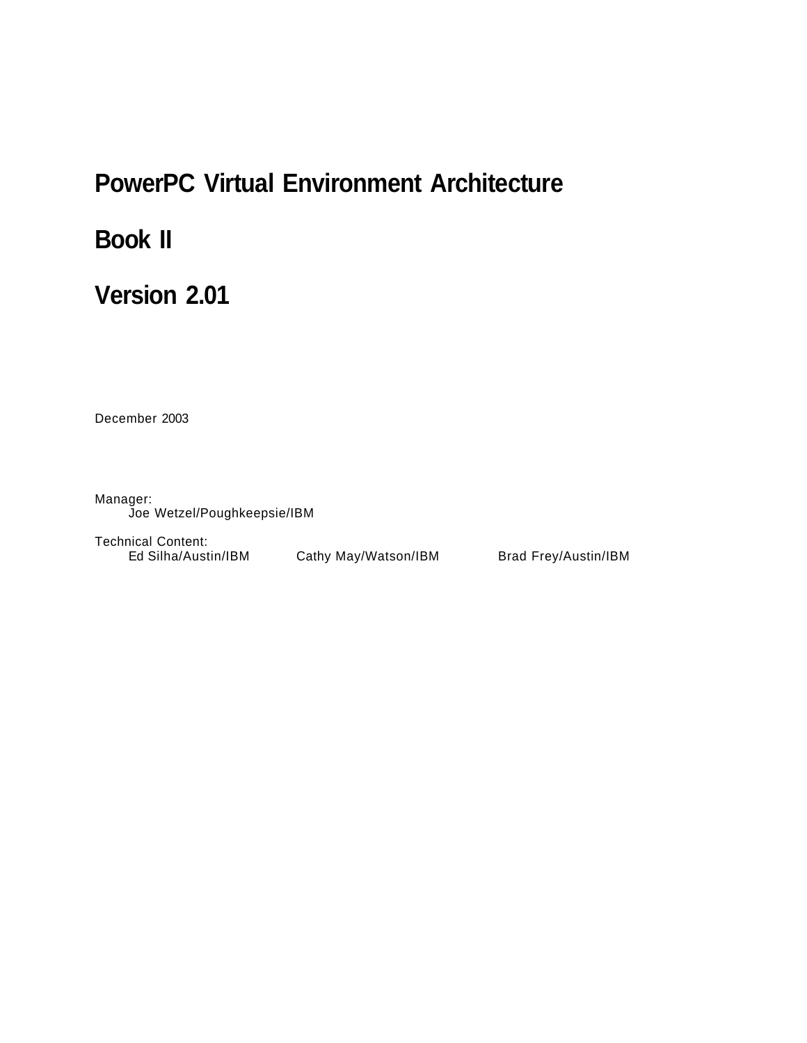# PowerPC Virtual Environment Architecture

# Book II

# Version 2.01

December 2003

Manager:
Joe Wetzel/Poughkeepsie/IBM

Technical Content:
Ed Silha/Austin/IBM    Cathy May/Watson/IBM    Brad Frey/Austin/IBM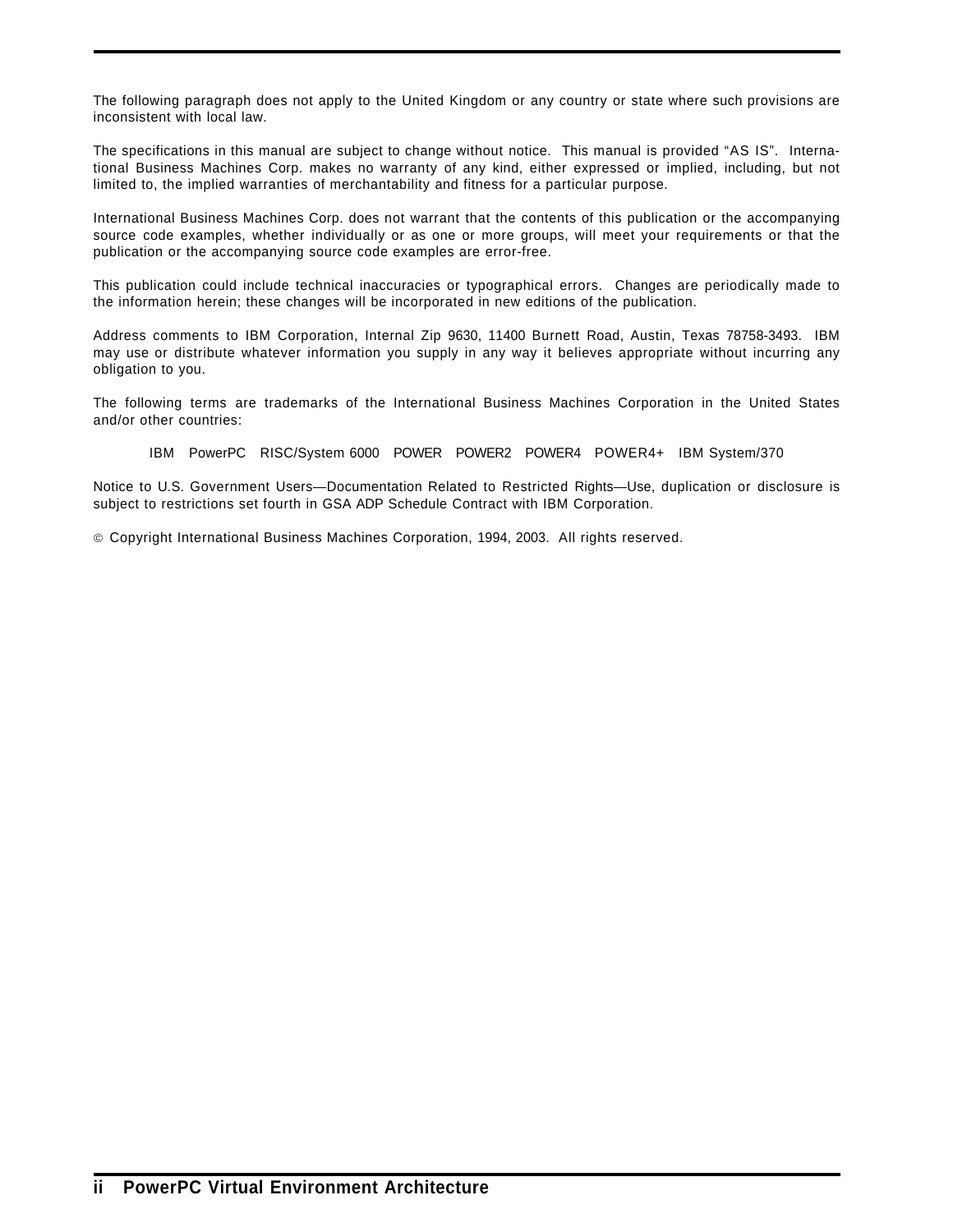The following paragraph does not apply to the United Kingdom or any country or state where such provisions are inconsistent with local law.

The specifications in this manual are subject to change without notice. This manual is provided "AS IS". International Business Machines Corp. makes no warranty of any kind, either expressed or implied, including, but not limited to, the implied warranties of merchantability and fitness for a particular purpose.

International Business Machines Corp. does not warrant that the contents of this publication or the accompanying source code examples, whether individually or as one or more groups, will meet your requirements or that the publication or the accompanying source code examples are error-free.

This publication could include technical inaccuracies or typographical errors. Changes are periodically made to the information herein; these changes will be incorporated in new editions of the publication.

Address comments to IBM Corporation, Internal Zip 9630, 11400 Burnett Road, Austin, Texas 78758-3493. IBM may use or distribute whatever information you supply in any way it believes appropriate without incurring any obligation to you.

The following terms are trademarks of the International Business Machines Corporation in the United States and/or other countries:

IBM PowerPC RISC/System 6000 POWER POWER2 POWER4 POWER4+ IBM System/370

Notice to U.S. Government Users—Documentation Related to Restricted Rights—Use, duplication or disclosure is subject to restrictions set fourth in GSA ADP Schedule Contract with IBM Corporation.

© Copyright International Business Machines Corporation, 1994, 2003. All rights reserved.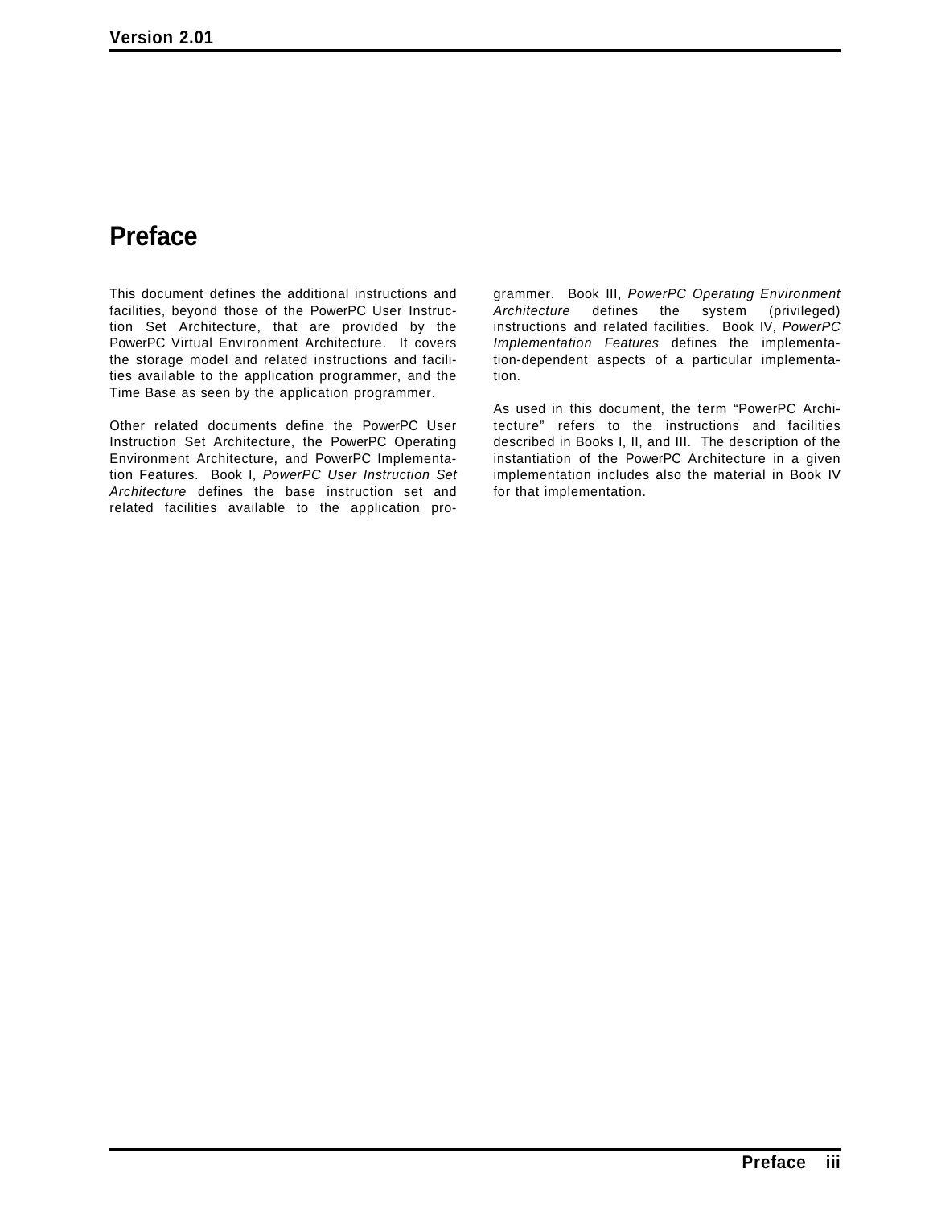# Preface

This document defines the additional instructions and facilities, beyond those of the PowerPC User Instruction Set Architecture, that are provided by the PowerPC Virtual Environment Architecture. It covers the storage model and related instructions and facilities available to the application programmer, and the Time Base as seen by the application programmer.

Other related documents define the PowerPC User Instruction Set Architecture, the PowerPC Operating Environment Architecture, and PowerPC Implementation Features. Book I, *PowerPC User Instruction Set Architecture* defines the base instruction set and related facilities available to the application programmer. Book III, *PowerPC Operating Environment Architecture* defines the system (privileged) instructions and related facilities. Book IV, *PowerPC Implementation Features* defines the implementation-dependent aspects of a particular implementation.

As used in this document, the term “PowerPC Architecture” refers to the instructions and facilities described in Books I, II, and III. The description of the instantiation of the PowerPC Architecture in a given implementation includes also the material in Book IV for that implementation.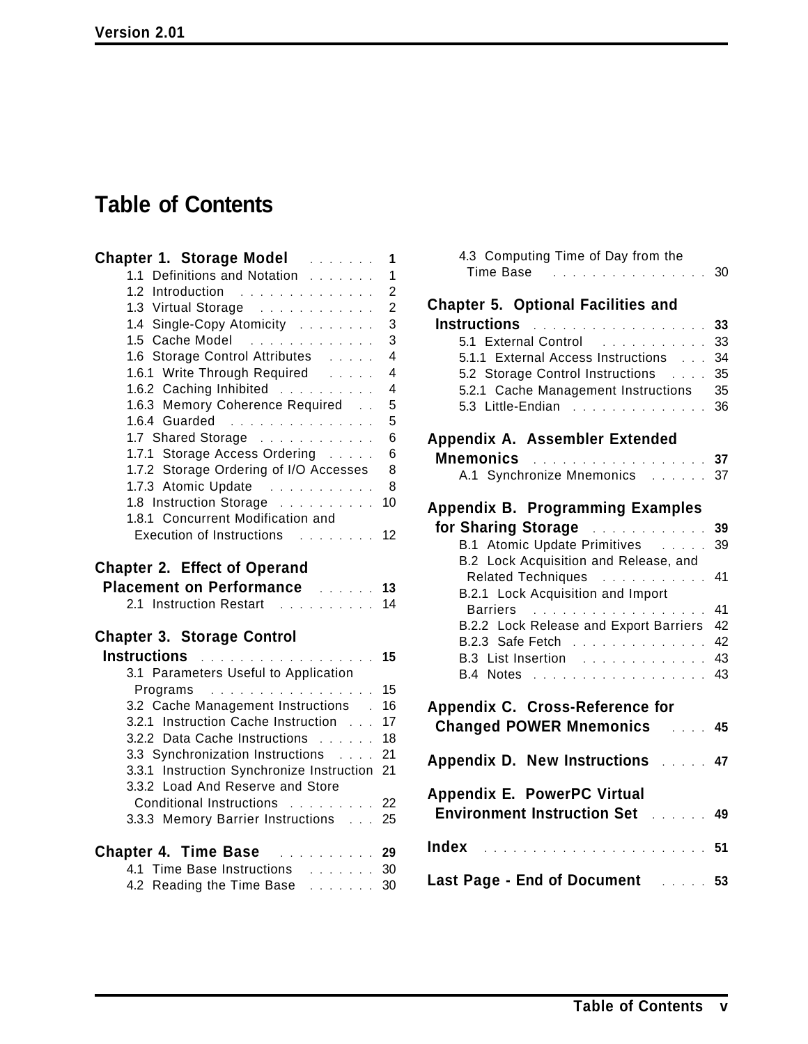# Table of Contents

**Chapter 1. Storage Model** . . . . . . . 1
- 1.1 Definitions and Notation . . . . . . . 1
- 1.2 Introduction . . . . . . . . . . . . . . 2
- 1.3 Virtual Storage . . . . . . . . . . . . 2
- 1.4 Single-Copy Atomicity . . . . . . . . 3
- 1.5 Cache Model . . . . . . . . . . . . . 3
- 1.6 Storage Control Attributes . . . . . 4
- 1.6.1 Write Through Required . . . . . 4
- 1.6.2 Caching Inhibited . . . . . . . . . . 4
- 1.6.3 Memory Coherence Required . . 5
- 1.6.4 Guarded . . . . . . . . . . . . . . . 5
- 1.7 Shared Storage . . . . . . . . . . . . 6
- 1.7.1 Storage Access Ordering . . . . . 6
- 1.7.2 Storage Ordering of I/O Accesses 8
- 1.7.3 Atomic Update . . . . . . . . . . . 8
- 1.8 Instruction Storage . . . . . . . . . . 10
- 1.8.1 Concurrent Modification and Execution of Instructions . . . . . . . . 12

**Chapter 2. Effect of Operand Placement on Performance** . . . . . . 13
- 2.1 Instruction Restart . . . . . . . . . . 14

**Chapter 3. Storage Control Instructions** . . . . . . . . . . . . . . . . . . 15
- 3.1 Parameters Useful to Application Programs . . . . . . . . . . . . . . . . . 15
- 3.2 Cache Management Instructions . 16
- 3.2.1 Instruction Cache Instruction . . . 17
- 3.2.2 Data Cache Instructions . . . . . . 18
- 3.3 Synchronization Instructions . . . . 21
- 3.3.1 Instruction Synchronize Instruction 21
- 3.3.2 Load And Reserve and Store Conditional Instructions . . . . . . . . . 22
- 3.3.3 Memory Barrier Instructions . . . 25

**Chapter 4. Time Base** . . . . . . . . . . 29
- 4.1 Time Base Instructions . . . . . . . 30
- 4.2 Reading the Time Base . . . . . . . 30
- 4.3 Computing Time of Day from the Time Base . . . . . . . . . . . . . . . . . 30

**Chapter 5. Optional Facilities and Instructions** . . . . . . . . . . . . . . . . . . 33
- 5.1 External Control . . . . . . . . . . . 33
- 5.1.1 External Access Instructions . . . 34
- 5.2 Storage Control Instructions . . . . 35
- 5.2.1 Cache Management Instructions 35
- 5.3 Little-Endian . . . . . . . . . . . . . . 36

**Appendix A. Assembler Extended Mnemonics** . . . . . . . . . . . . . . . . . . 37
- A.1 Synchronize Mnemonics . . . . . . 37

**Appendix B. Programming Examples for Sharing Storage** . . . . . . . . . . . . 39
- B.1 Atomic Update Primitives . . . . . 39
- B.2 Lock Acquisition and Release, and Related Techniques . . . . . . . . . . . 41
- B.2.1 Lock Acquisition and Import Barriers . . . . . . . . . . . . . . . . . . 41
- B.2.2 Lock Release and Export Barriers 42
- B.2.3 Safe Fetch . . . . . . . . . . . . . . 42
- B.3 List Insertion . . . . . . . . . . . . . 43
- B.4 Notes . . . . . . . . . . . . . . . . . . 43

**Appendix C. Cross-Reference for Changed POWER Mnemonics** . . . . 45

**Appendix D. New Instructions** . . . . . 47

**Appendix E. PowerPC Virtual Environment Instruction Set** . . . . . . 49

**Index** . . . . . . . . . . . . . . . . . . . . . . . 51

**Last Page - End of Document** . . . . . 53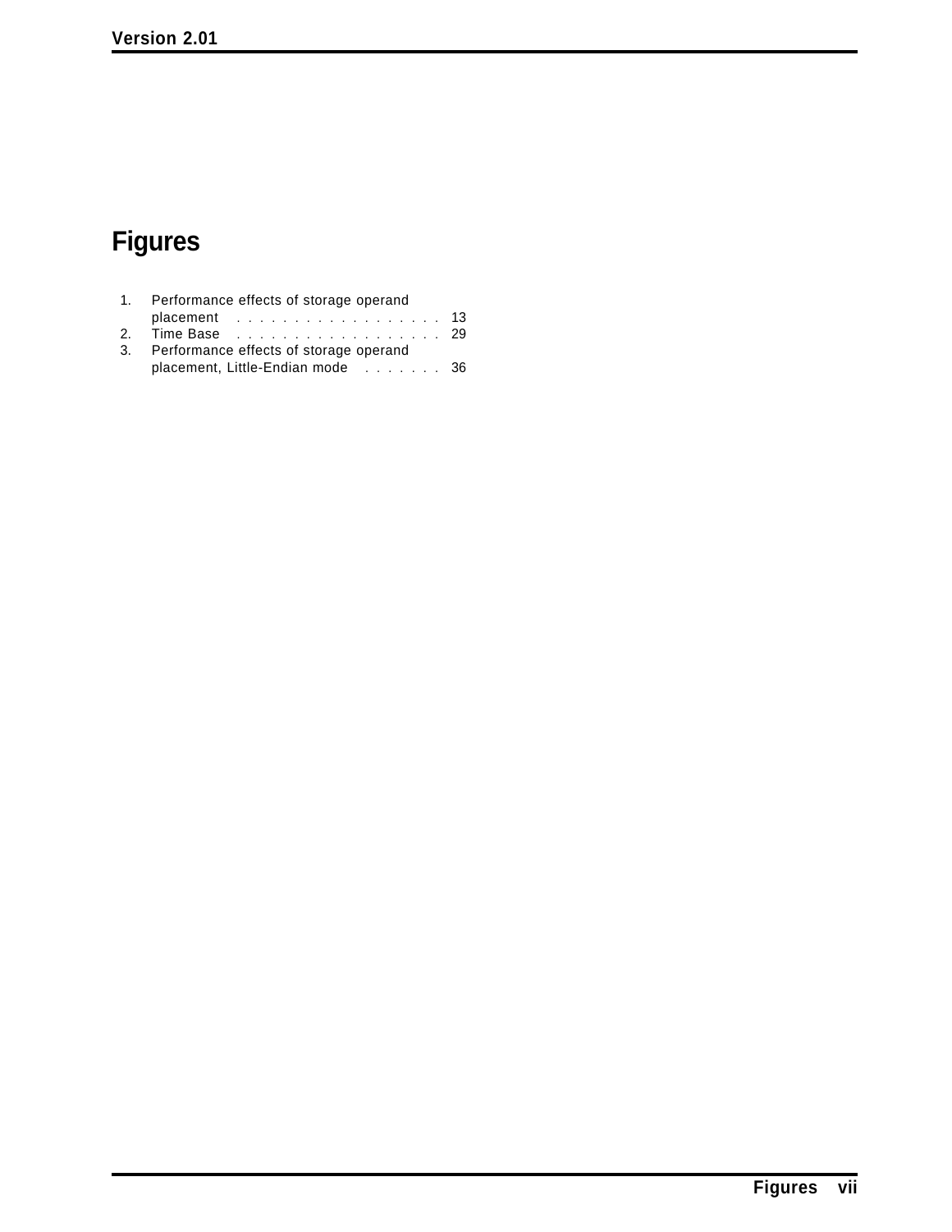# Figures

1. Performance effects of storage operand placement . . . . . . . . . . . . . . . . . . 13
2. Time Base . . . . . . . . . . . . . . . . . . 29
3. Performance effects of storage operand placement, Little-Endian mode . . . . . . . 36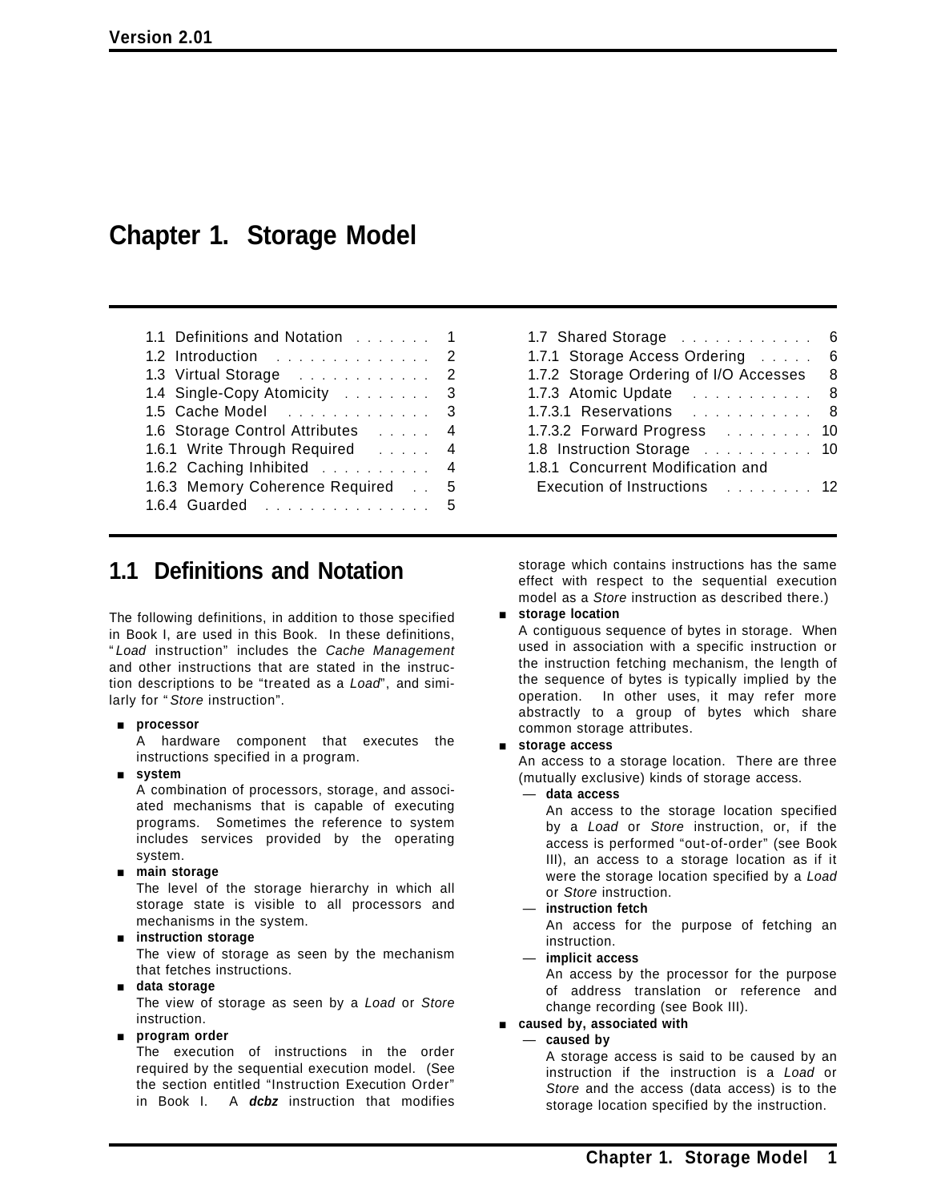# Chapter 1. Storage Model

| | | | |
|---|---|---|---|
| 1.1 Definitions and Notation | 1 | 1.7 Shared Storage | 6 |
| 1.2 Introduction | 2 | 1.7.1 Storage Access Ordering | 6 |
| 1.3 Virtual Storage | 2 | 1.7.2 Storage Ordering of I/O Accesses | 8 |
| 1.4 Single-Copy Atomicity | 3 | 1.7.3 Atomic Update | 8 |
| 1.5 Cache Model | 3 | 1.7.3.1 Reservations | 8 |
| 1.6 Storage Control Attributes | 4 | 1.7.3.2 Forward Progress | 10 |
| 1.6.1 Write Through Required | 4 | 1.8 Instruction Storage | 10 |
| 1.6.2 Caching Inhibited | 4 | 1.8.1 Concurrent Modification and Execution of Instructions | 12 |
| 1.6.3 Memory Coherence Required | 5 | | |
| 1.6.4 Guarded | 5 | | |

## 1.1 Definitions and Notation

The following definitions, in addition to those specified in Book I, are used in this Book. In these definitions, "*Load* instruction" includes the *Cache Management* and other instructions that are stated in the instruction descriptions to be "treated as a *Load*", and similarly for "*Store* instruction".

- **processor**
  A hardware component that executes the instructions specified in a program.
- **system**
  A combination of processors, storage, and associated mechanisms that is capable of executing programs. Sometimes the reference to system includes services provided by the operating system.
- **main storage**
  The level of the storage hierarchy in which all storage state is visible to all processors and mechanisms in the system.
- **instruction storage**
  The view of storage as seen by the mechanism that fetches instructions.
- **data storage**
  The view of storage as seen by a *Load* or *Store* instruction.
- **program order**
  The execution of instructions in the order required by the sequential execution model. (See the section entitled "Instruction Execution Order" in Book I. A ***dcbz*** instruction that modifies storage which contains instructions has the same effect with respect to the sequential execution model as a *Store* instruction as described there.)
- **storage location**
  A contiguous sequence of bytes in storage. When used in association with a specific instruction or the instruction fetching mechanism, the length of the sequence of bytes is typically implied by the operation. In other uses, it may refer more abstractly to a group of bytes which share common storage attributes.
- **storage access**
  An access to a storage location. There are three (mutually exclusive) kinds of storage access.
  - **data access**
    An access to the storage location specified by a *Load* or *Store* instruction, or, if the access is performed "out-of-order" (see Book III), an access to a storage location as if it were the storage location specified by a *Load* or *Store* instruction.
  - **instruction fetch**
    An access for the purpose of fetching an instruction.
  - **implicit access**
    An access by the processor for the purpose of address translation or reference and change recording (see Book III).
- **caused by, associated with**
  - **caused by**
    A storage access is said to be caused by an instruction if the instruction is a *Load* or *Store* and the access (data access) is to the storage location specified by the instruction.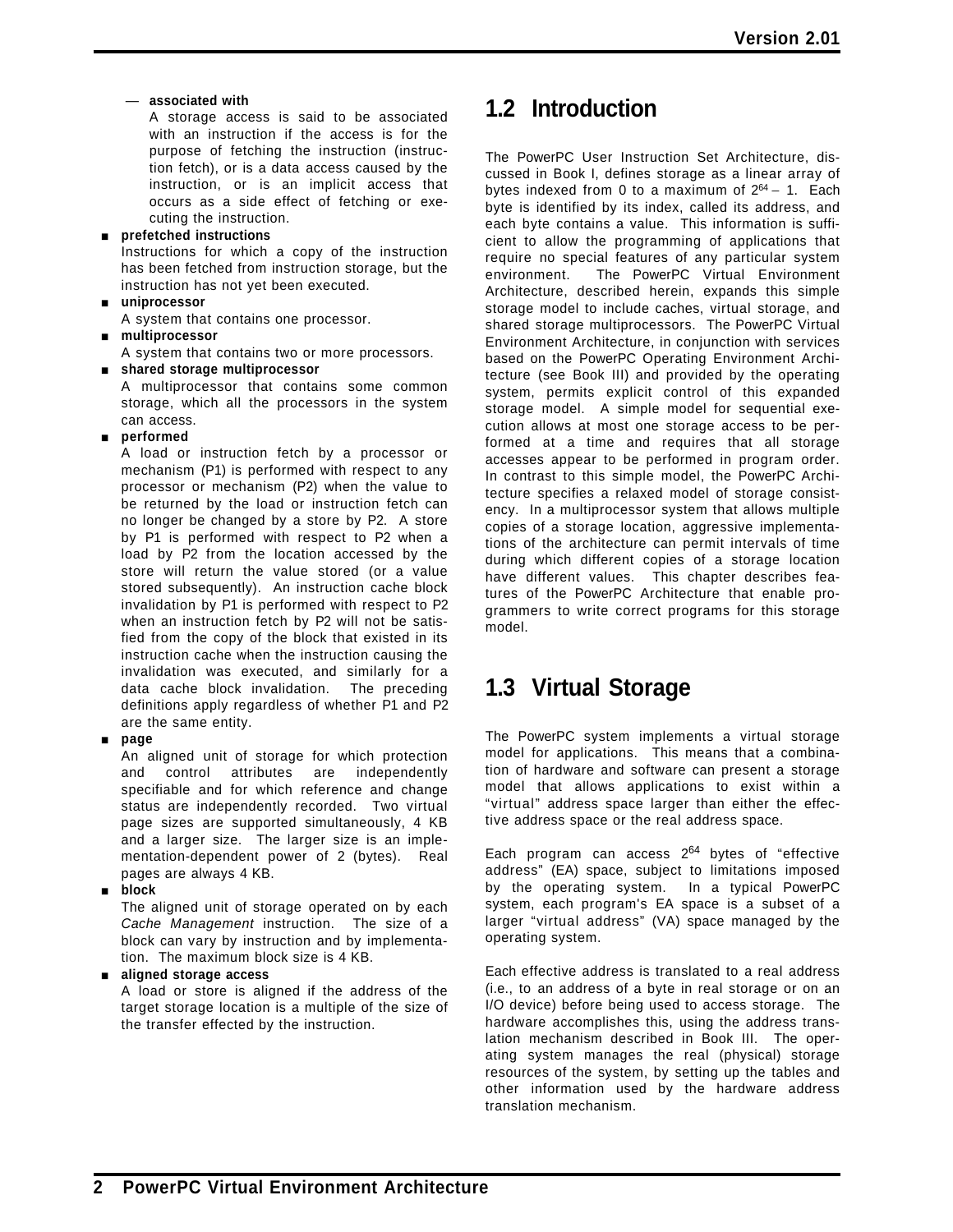- **associated with**

  A storage access is said to be associated with an instruction if the access is for the purpose of fetching the instruction (instruction fetch), or is a data access caused by the instruction, or is an implicit access that occurs as a side effect of fetching or executing the instruction.

- **prefetched instructions**

  Instructions for which a copy of the instruction has been fetched from instruction storage, but the instruction has not yet been executed.

- **uniprocessor**

  A system that contains one processor.

- **multiprocessor**

  A system that contains two or more processors.

- **shared storage multiprocessor**

  A multiprocessor that contains some common storage, which all the processors in the system can access.

- **performed**

  A load or instruction fetch by a processor or mechanism (P1) is performed with respect to any processor or mechanism (P2) when the value to be returned by the load or instruction fetch can no longer be changed by a store by P2. A store by P1 is performed with respect to P2 when a load by P2 from the location accessed by the store will return the value stored (or a value stored subsequently). An instruction cache block invalidation by P1 is performed with respect to P2 when an instruction fetch by P2 will not be satisfied from the copy of the block that existed in its instruction cache when the instruction causing the invalidation was executed, and similarly for a data cache block invalidation. The preceding definitions apply regardless of whether P1 and P2 are the same entity.

- **page**

  An aligned unit of storage for which protection and control attributes are independently specifiable and for which reference and change status are independently recorded. Two virtual page sizes are supported simultaneously, 4 KB and a larger size. The larger size is an implementation-dependent power of 2 (bytes). Real pages are always 4 KB.

- **block**

  The aligned unit of storage operated on by each *Cache Management* instruction. The size of a block can vary by instruction and by implementation. The maximum block size is 4 KB.

- **aligned storage access**

  A load or store is aligned if the address of the target storage location is a multiple of the size of the transfer effected by the instruction.

## 1.2 Introduction

The PowerPC User Instruction Set Architecture, discussed in Book I, defines storage as a linear array of bytes indexed from 0 to a maximum of $2^{64} - 1$. Each byte is identified by its index, called its address, and each byte contains a value. This information is sufficient to allow the programming of applications that require no special features of any particular system environment. The PowerPC Virtual Environment Architecture, described herein, expands this simple storage model to include caches, virtual storage, and shared storage multiprocessors. The PowerPC Virtual Environment Architecture, in conjunction with services based on the PowerPC Operating Environment Architecture (see Book III) and provided by the operating system, permits explicit control of this expanded storage model. A simple model for sequential execution allows at most one storage access to be performed at a time and requires that all storage accesses appear to be performed in program order. In contrast to this simple model, the PowerPC Architecture specifies a relaxed model of storage consistency. In a multiprocessor system that allows multiple copies of a storage location, aggressive implementations of the architecture can permit intervals of time during which different copies of a storage location have different values. This chapter describes features of the PowerPC Architecture that enable programmers to write correct programs for this storage model.

## 1.3 Virtual Storage

The PowerPC system implements a virtual storage model for applications. This means that a combination of hardware and software can present a storage model that allows applications to exist within a "virtual" address space larger than either the effective address space or the real address space.

Each program can access $2^{64}$ bytes of "effective address" (EA) space, subject to limitations imposed by the operating system. In a typical PowerPC system, each program's EA space is a subset of a larger "virtual address" (VA) space managed by the operating system.

Each effective address is translated to a real address (i.e., to an address of a byte in real storage or on an I/O device) before being used to access storage. The hardware accomplishes this, using the address translation mechanism described in Book III. The operating system manages the real (physical) storage resources of the system, by setting up the tables and other information used by the hardware address translation mechanism.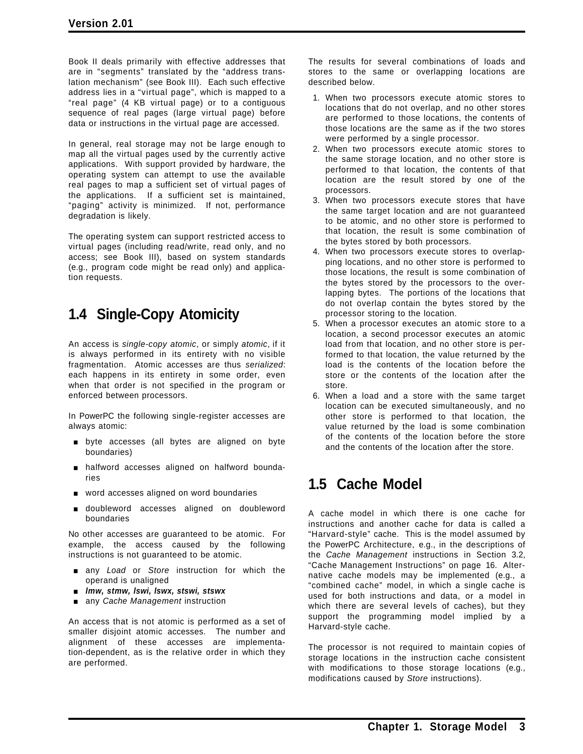Book II deals primarily with effective addresses that are in "segments" translated by the "address translation mechanism" (see Book III). Each such effective address lies in a "virtual page", which is mapped to a "real page" (4 KB virtual page) or to a contiguous sequence of real pages (large virtual page) before data or instructions in the virtual page are accessed.

In general, real storage may not be large enough to map all the virtual pages used by the currently active applications. With support provided by hardware, the operating system can attempt to use the available real pages to map a sufficient set of virtual pages of the applications. If a sufficient set is maintained, "paging" activity is minimized. If not, performance degradation is likely.

The operating system can support restricted access to virtual pages (including read/write, read only, and no access; see Book III), based on system standards (e.g., program code might be read only) and application requests.

## 1.4 Single-Copy Atomicity

An access is *single-copy atomic*, or simply *atomic*, if it is always performed in its entirety with no visible fragmentation. Atomic accesses are thus *serialized*: each happens in its entirety in some order, even when that order is not specified in the program or enforced between processors.

In PowerPC the following single-register accesses are always atomic:

- byte accesses (all bytes are aligned on byte boundaries)
- halfword accesses aligned on halfword boundaries
- word accesses aligned on word boundaries
- doubleword accesses aligned on doubleword boundaries

No other accesses are guaranteed to be atomic. For example, the access caused by the following instructions is not guaranteed to be atomic.

- any *Load* or *Store* instruction for which the operand is unaligned
- ***lmw, stmw, lswi, lswx, stswi, stswx***
- any *Cache Management* instruction

An access that is not atomic is performed as a set of smaller disjoint atomic accesses. The number and alignment of these accesses are implementation-dependent, as is the relative order in which they are performed.

The results for several combinations of loads and stores to the same or overlapping locations are described below.

1. When two processors execute atomic stores to locations that do not overlap, and no other stores are performed to those locations, the contents of those locations are the same as if the two stores were performed by a single processor.
2. When two processors execute atomic stores to the same storage location, and no other store is performed to that location, the contents of that location are the result stored by one of the processors.
3. When two processors execute stores that have the same target location and are not guaranteed to be atomic, and no other store is performed to that location, the result is some combination of the bytes stored by both processors.
4. When two processors execute stores to overlapping locations, and no other store is performed to those locations, the result is some combination of the bytes stored by the processors to the overlapping bytes. The portions of the locations that do not overlap contain the bytes stored by the processor storing to the location.
5. When a processor executes an atomic store to a location, a second processor executes an atomic load from that location, and no other store is performed to that location, the value returned by the load is the contents of the location before the store or the contents of the location after the store.
6. When a load and a store with the same target location can be executed simultaneously, and no other store is performed to that location, the value returned by the load is some combination of the contents of the location before the store and the contents of the location after the store.

## 1.5 Cache Model

A cache model in which there is one cache for instructions and another cache for data is called a "Harvard-style" cache. This is the model assumed by the PowerPC Architecture, e.g., in the descriptions of the *Cache Management* instructions in Section 3.2, "Cache Management Instructions" on page 16. Alternative cache models may be implemented (e.g., a "combined cache" model, in which a single cache is used for both instructions and data, or a model in which there are several levels of caches), but they support the programming model implied by a Harvard-style cache.

The processor is not required to maintain copies of storage locations in the instruction cache consistent with modifications to those storage locations (e.g., modifications caused by *Store* instructions).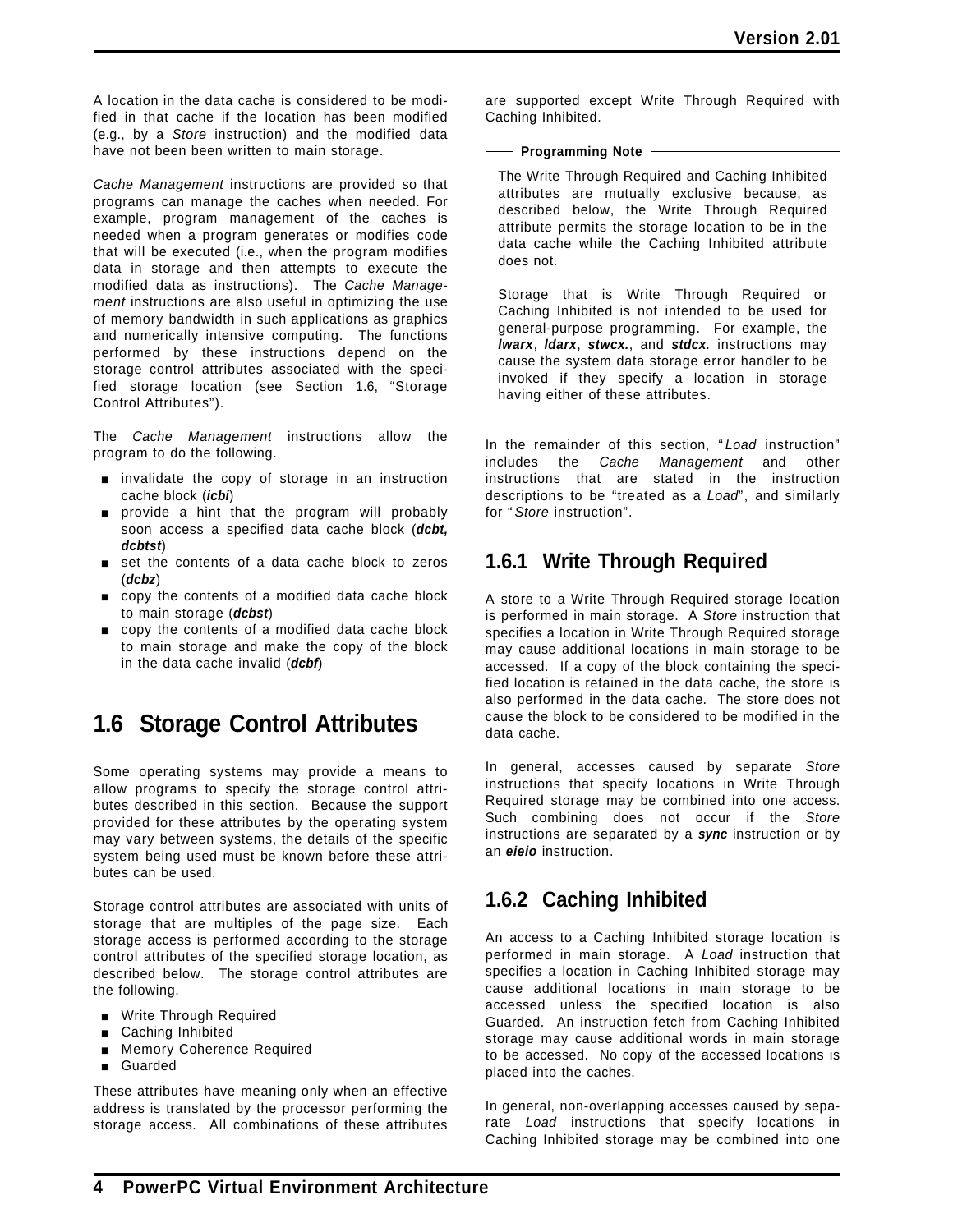A location in the data cache is considered to be modified in that cache if the location has been modified (e.g., by a *Store* instruction) and the modified data have not been been written to main storage.

*Cache Management* instructions are provided so that programs can manage the caches when needed. For example, program management of the caches is needed when a program generates or modifies code that will be executed (i.e., when the program modifies data in storage and then attempts to execute the modified data as instructions). The *Cache Management* instructions are also useful in optimizing the use of memory bandwidth in such applications as graphics and numerically intensive computing. The functions performed by these instructions depend on the storage control attributes associated with the specified storage location (see Section 1.6, "Storage Control Attributes").

The *Cache Management* instructions allow the program to do the following.

- invalidate the copy of storage in an instruction cache block (***icbi***)
- provide a hint that the program will probably soon access a specified data cache block (***dcbt, dcbtst***)
- set the contents of a data cache block to zeros (***dcbz***)
- copy the contents of a modified data cache block to main storage (***dcbst***)
- copy the contents of a modified data cache block to main storage and make the copy of the block in the data cache invalid (***dcbf***)

## 1.6 Storage Control Attributes

Some operating systems may provide a means to allow programs to specify the storage control attributes described in this section. Because the support provided for these attributes by the operating system may vary between systems, the details of the specific system being used must be known before these attributes can be used.

Storage control attributes are associated with units of storage that are multiples of the page size. Each storage access is performed according to the storage control attributes of the specified storage location, as described below. The storage control attributes are the following.

- Write Through Required
- Caching Inhibited
- Memory Coherence Required
- Guarded

These attributes have meaning only when an effective address is translated by the processor performing the storage access. All combinations of these attributes are supported except Write Through Required with Caching Inhibited.

**Programming Note**

The Write Through Required and Caching Inhibited attributes are mutually exclusive because, as described below, the Write Through Required attribute permits the storage location to be in the data cache while the Caching Inhibited attribute does not.

Storage that is Write Through Required or Caching Inhibited is not intended to be used for general-purpose programming. For example, the ***lwarx***, ***ldarx***, ***stwcx.***, and ***stdcx.*** instructions may cause the system data storage error handler to be invoked if they specify a location in storage having either of these attributes.

In the remainder of this section, "*Load* instruction" includes the *Cache Management* and other instructions that are stated in the instruction descriptions to be "treated as a *Load*", and similarly for "*Store* instruction".

### 1.6.1 Write Through Required

A store to a Write Through Required storage location is performed in main storage. A *Store* instruction that specifies a location in Write Through Required storage may cause additional locations in main storage to be accessed. If a copy of the block containing the specified location is retained in the data cache, the store is also performed in the data cache. The store does not cause the block to be considered to be modified in the data cache.

In general, accesses caused by separate *Store* instructions that specify locations in Write Through Required storage may be combined into one access. Such combining does not occur if the *Store* instructions are separated by a ***sync*** instruction or by an ***eieio*** instruction.

### 1.6.2 Caching Inhibited

An access to a Caching Inhibited storage location is performed in main storage. A *Load* instruction that specifies a location in Caching Inhibited storage may cause additional locations in main storage to be accessed unless the specified location is also Guarded. An instruction fetch from Caching Inhibited storage may cause additional words in main storage to be accessed. No copy of the accessed locations is placed into the caches.

In general, non-overlapping accesses caused by separate *Load* instructions that specify locations in Caching Inhibited storage may be combined into one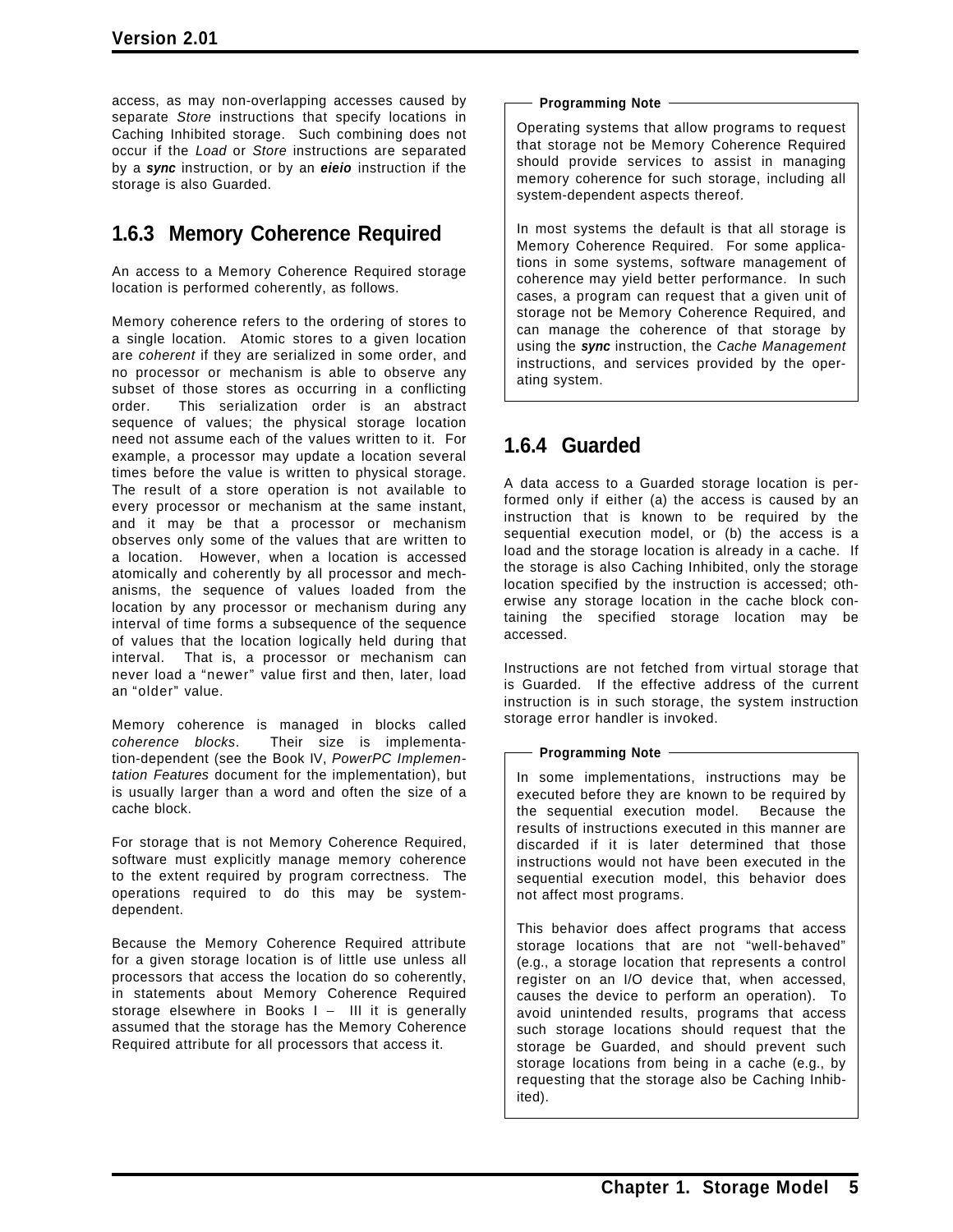access, as may non-overlapping accesses caused by separate *Store* instructions that specify locations in Caching Inhibited storage. Such combining does not occur if the *Load* or *Store* instructions are separated by a ***sync*** instruction, or by an ***eieio*** instruction if the storage is also Guarded.

## 1.6.3 Memory Coherence Required

An access to a Memory Coherence Required storage location is performed coherently, as follows.

Memory coherence refers to the ordering of stores to a single location. Atomic stores to a given location are *coherent* if they are serialized in some order, and no processor or mechanism is able to observe any subset of those stores as occurring in a conflicting order. This serialization order is an abstract sequence of values; the physical storage location need not assume each of the values written to it. For example, a processor may update a location several times before the value is written to physical storage. The result of a store operation is not available to every processor or mechanism at the same instant, and it may be that a processor or mechanism observes only some of the values that are written to a location. However, when a location is accessed atomically and coherently by all processor and mechanisms, the sequence of values loaded from the location by any processor or mechanism during any interval of time forms a subsequence of the sequence of values that the location logically held during that interval. That is, a processor or mechanism can never load a "newer" value first and then, later, load an "older" value.

Memory coherence is managed in blocks called *coherence blocks*. Their size is implementation-dependent (see the Book IV, *PowerPC Implementation Features* document for the implementation), but is usually larger than a word and often the size of a cache block.

For storage that is not Memory Coherence Required, software must explicitly manage memory coherence to the extent required by program correctness. The operations required to do this may be system-dependent.

Because the Memory Coherence Required attribute for a given storage location is of little use unless all processors that access the location do so coherently, in statements about Memory Coherence Required storage elsewhere in Books I – III it is generally assumed that the storage has the Memory Coherence Required attribute for all processors that access it.

**Programming Note**

Operating systems that allow programs to request that storage not be Memory Coherence Required should provide services to assist in managing memory coherence for such storage, including all system-dependent aspects thereof.

In most systems the default is that all storage is Memory Coherence Required. For some applications in some systems, software management of coherence may yield better performance. In such cases, a program can request that a given unit of storage not be Memory Coherence Required, and can manage the coherence of that storage by using the ***sync*** instruction, the *Cache Management* instructions, and services provided by the operating system.

## 1.6.4 Guarded

A data access to a Guarded storage location is performed only if either (a) the access is caused by an instruction that is known to be required by the sequential execution model, or (b) the access is a load and the storage location is already in a cache. If the storage is also Caching Inhibited, only the storage location specified by the instruction is accessed; otherwise any storage location in the cache block containing the specified storage location may be accessed.

Instructions are not fetched from virtual storage that is Guarded. If the effective address of the current instruction is in such storage, the system instruction storage error handler is invoked.

**Programming Note**

In some implementations, instructions may be executed before they are known to be required by the sequential execution model. Because the results of instructions executed in this manner are discarded if it is later determined that those instructions would not have been executed in the sequential execution model, this behavior does not affect most programs.

This behavior does affect programs that access storage locations that are not "well-behaved" (e.g., a storage location that represents a control register on an I/O device that, when accessed, causes the device to perform an operation). To avoid unintended results, programs that access such storage locations should request that the storage be Guarded, and should prevent such storage locations from being in a cache (e.g., by requesting that the storage also be Caching Inhibited).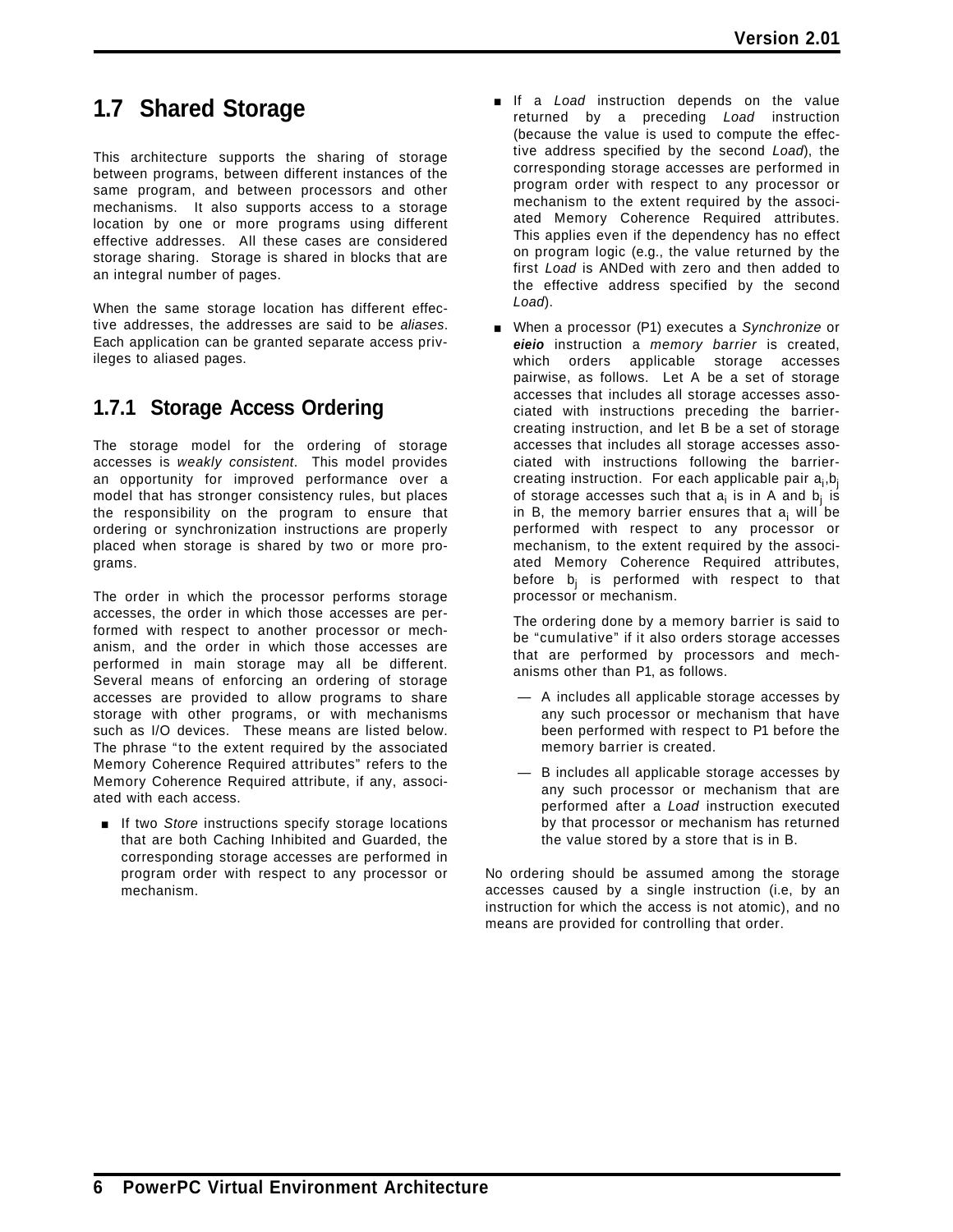## 1.7 Shared Storage

This architecture supports the sharing of storage between programs, between different instances of the same program, and between processors and other mechanisms. It also supports access to a storage location by one or more programs using different effective addresses. All these cases are considered storage sharing. Storage is shared in blocks that are an integral number of pages.

When the same storage location has different effective addresses, the addresses are said to be *aliases*. Each application can be granted separate access privileges to aliased pages.

### 1.7.1 Storage Access Ordering

The storage model for the ordering of storage accesses is *weakly consistent*. This model provides an opportunity for improved performance over a model that has stronger consistency rules, but places the responsibility on the program to ensure that ordering or synchronization instructions are properly placed when storage is shared by two or more programs.

The order in which the processor performs storage accesses, the order in which those accesses are performed with respect to another processor or mechanism, and the order in which those accesses are performed in main storage may all be different. Several means of enforcing an ordering of storage accesses are provided to allow programs to share storage with other programs, or with mechanisms such as I/O devices. These means are listed below. The phrase "to the extent required by the associated Memory Coherence Required attributes" refers to the Memory Coherence Required attribute, if any, associated with each access.

- If two *Store* instructions specify storage locations that are both Caching Inhibited and Guarded, the corresponding storage accesses are performed in program order with respect to any processor or mechanism.
- If a *Load* instruction depends on the value returned by a preceding *Load* instruction (because the value is used to compute the effective address specified by the second *Load*), the corresponding storage accesses are performed in program order with respect to any processor or mechanism to the extent required by the associated Memory Coherence Required attributes. This applies even if the dependency has no effect on program logic (e.g., the value returned by the first *Load* is ANDed with zero and then added to the effective address specified by the second *Load*).
- When a processor (P1) executes a *Synchronize* or ***eieio*** instruction a *memory barrier* is created, which orders applicable storage accesses pairwise, as follows. Let A be a set of storage accesses that includes all storage accesses associated with instructions preceding the barrier-creating instruction, and let B be a set of storage accesses that includes all storage accesses associated with instructions following the barrier-creating instruction. For each applicable pair $a_i$,$b_j$ of storage accesses such that $a_i$ is in A and $b_j$ is in B, the memory barrier ensures that $a_i$ will be performed with respect to any processor or mechanism, to the extent required by the associated Memory Coherence Required attributes, before $b_j$ is performed with respect to that processor or mechanism.

  The ordering done by a memory barrier is said to be "cumulative" if it also orders storage accesses that are performed by processors and mechanisms other than P1, as follows.

  - A includes all applicable storage accesses by any such processor or mechanism that have been performed with respect to P1 before the memory barrier is created.
  - B includes all applicable storage accesses by any such processor or mechanism that are performed after a *Load* instruction executed by that processor or mechanism has returned the value stored by a store that is in B.

No ordering should be assumed among the storage accesses caused by a single instruction (i.e, by an instruction for which the access is not atomic), and no means are provided for controlling that order.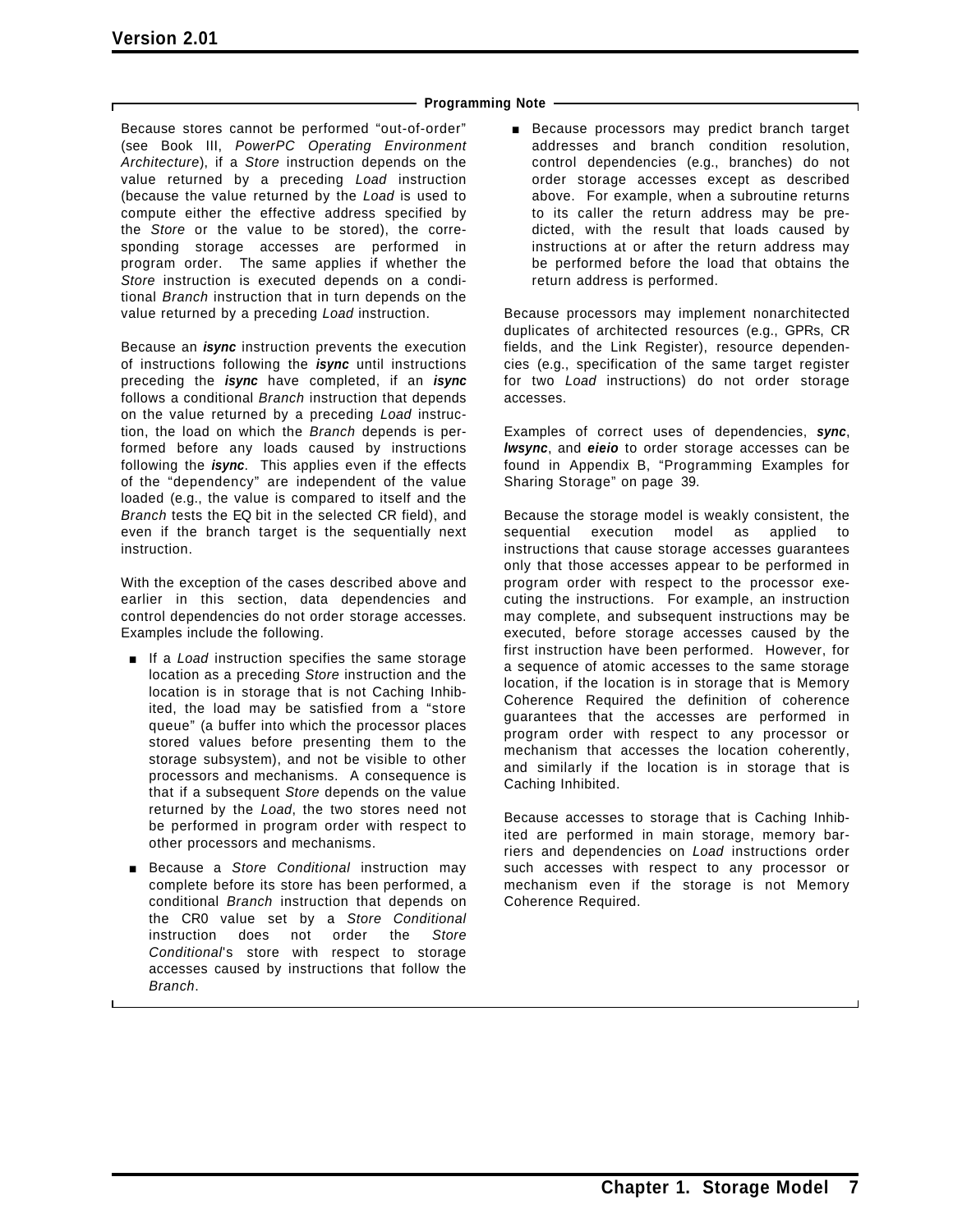**Programming Note**

Because stores cannot be performed "out-of-order" (see Book III, *PowerPC Operating Environment Architecture*), if a *Store* instruction depends on the value returned by a preceding *Load* instruction (because the value returned by the *Load* is used to compute either the effective address specified by the *Store* or the value to be stored), the corresponding storage accesses are performed in program order. The same applies if whether the *Store* instruction is executed depends on a conditional *Branch* instruction that in turn depends on the value returned by a preceding *Load* instruction.

Because an ***isync*** instruction prevents the execution of instructions following the ***isync*** until instructions preceding the ***isync*** have completed, if an ***isync*** follows a conditional *Branch* instruction that depends on the value returned by a preceding *Load* instruction, the load on which the *Branch* depends is performed before any loads caused by instructions following the ***isync***. This applies even if the effects of the "dependency" are independent of the value loaded (e.g., the value is compared to itself and the *Branch* tests the EQ bit in the selected CR field), and even if the branch target is the sequentially next instruction.

With the exception of the cases described above and earlier in this section, data dependencies and control dependencies do not order storage accesses. Examples include the following.

- If a *Load* instruction specifies the same storage location as a preceding *Store* instruction and the location is in storage that is not Caching Inhibited, the load may be satisfied from a "store queue" (a buffer into which the processor places stored values before presenting them to the storage subsystem), and not be visible to other processors and mechanisms. A consequence is that if a subsequent *Store* depends on the value returned by the *Load,* the two stores need not be performed in program order with respect to other processors and mechanisms.
- Because a *Store Conditional* instruction may complete before its store has been performed, a conditional *Branch* instruction that depends on the CR0 value set by a *Store Conditional* instruction does not order the *Store Conditional*'s store with respect to storage accesses caused by instructions that follow the *Branch*.
- Because processors may predict branch target addresses and branch condition resolution, control dependencies (e.g., branches) do not order storage accesses except as described above. For example, when a subroutine returns to its caller the return address may be predicted, with the result that loads caused by instructions at or after the return address may be performed before the load that obtains the return address is performed.

Because processors may implement nonarchitected duplicates of architected resources (e.g., GPRs, CR fields, and the Link Register), resource dependencies (e.g., specification of the same target register for two *Load* instructions) do not order storage accesses.

Examples of correct uses of dependencies, ***sync***, ***lwsync***, and ***eieio*** to order storage accesses can be found in Appendix B, "Programming Examples for Sharing Storage" on page 39.

Because the storage model is weakly consistent, the sequential execution model as applied to instructions that cause storage accesses guarantees only that those accesses appear to be performed in program order with respect to the processor executing the instructions. For example, an instruction may complete, and subsequent instructions may be executed, before storage accesses caused by the first instruction have been performed. However, for a sequence of atomic accesses to the same storage location, if the location is in storage that is Memory Coherence Required the definition of coherence guarantees that the accesses are performed in program order with respect to any processor or mechanism that accesses the location coherently, and similarly if the location is in storage that is Caching Inhibited.

Because accesses to storage that is Caching Inhibited are performed in main storage, memory barriers and dependencies on *Load* instructions order such accesses with respect to any processor or mechanism even if the storage is not Memory Coherence Required.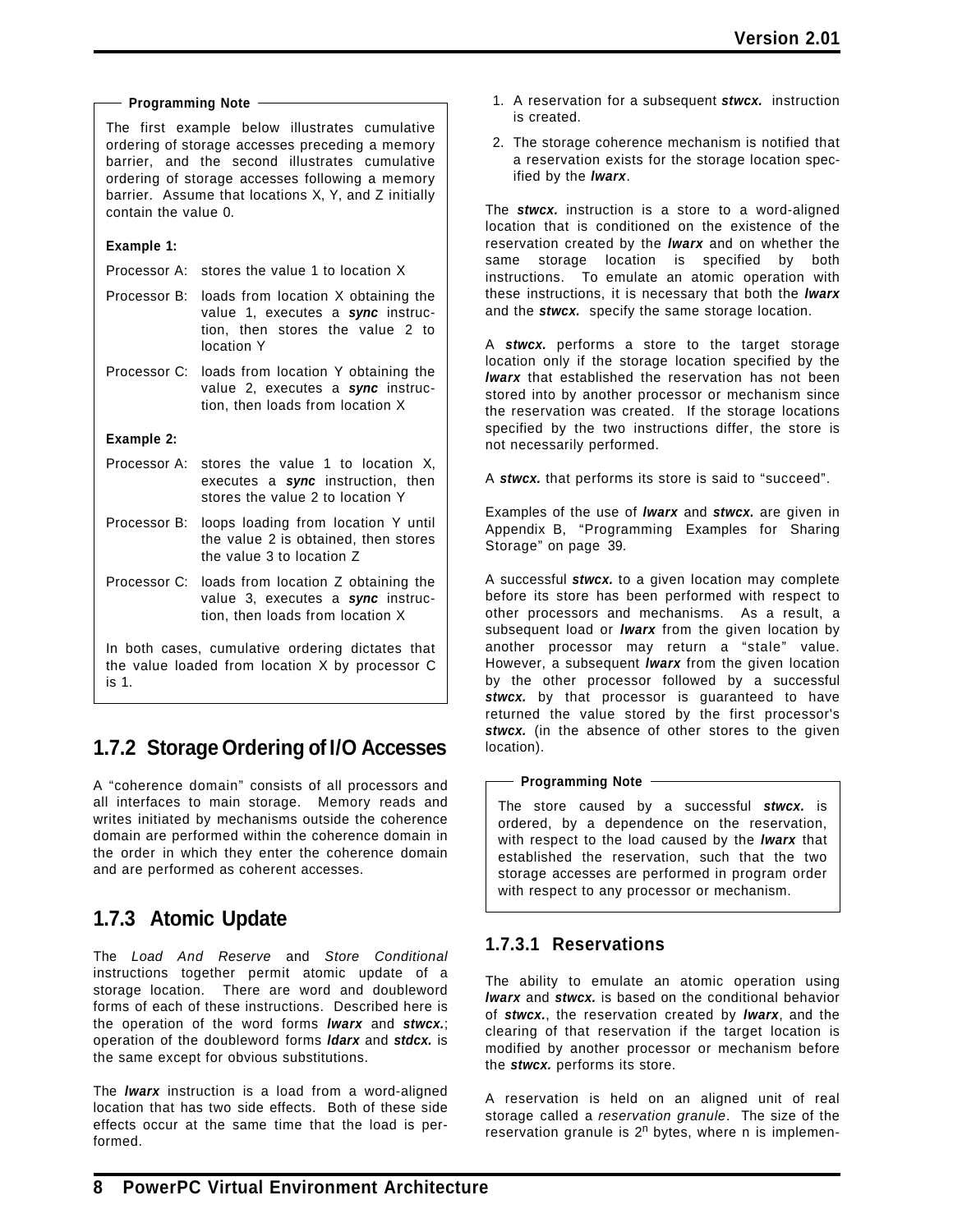**Programming Note**

The first example below illustrates cumulative ordering of storage accesses preceding a memory barrier, and the second illustrates cumulative ordering of storage accesses following a memory barrier. Assume that locations X, Y, and Z initially contain the value 0.

**Example 1:**

Processor A: stores the value 1 to location X

Processor B: loads from location X obtaining the value 1, executes a ***sync*** instruction, then stores the value 2 to location Y

Processor C: loads from location Y obtaining the value 2, executes a ***sync*** instruction, then loads from location X

**Example 2:**

Processor A: stores the value 1 to location X, executes a ***sync*** instruction, then stores the value 2 to location Y

Processor B: loops loading from location Y until the value 2 is obtained, then stores the value 3 to location Z

Processor C: loads from location Z obtaining the value 3, executes a ***sync*** instruction, then loads from location X

In both cases, cumulative ordering dictates that the value loaded from location X by processor C is 1.

## 1.7.2 Storage Ordering of I/O Accesses

A "coherence domain" consists of all processors and all interfaces to main storage. Memory reads and writes initiated by mechanisms outside the coherence domain are performed within the coherence domain in the order in which they enter the coherence domain and are performed as coherent accesses.

## 1.7.3 Atomic Update

The *Load And Reserve* and *Store Conditional* instructions together permit atomic update of a storage location. There are word and doubleword forms of each of these instructions. Described here is the operation of the word forms ***lwarx*** and ***stwcx.***; operation of the doubleword forms ***ldarx*** and ***stdcx.*** is the same except for obvious substitutions.

The ***lwarx*** instruction is a load from a word-aligned location that has two side effects. Both of these side effects occur at the same time that the load is performed.

1. A reservation for a subsequent ***stwcx.*** instruction is created.
2. The storage coherence mechanism is notified that a reservation exists for the storage location specified by the ***lwarx***.

The ***stwcx.*** instruction is a store to a word-aligned location that is conditioned on the existence of the reservation created by the ***lwarx*** and on whether the same storage location is specified by both instructions. To emulate an atomic operation with these instructions, it is necessary that both the ***lwarx*** and the ***stwcx.*** specify the same storage location.

A ***stwcx.*** performs a store to the target storage location only if the storage location specified by the ***lwarx*** that established the reservation has not been stored into by another processor or mechanism since the reservation was created. If the storage locations specified by the two instructions differ, the store is not necessarily performed.

A ***stwcx.*** that performs its store is said to "succeed".

Examples of the use of ***lwarx*** and ***stwcx.*** are given in Appendix B, "Programming Examples for Sharing Storage" on page 39.

A successful ***stwcx.*** to a given location may complete before its store has been performed with respect to other processors and mechanisms. As a result, a subsequent load or ***lwarx*** from the given location by another processor may return a "stale" value. However, a subsequent ***lwarx*** from the given location by the other processor followed by a successful ***stwcx.*** by that processor is guaranteed to have returned the value stored by the first processor's ***stwcx.*** (in the absence of other stores to the given location).

**Programming Note**

The store caused by a successful ***stwcx.*** is ordered, by a dependence on the reservation, with respect to the load caused by the ***lwarx*** that established the reservation, such that the two storage accesses are performed in program order with respect to any processor or mechanism.

### 1.7.3.1 Reservations

The ability to emulate an atomic operation using ***lwarx*** and ***stwcx.*** is based on the conditional behavior of ***stwcx.***, the reservation created by ***lwarx***, and the clearing of that reservation if the target location is modified by another processor or mechanism before the ***stwcx.*** performs its store.

A reservation is held on an aligned unit of real storage called a *reservation granule*. The size of the reservation granule is $2^n$ bytes, where n is implemen-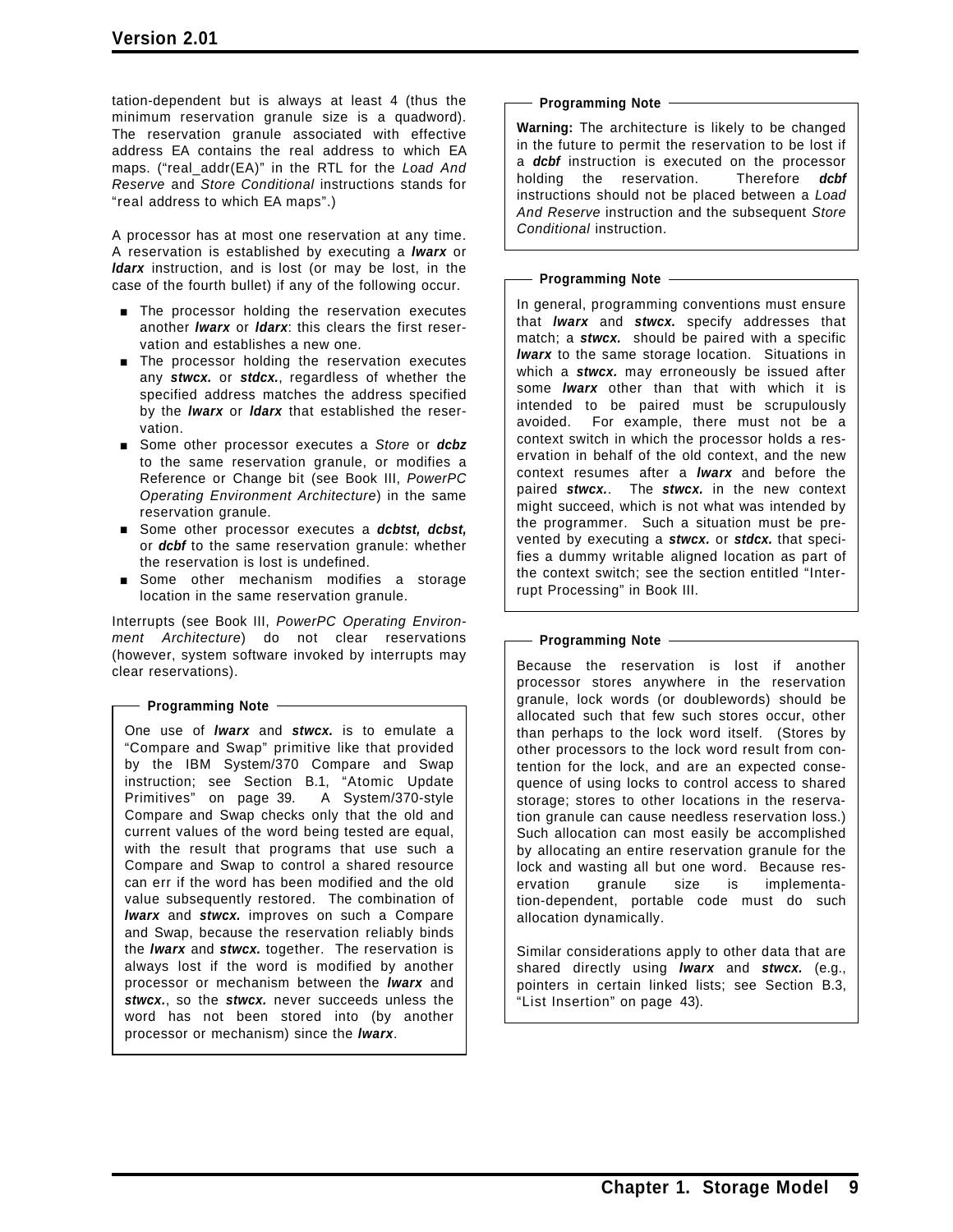tation-dependent but is always at least 4 (thus the minimum reservation granule size is a quadword). The reservation granule associated with effective address EA contains the real address to which EA maps. ("real_addr(EA)" in the RTL for the *Load And Reserve* and *Store Conditional* instructions stands for "real address to which EA maps".)

A processor has at most one reservation at any time. A reservation is established by executing a ***lwarx*** or ***ldarx*** instruction, and is lost (or may be lost, in the case of the fourth bullet) if any of the following occur.

- The processor holding the reservation executes another ***lwarx*** or ***ldarx***: this clears the first reservation and establishes a new one.
- The processor holding the reservation executes any ***stwcx.*** or ***stdcx.***, regardless of whether the specified address matches the address specified by the ***lwarx*** or ***ldarx*** that established the reservation.
- Some other processor executes a *Store* or ***dcbz*** to the same reservation granule, or modifies a Reference or Change bit (see Book III, *PowerPC Operating Environment Architecture*) in the same reservation granule.
- Some other processor executes a ***dcbtst, dcbst,*** or ***dcbf*** to the same reservation granule: whether the reservation is lost is undefined.
- Some other mechanism modifies a storage location in the same reservation granule.

Interrupts (see Book III, *PowerPC Operating Environment Architecture*) do not clear reservations (however, system software invoked by interrupts may clear reservations).

**Programming Note**

One use of ***lwarx*** and ***stwcx.*** is to emulate a "Compare and Swap" primitive like that provided by the IBM System/370 Compare and Swap instruction; see Section B.1, "Atomic Update Primitives" on page 39. A System/370-style Compare and Swap checks only that the old and current values of the word being tested are equal, with the result that programs that use such a Compare and Swap to control a shared resource can err if the word has been modified and the old value subsequently restored. The combination of ***lwarx*** and ***stwcx.*** improves on such a Compare and Swap, because the reservation reliably binds the ***lwarx*** and ***stwcx.*** together. The reservation is always lost if the word is modified by another processor or mechanism between the ***lwarx*** and ***stwcx.***, so the ***stwcx.*** never succeeds unless the word has not been stored into (by another processor or mechanism) since the ***lwarx***.

**Programming Note**

**Warning:** The architecture is likely to be changed in the future to permit the reservation to be lost if a ***dcbf*** instruction is executed on the processor holding the reservation. Therefore ***dcbf*** instructions should not be placed between a *Load And Reserve* instruction and the subsequent *Store Conditional* instruction.

**Programming Note**

In general, programming conventions must ensure that ***lwarx*** and ***stwcx.*** specify addresses that match; a ***stwcx.*** should be paired with a specific ***lwarx*** to the same storage location. Situations in which a ***stwcx.*** may erroneously be issued after some ***lwarx*** other than that with which it is intended to be paired must be scrupulously avoided. For example, there must not be a context switch in which the processor holds a reservation in behalf of the old context, and the new context resumes after a ***lwarx*** and before the paired ***stwcx.***. The ***stwcx.*** in the new context might succeed, which is not what was intended by the programmer. Such a situation must be prevented by executing a ***stwcx.*** or ***stdcx.*** that specifies a dummy writable aligned location as part of the context switch; see the section entitled "Interrupt Processing" in Book III.

**Programming Note**

Because the reservation is lost if another processor stores anywhere in the reservation granule, lock words (or doublewords) should be allocated such that few such stores occur, other than perhaps to the lock word itself. (Stores by other processors to the lock word result from contention for the lock, and are an expected consequence of using locks to control access to shared storage; stores to other locations in the reservation granule can cause needless reservation loss.) Such allocation can most easily be accomplished by allocating an entire reservation granule for the lock and wasting all but one word. Because reservation granule size is implementation-dependent, portable code must do such allocation dynamically.

Similar considerations apply to other data that are shared directly using ***lwarx*** and ***stwcx.*** (e.g., pointers in certain linked lists; see Section B.3, "List Insertion" on page 43).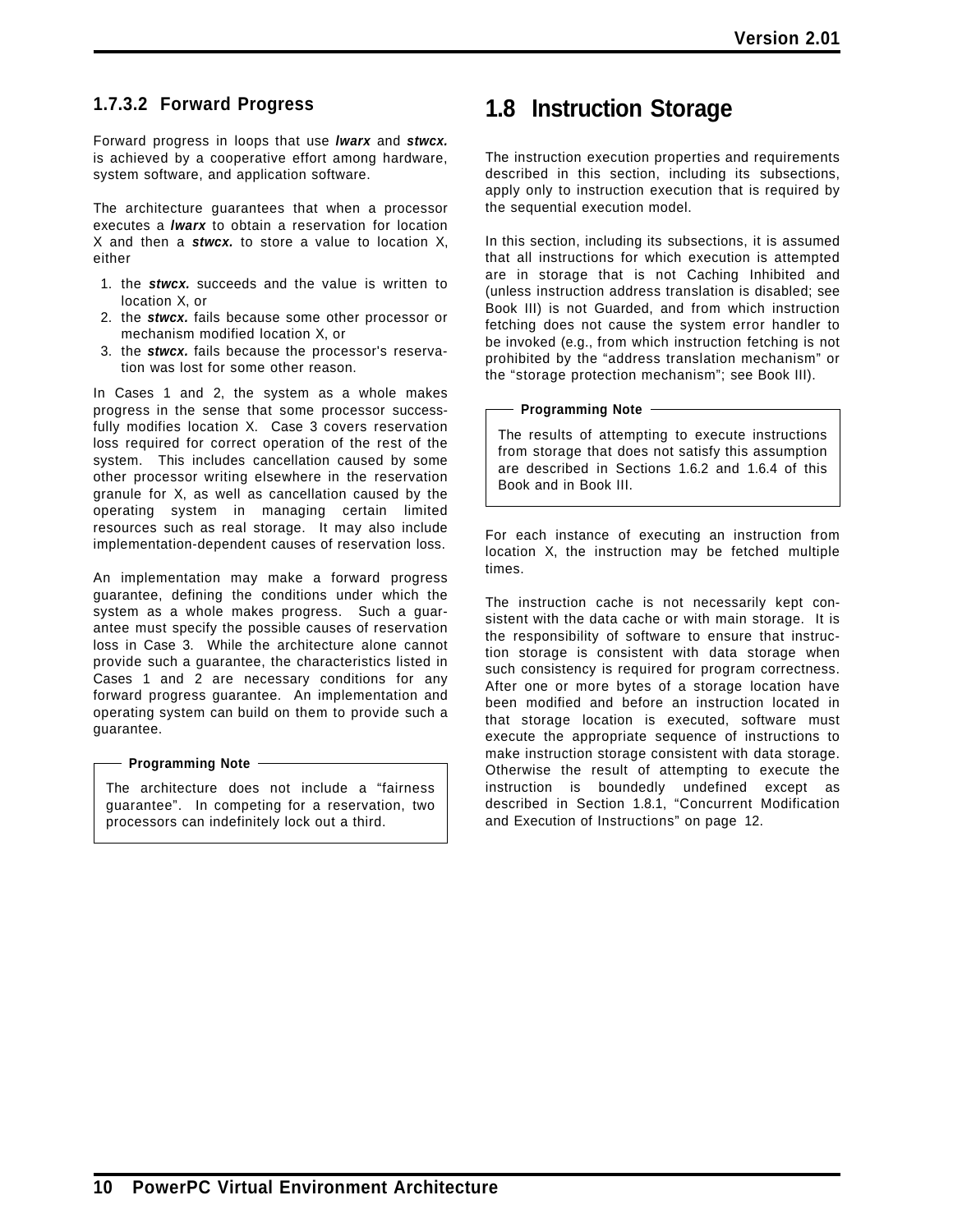#### 1.7.3.2 Forward Progress

Forward progress in loops that use ***lwarx*** and ***stwcx.*** is achieved by a cooperative effort among hardware, system software, and application software.

The architecture guarantees that when a processor executes a ***lwarx*** to obtain a reservation for location X and then a ***stwcx.*** to store a value to location X, either

1. the ***stwcx.*** succeeds and the value is written to location X, or
2. the ***stwcx.*** fails because some other processor or mechanism modified location X, or
3. the ***stwcx.*** fails because the processor's reservation was lost for some other reason.

In Cases 1 and 2, the system as a whole makes progress in the sense that some processor successfully modifies location X. Case 3 covers reservation loss required for correct operation of the rest of the system. This includes cancellation caused by some other processor writing elsewhere in the reservation granule for X, as well as cancellation caused by the operating system in managing certain limited resources such as real storage. It may also include implementation-dependent causes of reservation loss.

An implementation may make a forward progress guarantee, defining the conditions under which the system as a whole makes progress. Such a guarantee must specify the possible causes of reservation loss in Case 3. While the architecture alone cannot provide such a guarantee, the characteristics listed in Cases 1 and 2 are necessary conditions for any forward progress guarantee. An implementation and operating system can build on them to provide such a guarantee.

> **Programming Note**
>
> The architecture does not include a "fairness guarantee". In competing for a reservation, two processors can indefinitely lock out a third.

## 1.8 Instruction Storage

The instruction execution properties and requirements described in this section, including its subsections, apply only to instruction execution that is required by the sequential execution model.

In this section, including its subsections, it is assumed that all instructions for which execution is attempted are in storage that is not Caching Inhibited and (unless instruction address translation is disabled; see Book III) is not Guarded, and from which instruction fetching does not cause the system error handler to be invoked (e.g., from which instruction fetching is not prohibited by the "address translation mechanism" or the "storage protection mechanism"; see Book III).

> **Programming Note**
>
> The results of attempting to execute instructions from storage that does not satisfy this assumption are described in Sections 1.6.2 and 1.6.4 of this Book and in Book III.

For each instance of executing an instruction from location X, the instruction may be fetched multiple times.

The instruction cache is not necessarily kept consistent with the data cache or with main storage. It is the responsibility of software to ensure that instruction storage is consistent with data storage when such consistency is required for program correctness. After one or more bytes of a storage location have been modified and before an instruction located in that storage location is executed, software must execute the appropriate sequence of instructions to make instruction storage consistent with data storage. Otherwise the result of attempting to execute the instruction is boundedly undefined except as described in Section 1.8.1, "Concurrent Modification and Execution of Instructions" on page 12.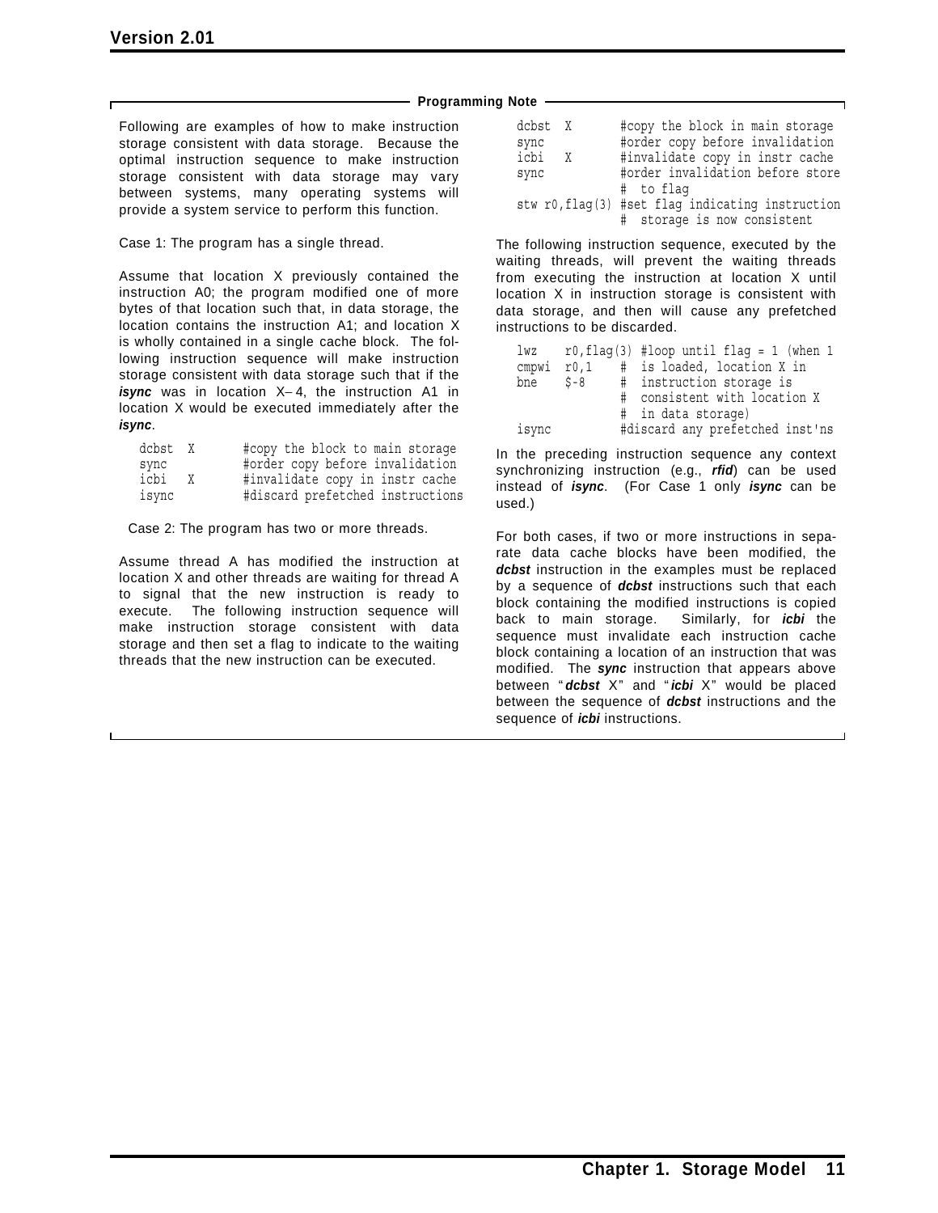**Programming Note**

Following are examples of how to make instruction storage consistent with data storage. Because the optimal instruction sequence to make instruction storage consistent with data storage may vary between systems, many operating systems will provide a system service to perform this function.

Case 1: The program has a single thread.

Assume that location X previously contained the instruction A0; the program modified one of more bytes of that location such that, in data storage, the location contains the instruction A1; and location X is wholly contained in a single cache block. The following instruction sequence will make instruction storage consistent with data storage such that if the ***isync*** was in location X−4, the instruction A1 in location X would be executed immediately after the ***isync***.

```
dcbst  X       #copy the block to main storage
sync           #order copy before invalidation
icbi   X       #invalidate copy in instr cache
isync          #discard prefetched instructions
```

Case 2: The program has two or more threads.

Assume thread A has modified the instruction at location X and other threads are waiting for thread A to signal that the new instruction is ready to execute. The following instruction sequence will make instruction storage consistent with data storage and then set a flag to indicate to the waiting threads that the new instruction can be executed.

```
dcbst  X        #copy the block in main storage
sync            #order copy before invalidation
icbi   X        #invalidate copy in instr cache
sync            #order invalidation before store
                #  to flag
stw r0,flag(3)  #set flag indicating instruction
                #  storage is now consistent
```

The following instruction sequence, executed by the waiting threads, will prevent the waiting threads from executing the instruction at location X until location X in instruction storage is consistent with data storage, and then will cause any prefetched instructions to be discarded.

```
lwz    r0,flag(3) #loop until flag = 1 (when 1
cmpwi  r0,1       #  is loaded, location X in
bne    $-8        #  instruction storage is
                  #  consistent with location X
                  #  in data storage)
isync             #discard any prefetched inst'ns
```

In the preceding instruction sequence any context synchronizing instruction (e.g., ***rfid***) can be used instead of ***isync***. (For Case 1 only ***isync*** can be used.)

For both cases, if two or more instructions in separate data cache blocks have been modified, the ***dcbst*** instruction in the examples must be replaced by a sequence of ***dcbst*** instructions such that each block containing the modified instructions is copied back to main storage. Similarly, for ***icbi*** the sequence must invalidate each instruction cache block containing a location of an instruction that was modified. The ***sync*** instruction that appears above between "***dcbst*** X" and "***icbi*** X" would be placed between the sequence of ***dcbst*** instructions and the sequence of ***icbi*** instructions.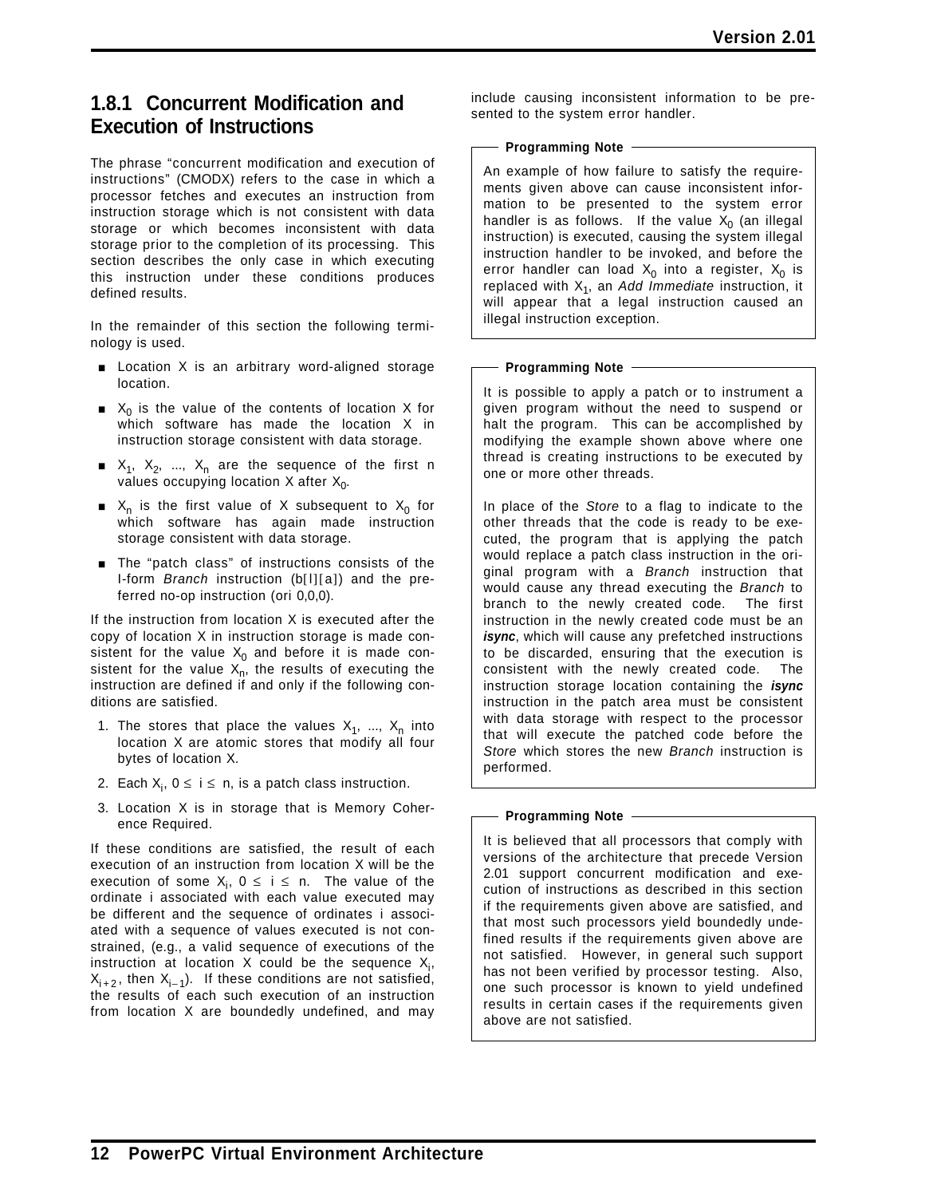### 1.8.1 Concurrent Modification and Execution of Instructions

The phrase "concurrent modification and execution of instructions" (CMODX) refers to the case in which a processor fetches and executes an instruction from instruction storage which is not consistent with data storage or which becomes inconsistent with data storage prior to the completion of its processing. This section describes the only case in which executing this instruction under these conditions produces defined results.

In the remainder of this section the following terminology is used.

- Location X is an arbitrary word-aligned storage location.
- $X_0$ is the value of the contents of location X for which software has made the location X in instruction storage consistent with data storage.
- $X_1$, $X_2$, ..., $X_n$ are the sequence of the first n values occupying location X after $X_0$.
- $X_n$ is the first value of X subsequent to $X_0$ for which software has again made instruction storage consistent with data storage.
- The "patch class" of instructions consists of the I-form *Branch* instruction (b[l][a]) and the preferred no-op instruction (ori 0,0,0).

If the instruction from location X is executed after the copy of location X in instruction storage is made consistent for the value $X_0$ and before it is made consistent for the value $X_n$, the results of executing the instruction are defined if and only if the following conditions are satisfied.

1. The stores that place the values $X_1$, ..., $X_n$ into location X are atomic stores that modify all four bytes of location X.
2. Each $X_i$, $0 \leq i \leq n$, is a patch class instruction.
3. Location X is in storage that is Memory Coherence Required.

If these conditions are satisfied, the result of each execution of an instruction from location X will be the execution of some $X_i$, $0 \leq i \leq n$. The value of the ordinate i associated with each value executed may be different and the sequence of ordinates i associated with a sequence of values executed is not constrained, (e.g., a valid sequence of executions of the instruction at location X could be the sequence $X_i$, $X_{i+2}$, then $X_{i-1}$). If these conditions are not satisfied, the results of each such execution of an instruction from location X are boundedly undefined, and may include causing inconsistent information to be presented to the system error handler.

**Programming Note**

An example of how failure to satisfy the requirements given above can cause inconsistent information to be presented to the system error handler is as follows. If the value $X_0$ (an illegal instruction) is executed, causing the system illegal instruction handler to be invoked, and before the error handler can load $X_0$ into a register, $X_0$ is replaced with $X_1$, an *Add Immediate* instruction, it will appear that a legal instruction caused an illegal instruction exception.

**Programming Note**

It is possible to apply a patch or to instrument a given program without the need to suspend or halt the program. This can be accomplished by modifying the example shown above where one thread is creating instructions to be executed by one or more other threads.

In place of the *Store* to a flag to indicate to the other threads that the code is ready to be executed, the program that is applying the patch would replace a patch class instruction in the original program with a *Branch* instruction that would cause any thread executing the *Branch* to branch to the newly created code. The first instruction in the newly created code must be an ***isync***, which will cause any prefetched instructions to be discarded, ensuring that the execution is consistent with the newly created code. The instruction storage location containing the ***isync*** instruction in the patch area must be consistent with data storage with respect to the processor that will execute the patched code before the *Store* which stores the new *Branch* instruction is performed.

**Programming Note**

It is believed that all processors that comply with versions of the architecture that precede Version 2.01 support concurrent modification and execution of instructions as described in this section if the requirements given above are satisfied, and that most such processors yield boundedly undefined results if the requirements given above are not satisfied. However, in general such support has not been verified by processor testing. Also, one such processor is known to yield undefined results in certain cases if the requirements given above are not satisfied.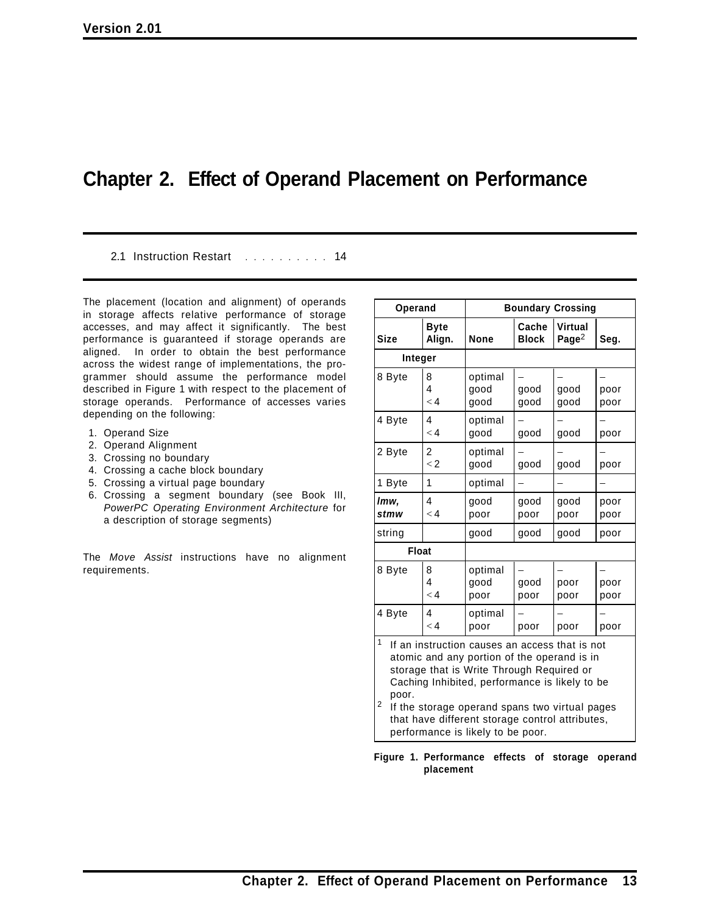# Chapter 2. Effect of Operand Placement on Performance

2.1 Instruction Restart . . . . . . . . . . 14

The placement (location and alignment) of operands in storage affects relative performance of storage accesses, and may affect it significantly. The best performance is guaranteed if storage operands are aligned. In order to obtain the best performance across the widest range of implementations, the programmer should assume the performance model described in Figure 1 with respect to the placement of storage operands. Performance of accesses varies depending on the following:

1. Operand Size
2. Operand Alignment
3. Crossing no boundary
4. Crossing a cache block boundary
5. Crossing a virtual page boundary
6. Crossing a segment boundary (see Book III, *PowerPC Operating Environment Architecture* for a description of storage segments)

The *Move Assist* instructions have no alignment requirements.

| Operand | | Boundary Crossing | | | |
|---|---|---|---|---|---|
| **Size** | **Byte Align.** | **None** | **Cache Block** | **Virtual Page**[2] | **Seg.** |
| **Integer** | | | | | |
| 8 Byte | 8<br>4<br>< 4 | optimal<br>good<br>good | –<br>good<br>good | –<br>good<br>good | –<br>poor<br>poor |
| 4 Byte | 4<br>< 4 | optimal<br>good | –<br>good | –<br>good | –<br>poor |
| 2 Byte | 2<br>< 2 | optimal<br>good | –<br>good | –<br>good | –<br>poor |
| 1 Byte | 1 | optimal | – | – | – |
| ***lmw, stmw*** | 4<br>< 4 | good<br>poor | good<br>poor | good<br>poor | poor<br>poor |
| string | | good | good | good | poor |
| **Float** | | | | | |
| 8 Byte | 8<br>4<br>< 4 | optimal<br>good<br>poor | –<br>good<br>poor | –<br>poor<br>poor | –<br>poor<br>poor |
| 4 Byte | 4<br>< 4 | optimal<br>poor | –<br>poor | –<br>poor | –<br>poor |

[1] If an instruction causes an access that is not atomic and any portion of the operand is in storage that is Write Through Required or Caching Inhibited, performance is likely to be poor.

[2] If the storage operand spans two virtual pages that have different storage control attributes, performance is likely to be poor.

**Figure 1. Performance effects of storage operand placement**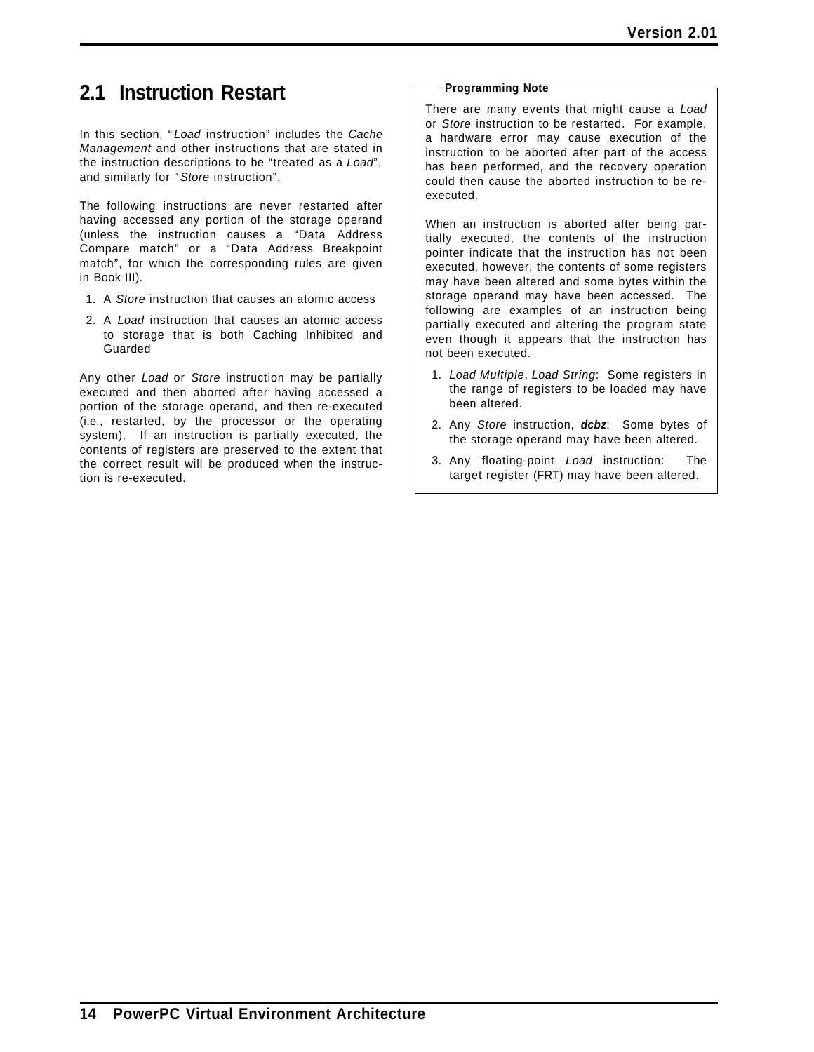## 2.1 Instruction Restart

In this section, "*Load* instruction" includes the *Cache Management* and other instructions that are stated in the instruction descriptions to be "treated as a *Load*", and similarly for "*Store* instruction".

The following instructions are never restarted after having accessed any portion of the storage operand (unless the instruction causes a "Data Address Compare match" or a "Data Address Breakpoint match", for which the corresponding rules are given in Book III).

1. A *Store* instruction that causes an atomic access
2. A *Load* instruction that causes an atomic access to storage that is both Caching Inhibited and Guarded

Any other *Load* or *Store* instruction may be partially executed and then aborted after having accessed a portion of the storage operand, and then re-executed (i.e., restarted, by the processor or the operating system). If an instruction is partially executed, the contents of registers are preserved to the extent that the correct result will be produced when the instruction is re-executed.

> **Programming Note**
>
> There are many events that might cause a *Load* or *Store* instruction to be restarted. For example, a hardware error may cause execution of the instruction to be aborted after part of the access has been performed, and the recovery operation could then cause the aborted instruction to be re-executed.
>
> When an instruction is aborted after being partially executed, the contents of the instruction pointer indicate that the instruction has not been executed, however, the contents of some registers may have been altered and some bytes within the storage operand may have been accessed. The following are examples of an instruction being partially executed and altering the program state even though it appears that the instruction has not been executed.
>
> 1. *Load Multiple*, *Load String*: Some registers in the range of registers to be loaded may have been altered.
> 2. Any *Store* instruction, ***dcbz***: Some bytes of the storage operand may have been altered.
> 3. Any floating-point *Load* instruction: The target register (FRT) may have been altered.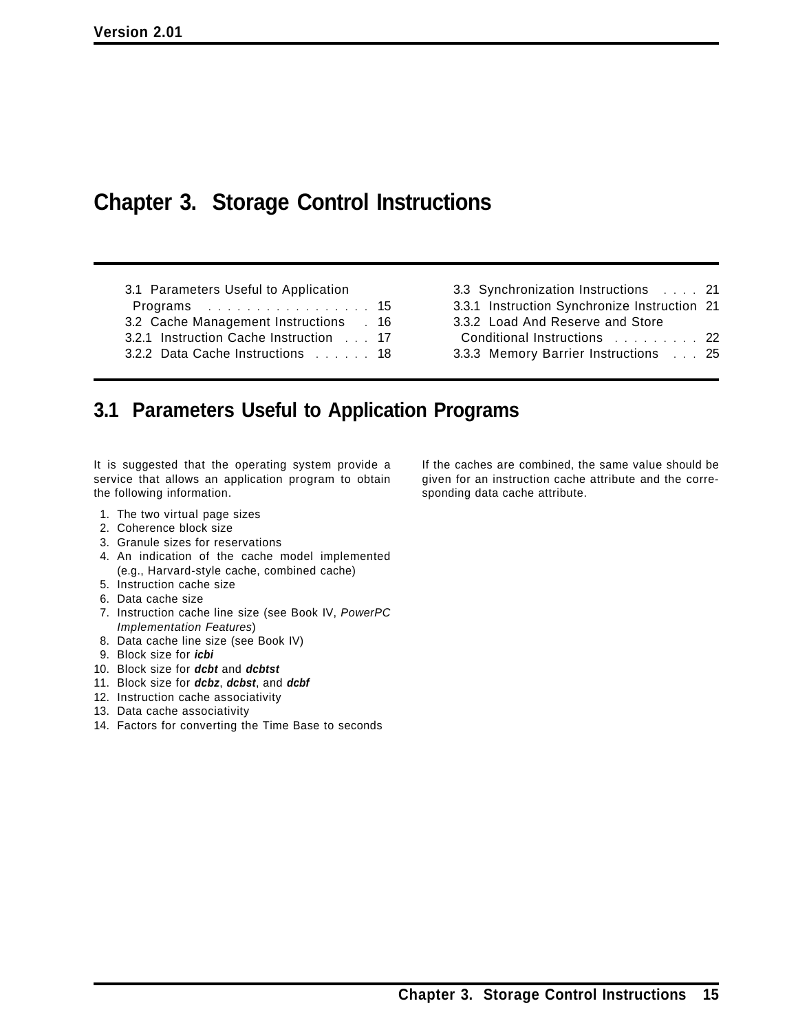# Chapter 3. Storage Control Instructions

3.1 Parameters Useful to Application Programs . . . . . . . . . . . . . . . . . 15
3.2 Cache Management Instructions . 16
3.2.1 Instruction Cache Instruction . . . 17
3.2.2 Data Cache Instructions . . . . . . 18
3.3 Synchronization Instructions . . . . 21
3.3.1 Instruction Synchronize Instruction 21
3.3.2 Load And Reserve and Store Conditional Instructions . . . . . . . . . 22
3.3.3 Memory Barrier Instructions . . . 25

## 3.1 Parameters Useful to Application Programs

It is suggested that the operating system provide a service that allows an application program to obtain the following information.

1. The two virtual page sizes
2. Coherence block size
3. Granule sizes for reservations
4. An indication of the cache model implemented (e.g., Harvard-style cache, combined cache)
5. Instruction cache size
6. Data cache size
7. Instruction cache line size (see Book IV, *PowerPC Implementation Features*)
8. Data cache line size (see Book IV)
9. Block size for ***icbi***
10. Block size for ***dcbt*** and ***dcbtst***
11. Block size for ***dcbz***, ***dcbst***, and ***dcbf***
12. Instruction cache associativity
13. Data cache associativity
14. Factors for converting the Time Base to seconds

If the caches are combined, the same value should be given for an instruction cache attribute and the corresponding data cache attribute.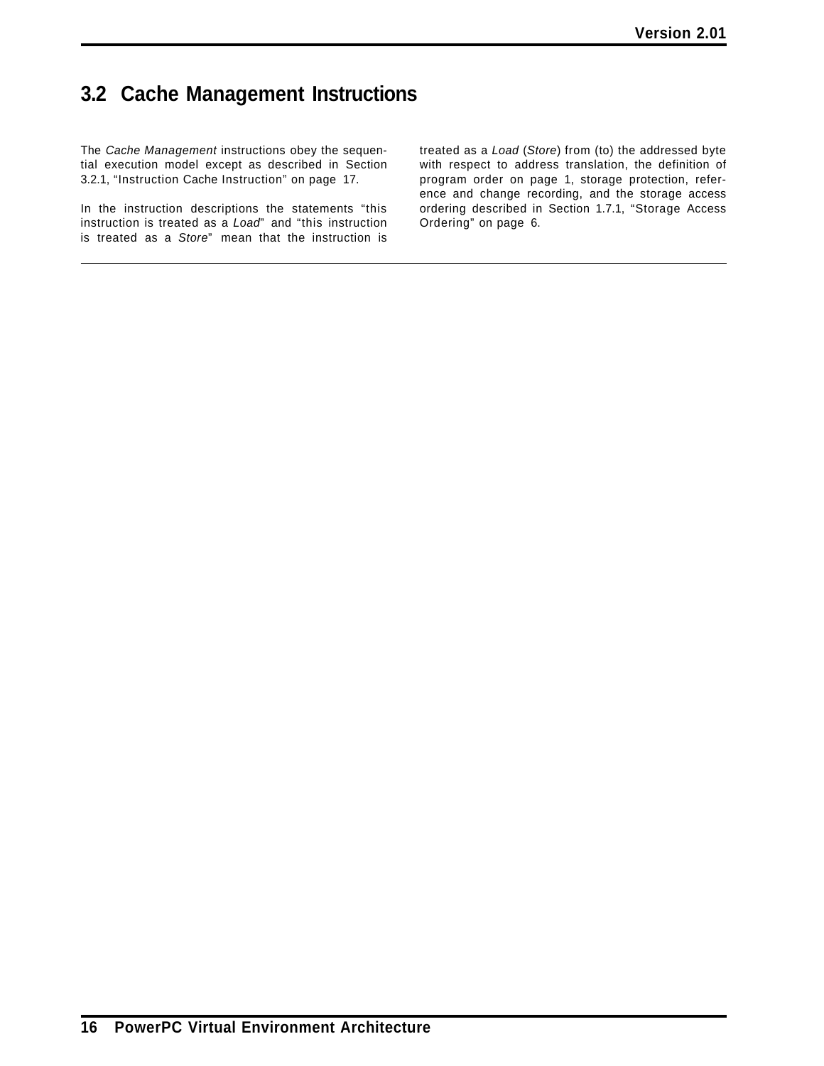## 3.2 Cache Management Instructions

The *Cache Management* instructions obey the sequential execution model except as described in Section 3.2.1, "Instruction Cache Instruction" on page 17.

In the instruction descriptions the statements "this instruction is treated as a *Load*" and "this instruction is treated as a *Store*" mean that the instruction is treated as a *Load* (*Store*) from (to) the addressed byte with respect to address translation, the definition of program order on page 1, storage protection, reference and change recording, and the storage access ordering described in Section 1.7.1, "Storage Access Ordering" on page 6.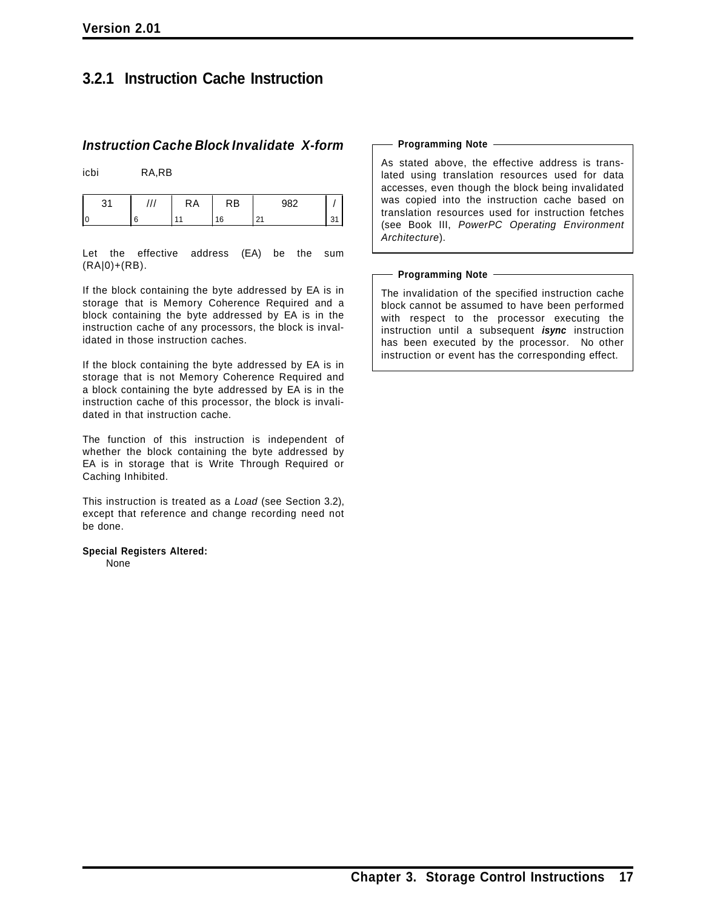## 3.2.1 Instruction Cache Instruction

### *Instruction Cache Block Invalidate X-form*

icbi RA,RB

| 31 | /// | RA | RB | 982 | / |
|---|---|---|---|---|---|
| 0 | 6 | 11 | 16 | 21 | 31 |

Let the effective address (EA) be the sum (RA|0)+(RB).

If the block containing the byte addressed by EA is in storage that is Memory Coherence Required and a block containing the byte addressed by EA is in the instruction cache of any processors, the block is invalidated in those instruction caches.

If the block containing the byte addressed by EA is in storage that is not Memory Coherence Required and a block containing the byte addressed by EA is in the instruction cache of this processor, the block is invalidated in that instruction cache.

The function of this instruction is independent of whether the block containing the byte addressed by EA is in storage that is Write Through Required or Caching Inhibited.

This instruction is treated as a *Load* (see Section 3.2), except that reference and change recording need not be done.

**Special Registers Altered:**
None

**Programming Note**

As stated above, the effective address is translated using translation resources used for data accesses, even though the block being invalidated was copied into the instruction cache based on translation resources used for instruction fetches (see Book III, *PowerPC Operating Environment Architecture*).

**Programming Note**

The invalidation of the specified instruction cache block cannot be assumed to have been performed with respect to the processor executing the instruction until a subsequent ***isync*** instruction has been executed by the processor. No other instruction or event has the corresponding effect.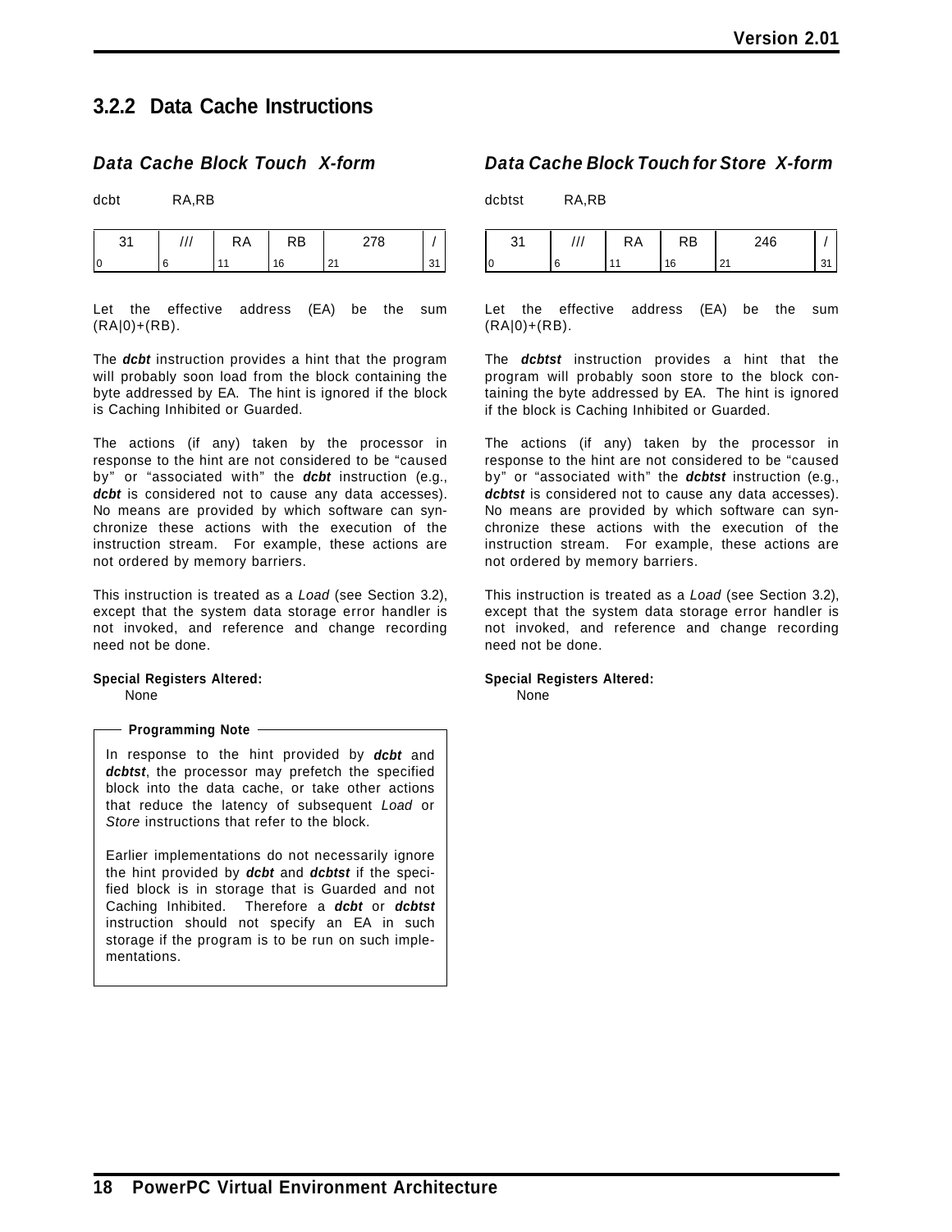### 3.2.2 Data Cache Instructions

#### *Data Cache Block Touch X-form*

dcbt RA,RB

| 31 | /// | RA | RB | 278 | / |
|---|---|---|---|---|---|
| 0 | 6 | 11 | 16 | 21 | 31 |

Let the effective address (EA) be the sum (RA|0)+(RB).

The ***dcbt*** instruction provides a hint that the program will probably soon load from the block containing the byte addressed by EA. The hint is ignored if the block is Caching Inhibited or Guarded.

The actions (if any) taken by the processor in response to the hint are not considered to be "caused by" or "associated with" the ***dcbt*** instruction (e.g., ***dcbt*** is considered not to cause any data accesses). No means are provided by which software can synchronize these actions with the execution of the instruction stream. For example, these actions are not ordered by memory barriers.

This instruction is treated as a *Load* (see Section 3.2), except that the system data storage error handler is not invoked, and reference and change recording need not be done.

**Special Registers Altered:**

None

> **Programming Note**
>
> In response to the hint provided by ***dcbt*** and ***dcbtst***, the processor may prefetch the specified block into the data cache, or take other actions that reduce the latency of subsequent *Load* or *Store* instructions that refer to the block.
>
> Earlier implementations do not necessarily ignore the hint provided by ***dcbt*** and ***dcbtst*** if the specified block is in storage that is Guarded and not Caching Inhibited. Therefore a ***dcbt*** or ***dcbtst*** instruction should not specify an EA in such storage if the program is to be run on such implementations.

#### *Data Cache Block Touch for Store X-form*

dcbtst RA,RB

| 31 | /// | RA | RB | 246 | / |
|---|---|---|---|---|---|
| 0 | 6 | 11 | 16 | 21 | 31 |

Let the effective address (EA) be the sum (RA|0)+(RB).

The ***dcbtst*** instruction provides a hint that the program will probably soon store to the block containing the byte addressed by EA. The hint is ignored if the block is Caching Inhibited or Guarded.

The actions (if any) taken by the processor in response to the hint are not considered to be "caused by" or "associated with" the ***dcbtst*** instruction (e.g., ***dcbtst*** is considered not to cause any data accesses). No means are provided by which software can synchronize these actions with the execution of the instruction stream. For example, these actions are not ordered by memory barriers.

This instruction is treated as a *Load* (see Section 3.2), except that the system data storage error handler is not invoked, and reference and change recording need not be done.

**Special Registers Altered:**

None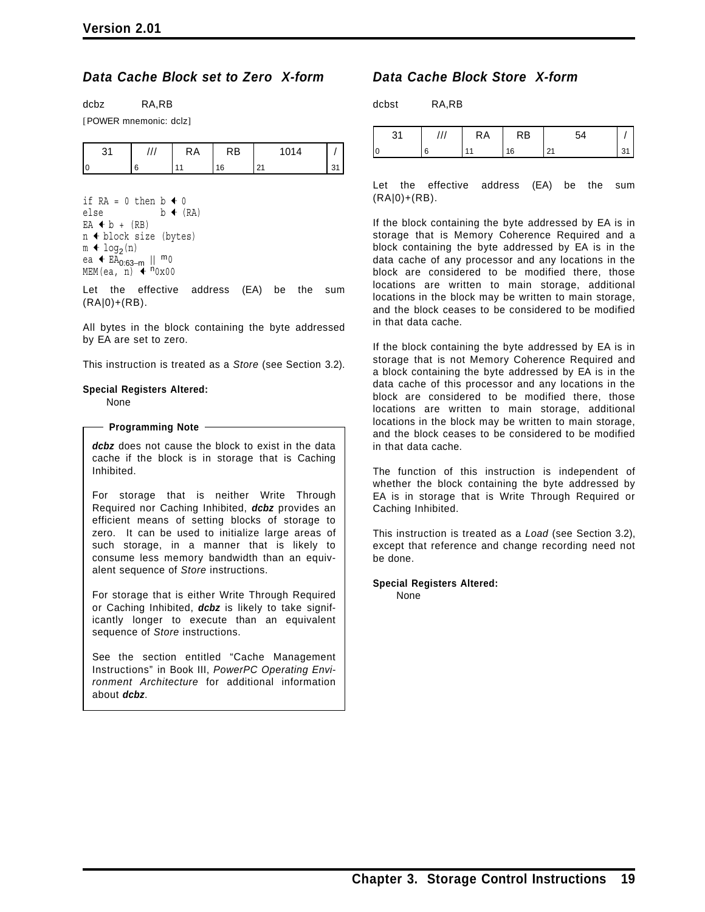### Data Cache Block set to Zero X-form

dcbz RA,RB

[POWER mnemonic: dclz]

| 31 | /// | RA | RB | 1014 | / |
|---|---|---|---|---|---|
| 0 | 6 | 11 | 16 | 21 | 31 |

```
if RA = 0 then b ← 0
else           b ← (RA)
EA ← b + (RB)
n ← block size (bytes)
m ← log2(n)
ea ← EA0:63-m || m0
MEM(ea, n) ← n0x00
```

Let the effective address (EA) be the sum (RA|0)+(RB).

All bytes in the block containing the byte addressed by EA are set to zero.

This instruction is treated as a *Store* (see Section 3.2).

**Special Registers Altered:**

None

**Programming Note**

***dcbz*** does not cause the block to exist in the data cache if the block is in storage that is Caching Inhibited.

For storage that is neither Write Through Required nor Caching Inhibited, ***dcbz*** provides an efficient means of setting blocks of storage to zero. It can be used to initialize large areas of such storage, in a manner that is likely to consume less memory bandwidth than an equivalent sequence of *Store* instructions.

For storage that is either Write Through Required or Caching Inhibited, ***dcbz*** is likely to take significantly longer to execute than an equivalent sequence of *Store* instructions.

See the section entitled "Cache Management Instructions" in Book III, *PowerPC Operating Environment Architecture* for additional information about ***dcbz***.

### Data Cache Block Store X-form

dcbst RA,RB

| 31 | /// | RA | RB | 54 | / |
|---|---|---|---|---|---|
| 0 | 6 | 11 | 16 | 21 | 31 |

Let the effective address (EA) be the sum (RA|0)+(RB).

If the block containing the byte addressed by EA is in storage that is Memory Coherence Required and a block containing the byte addressed by EA is in the data cache of any processor and any locations in the block are considered to be modified there, those locations are written to main storage, additional locations in the block may be written to main storage, and the block ceases to be considered to be modified in that data cache.

If the block containing the byte addressed by EA is in storage that is not Memory Coherence Required and a block containing the byte addressed by EA is in the data cache of this processor and any locations in the block are considered to be modified there, those locations are written to main storage, additional locations in the block may be written to main storage, and the block ceases to be considered to be modified in that data cache.

The function of this instruction is independent of whether the block containing the byte addressed by EA is in storage that is Write Through Required or Caching Inhibited.

This instruction is treated as a *Load* (see Section 3.2), except that reference and change recording need not be done.

**Special Registers Altered:**

None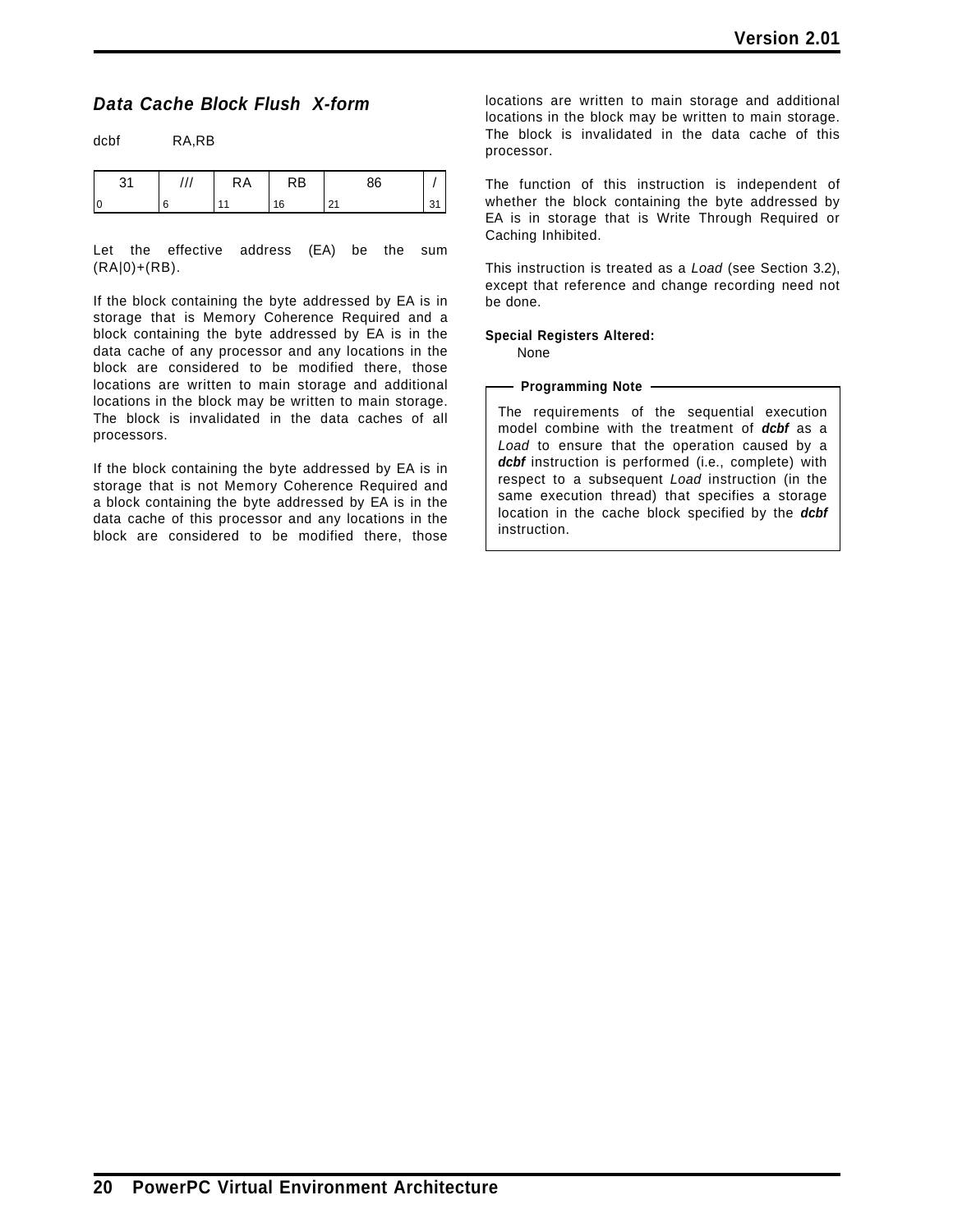## *Data Cache Block Flush X-form*

dcbf RA,RB

| 31 | /// | RA | RB | 86 | / |
|---|---|---|---|---|---|
| 0 | 6 | 11 | 16 | 21 | 31 |

Let the effective address (EA) be the sum (RA|0)+(RB).

If the block containing the byte addressed by EA is in storage that is Memory Coherence Required and a block containing the byte addressed by EA is in the data cache of any processor and any locations in the block are considered to be modified there, those locations are written to main storage and additional locations in the block may be written to main storage. The block is invalidated in the data caches of all processors.

If the block containing the byte addressed by EA is in storage that is not Memory Coherence Required and a block containing the byte addressed by EA is in the data cache of this processor and any locations in the block are considered to be modified there, those locations are written to main storage and additional locations in the block may be written to main storage. The block is invalidated in the data cache of this processor.

The function of this instruction is independent of whether the block containing the byte addressed by EA is in storage that is Write Through Required or Caching Inhibited.

This instruction is treated as a *Load* (see Section 3.2), except that reference and change recording need not be done.

**Special Registers Altered:**

None

**Programming Note**

The requirements of the sequential execution model combine with the treatment of ***dcbf*** as a *Load* to ensure that the operation caused by a ***dcbf*** instruction is performed (i.e., complete) with respect to a subsequent *Load* instruction (in the same execution thread) that specifies a storage location in the cache block specified by the ***dcbf*** instruction.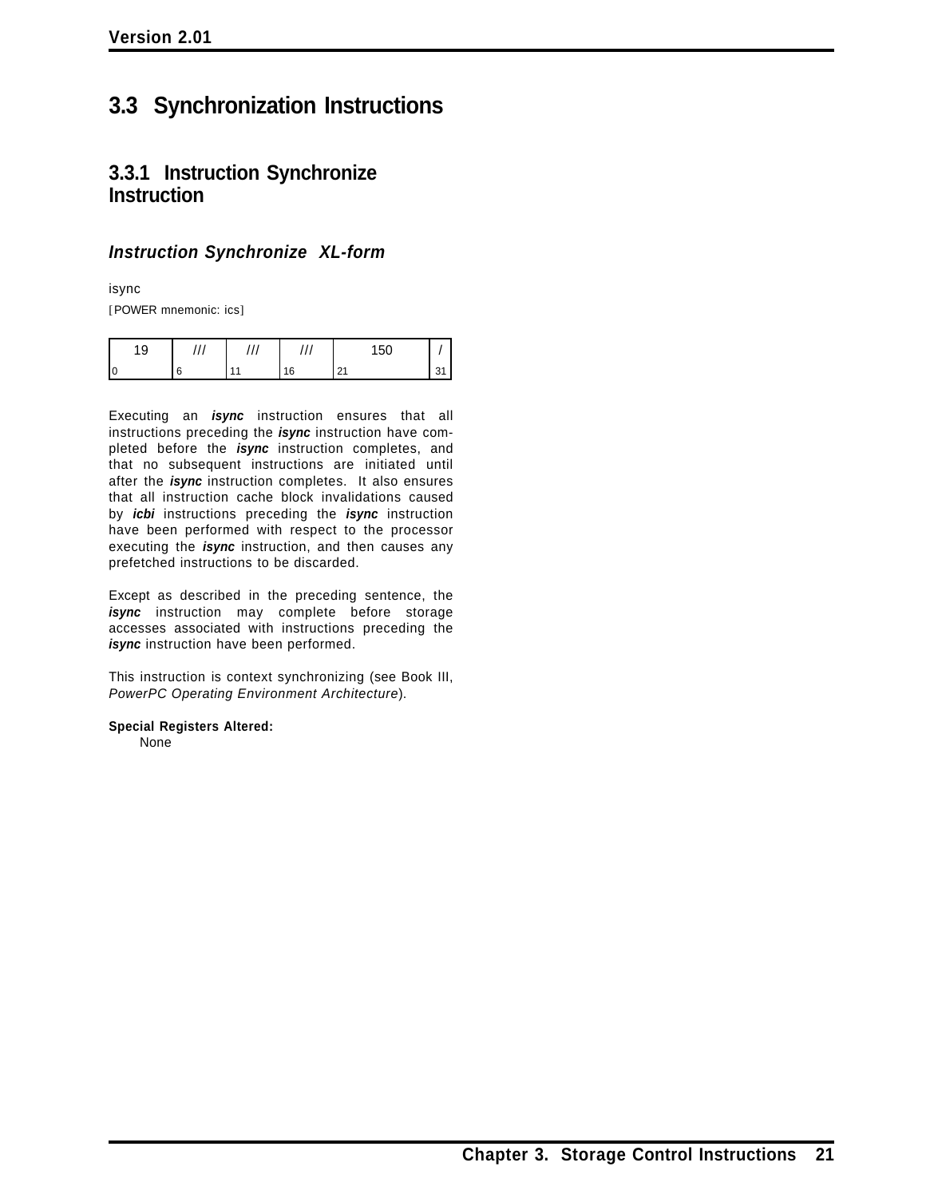## 3.3 Synchronization Instructions

### 3.3.1 Instruction Synchronize Instruction

#### *Instruction Synchronize XL-form*

isync

[POWER mnemonic: ics]

| 19 | /// | /// | /// | 150 | / |
|---|---|---|---|---|---|
| 0 | 6 | 11 | 16 | 21 | 31 |

Executing an ***isync*** instruction ensures that all instructions preceding the ***isync*** instruction have completed before the ***isync*** instruction completes, and that no subsequent instructions are initiated until after the ***isync*** instruction completes. It also ensures that all instruction cache block invalidations caused by ***icbi*** instructions preceding the ***isync*** instruction have been performed with respect to the processor executing the ***isync*** instruction, and then causes any prefetched instructions to be discarded.

Except as described in the preceding sentence, the ***isync*** instruction may complete before storage accesses associated with instructions preceding the ***isync*** instruction have been performed.

This instruction is context synchronizing (see Book III, *PowerPC Operating Environment Architecture*).

**Special Registers Altered:**
None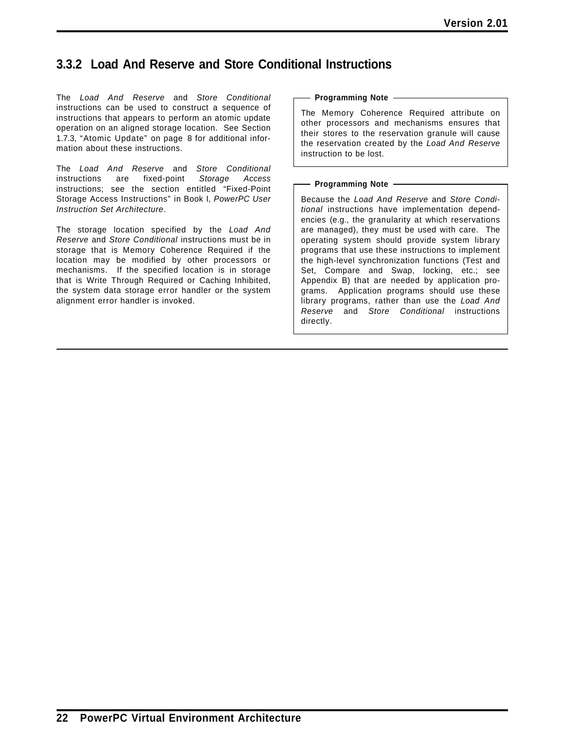### 3.3.2 Load And Reserve and Store Conditional Instructions

The *Load And Reserve* and *Store Conditional* instructions can be used to construct a sequence of instructions that appears to perform an atomic update operation on an aligned storage location. See Section 1.7.3, "Atomic Update" on page 8 for additional information about these instructions.

The *Load And Reserve* and *Store Conditional* instructions are fixed-point *Storage Access* instructions; see the section entitled "Fixed-Point Storage Access Instructions" in Book I, *PowerPC User Instruction Set Architecture*.

The storage location specified by the *Load And Reserve* and *Store Conditional* instructions must be in storage that is Memory Coherence Required if the location may be modified by other processors or mechanisms. If the specified location is in storage that is Write Through Required or Caching Inhibited, the system data storage error handler or the system alignment error handler is invoked.

**Programming Note**

The Memory Coherence Required attribute on other processors and mechanisms ensures that their stores to the reservation granule will cause the reservation created by the *Load And Reserve* instruction to be lost.

**Programming Note**

Because the *Load And Reserve* and *Store Conditional* instructions have implementation dependencies (e.g., the granularity at which reservations are managed), they must be used with care. The operating system should provide system library programs that use these instructions to implement the high-level synchronization functions (Test and Set, Compare and Swap, locking, etc.; see Appendix B) that are needed by application programs. Application programs should use these library programs, rather than use the *Load And Reserve* and *Store Conditional* instructions directly.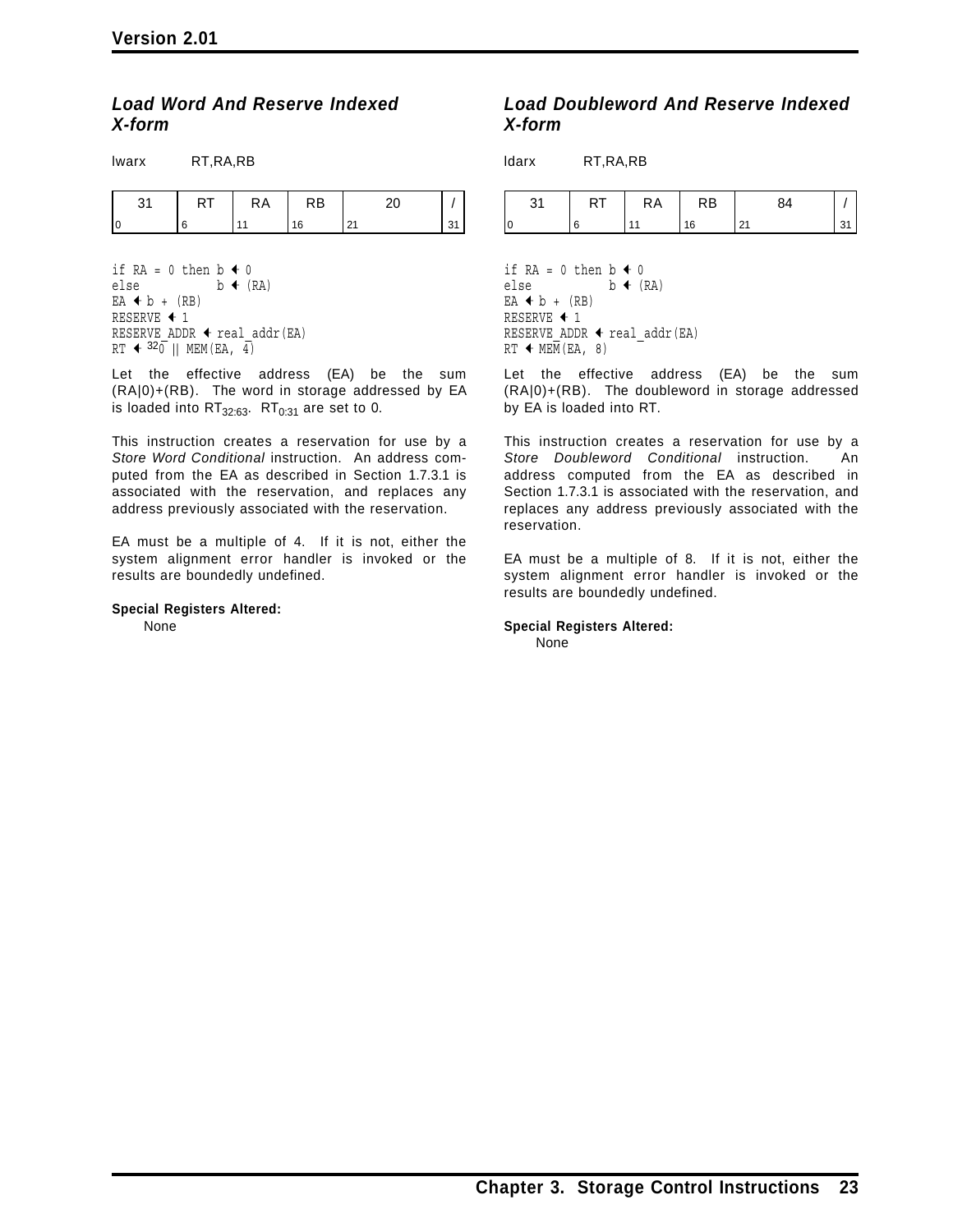### *Load Word And Reserve Indexed X-form*

lwarx RT,RA,RB

| 31 | RT | RA | RB | 20 | / |
|---|---|---|---|---|---|
| 0 | 6 | 11 | 16 | 21 | 31 |

```
if RA = 0 then b ← 0
else           b ← (RA)
EA ← b + (RB)
RESERVE ← 1
RESERVE_ADDR ← real_addr(EA)
RT ← 320 || MEM(EA, 4)
```

Let the effective address (EA) be the sum (RA|0)+(RB). The word in storage addressed by EA is loaded into $RT_{32:63}$. $RT_{0:31}$ are set to 0.

This instruction creates a reservation for use by a *Store Word Conditional* instruction. An address computed from the EA as described in Section 1.7.3.1 is associated with the reservation, and replaces any address previously associated with the reservation.

EA must be a multiple of 4. If it is not, either the system alignment error handler is invoked or the results are boundedly undefined.

**Special Registers Altered:**

None

### *Load Doubleword And Reserve Indexed X-form*

ldarx RT,RA,RB

| 31 | RT | RA | RB | 84 | / |
|---|---|---|---|---|---|
| 0 | 6 | 11 | 16 | 21 | 31 |

```
if RA = 0 then b ← 0
else           b ← (RA)
EA ← b + (RB)
RESERVE ← 1
RESERVE_ADDR ← real_addr(EA)
RT ← MEM(EA, 8)
```

Let the effective address (EA) be the sum (RA|0)+(RB). The doubleword in storage addressed by EA is loaded into RT.

This instruction creates a reservation for use by a *Store Doubleword Conditional* instruction. An address computed from the EA as described in Section 1.7.3.1 is associated with the reservation, and replaces any address previously associated with the reservation.

EA must be a multiple of 8. If it is not, either the system alignment error handler is invoked or the results are boundedly undefined.

**Special Registers Altered:**

None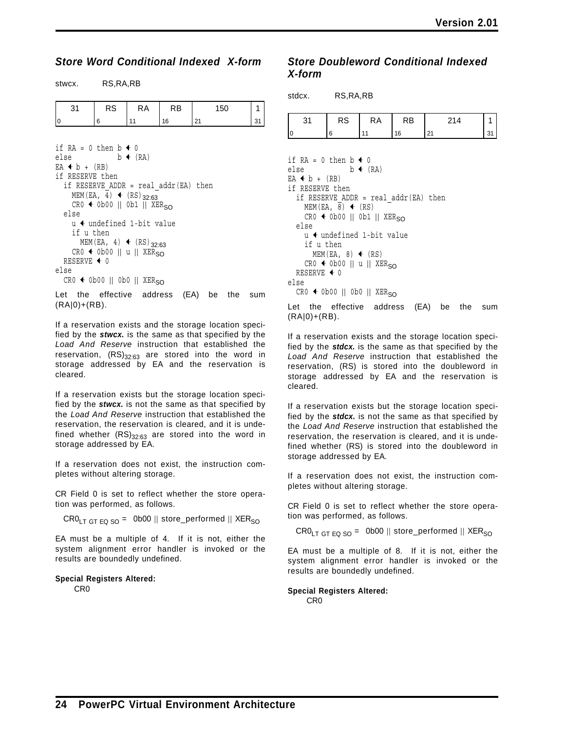### *Store Word Conditional Indexed X-form*

stwcx. RS,RA,RB

| 31 | RS | RA | RB | 150 | 1 |
|---|---|---|---|---|---|
| 0 | 6 | 11 | 16 | 21 | 31 |

```
if RA = 0 then b ← 0
else           b ← (RA)
EA ← b + (RB)
if RESERVE then
  if RESERVE_ADDR = real_addr(EA) then
    MEM(EA, 4) ← (RS)32:63
    CR0 ← 0b00 || 0b1 || XERSO
  else
    u ← undefined 1-bit value
    if u then
      MEM(EA, 4) ← (RS)32:63
    CR0 ← 0b00 || u || XERSO
  RESERVE ← 0
else
  CR0 ← 0b00 || 0b0 || XERSO
```

Let the effective address (EA) be the sum (RA|0)+(RB).

If a reservation exists and the storage location specified by the ***stwcx.*** is the same as that specified by the *Load And Reserve* instruction that established the reservation, $(RS)_{32:63}$ are stored into the word in storage addressed by EA and the reservation is cleared.

If a reservation exists but the storage location specified by the ***stwcx.*** is not the same as that specified by the *Load And Reserve* instruction that established the reservation, the reservation is cleared, and it is undefined whether $(RS)_{32:63}$ are stored into the word in storage addressed by EA.

If a reservation does not exist, the instruction completes without altering storage.

CR Field 0 is set to reflect whether the store operation was performed, as follows.

$CR0_{LT\ GT\ EQ\ SO}$ = 0b00 || store_performed || $XER_{SO}$

EA must be a multiple of 4. If it is not, either the system alignment error handler is invoked or the results are boundedly undefined.

**Special Registers Altered:**

CR0

### *Store Doubleword Conditional Indexed X-form*

stdcx. RS,RA,RB

| 31 | RS | RA | RB | 214 | 1 |
|---|---|---|---|---|---|
| 0 | 6 | 11 | 16 | 21 | 31 |

```
if RA = 0 then b ← 0
else           b ← (RA)
EA ← b + (RB)
if RESERVE then
  if RESERVE_ADDR = real_addr(EA) then
    MEM(EA, 8) ← (RS)
    CR0 ← 0b00 || 0b1 || XERSO
  else
    u ← undefined 1-bit value
    if u then
      MEM(EA, 8) ← (RS)
    CR0 ← 0b00 || u || XERSO
  RESERVE ← 0
else
  CR0 ← 0b00 || 0b0 || XERSO
```

Let the effective address (EA) be the sum (RA|0)+(RB).

If a reservation exists and the storage location specified by the ***stdcx.*** is the same as that specified by the *Load And Reserve* instruction that established the reservation, (RS) is stored into the doubleword in storage addressed by EA and the reservation is cleared.

If a reservation exists but the storage location specified by the ***stdcx.*** is not the same as that specified by the *Load And Reserve* instruction that established the reservation, the reservation is cleared, and it is undefined whether (RS) is stored into the doubleword in storage addressed by EA.

If a reservation does not exist, the instruction completes without altering storage.

CR Field 0 is set to reflect whether the store operation was performed, as follows.

$CR0_{LT\ GT\ EQ\ SO}$ = 0b00 || store_performed || $XER_{SO}$

EA must be a multiple of 8. If it is not, either the system alignment error handler is invoked or the results are boundedly undefined.

**Special Registers Altered:**

CR0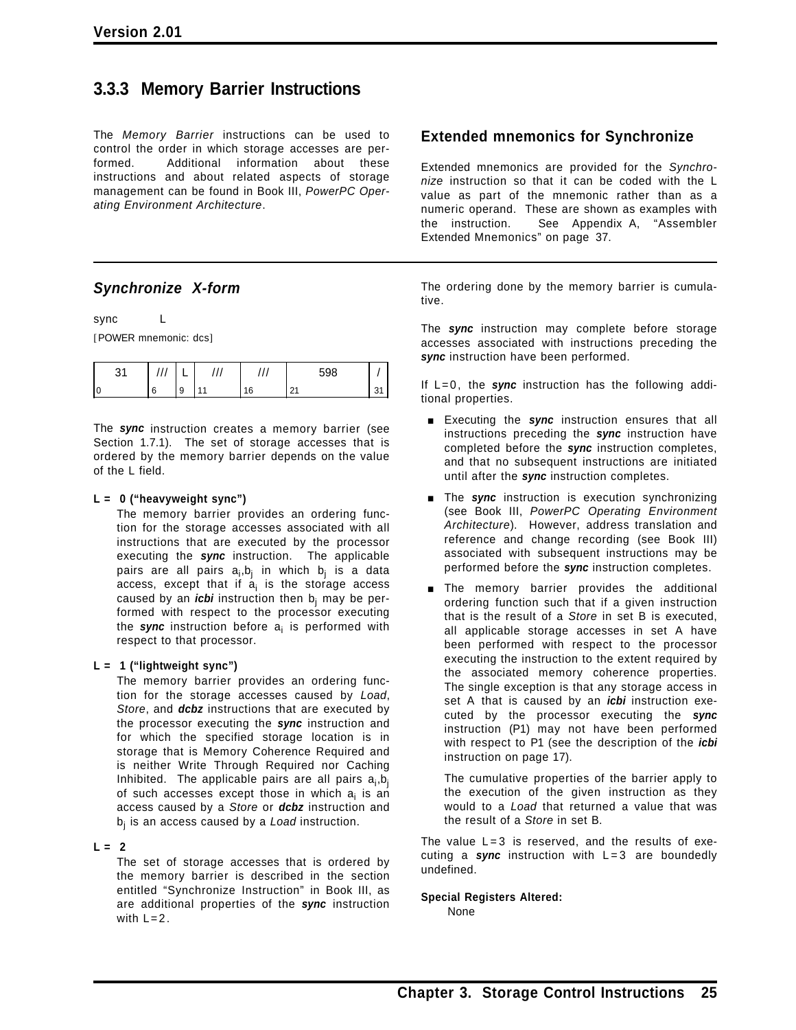## 3.3.3 Memory Barrier Instructions

The *Memory Barrier* instructions can be used to control the order in which storage accesses are performed. Additional information about these instructions and about related aspects of storage management can be found in Book III, *PowerPC Operating Environment Architecture*.

### Extended mnemonics for Synchronize

Extended mnemonics are provided for the *Synchronize* instruction so that it can be coded with the L value as part of the mnemonic rather than as a numeric operand. These are shown as examples with the instruction. See Appendix A, "Assembler Extended Mnemonics" on page 37.

---

### *Synchronize X-form*

sync L

[POWER mnemonic: dcs]

| 31 | /// | L | /// | /// | 598 | / |
|---|---|---|---|---|---|---|
| 0 | 6 | 9 | 11 | 16 | 21 | 31 |

The ***sync*** instruction creates a memory barrier (see Section 1.7.1). The set of storage accesses that is ordered by the memory barrier depends on the value of the L field.

**L = 0 ("heavyweight sync")**

The memory barrier provides an ordering function for the storage accesses associated with all instructions that are executed by the processor executing the ***sync*** instruction. The applicable pairs are all pairs $a_i$,$b_j$ in which $b_j$ is a data access, except that if $a_i$ is the storage access caused by an ***icbi*** instruction then $b_j$ may be performed with respect to the processor executing the ***sync*** instruction before $a_i$ is performed with respect to that processor.

**L = 1 ("lightweight sync")**

The memory barrier provides an ordering function for the storage accesses caused by *Load*, *Store*, and ***dcbz*** instructions that are executed by the processor executing the ***sync*** instruction and for which the specified storage location is in storage that is Memory Coherence Required and is neither Write Through Required nor Caching Inhibited. The applicable pairs are all pairs $a_i$,$b_j$ of such accesses except those in which $a_i$ is an access caused by a *Store* or ***dcbz*** instruction and $b_j$ is an access caused by a *Load* instruction.

**L = 2**

The set of storage accesses that is ordered by the memory barrier is described in the section entitled "Synchronize Instruction" in Book III, as are additional properties of the ***sync*** instruction with L=2.

The ordering done by the memory barrier is cumulative.

The ***sync*** instruction may complete before storage accesses associated with instructions preceding the ***sync*** instruction have been performed.

If L=0, the ***sync*** instruction has the following additional properties.

- Executing the ***sync*** instruction ensures that all instructions preceding the ***sync*** instruction have completed before the ***sync*** instruction completes, and that no subsequent instructions are initiated until after the ***sync*** instruction completes.
- The ***sync*** instruction is execution synchronizing (see Book III, *PowerPC Operating Environment Architecture*). However, address translation and reference and change recording (see Book III) associated with subsequent instructions may be performed before the ***sync*** instruction completes.
- The memory barrier provides the additional ordering function such that if a given instruction that is the result of a *Store* in set B is executed, all applicable storage accesses in set A have been performed with respect to the processor executing the instruction to the extent required by the associated memory coherence properties. The single exception is that any storage access in set A that is caused by an ***icbi*** instruction executed by the processor executing the ***sync*** instruction (P1) may not have been performed with respect to P1 (see the description of the ***icbi*** instruction on page 17).

  The cumulative properties of the barrier apply to the execution of the given instruction as they would to a *Load* that returned a value that was the result of a *Store* in set B.

The value L=3 is reserved, and the results of executing a ***sync*** instruction with L=3 are boundedly undefined.

**Special Registers Altered:**

None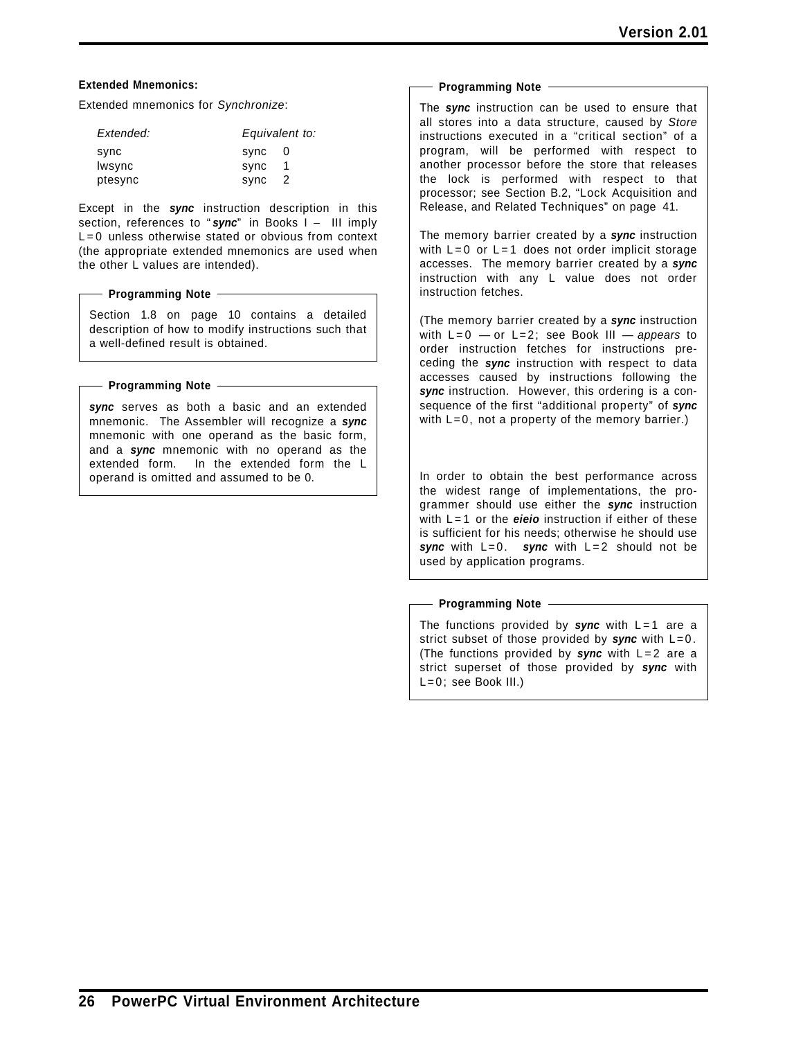**Extended Mnemonics:**

Extended mnemonics for *Synchronize*:

| *Extended:* | *Equivalent to:* |
|---|---|
| sync | sync 0 |
| lwsync | sync 1 |
| ptesync | sync 2 |

Except in the ***sync*** instruction description in this section, references to "***sync***" in Books I – III imply L=0 unless otherwise stated or obvious from context (the appropriate extended mnemonics are used when the other L values are intended).

**Programming Note**

Section 1.8 on page 10 contains a detailed description of how to modify instructions such that a well-defined result is obtained.

**Programming Note**

***sync*** serves as both a basic and an extended mnemonic. The Assembler will recognize a ***sync*** mnemonic with one operand as the basic form, and a ***sync*** mnemonic with no operand as the extended form. In the extended form the L operand is omitted and assumed to be 0.

**Programming Note**

The ***sync*** instruction can be used to ensure that all stores into a data structure, caused by *Store* instructions executed in a "critical section" of a program, will be performed with respect to another processor before the store that releases the lock is performed with respect to that processor; see Section B.2, "Lock Acquisition and Release, and Related Techniques" on page 41.

The memory barrier created by a ***sync*** instruction with L=0 or L=1 does not order implicit storage accesses. The memory barrier created by a ***sync*** instruction with any L value does not order instruction fetches.

(The memory barrier created by a ***sync*** instruction with L=0 — or L=2; see Book III — *appears* to order instruction fetches for instructions preceding the ***sync*** instruction with respect to data accesses caused by instructions following the ***sync*** instruction. However, this ordering is a consequence of the first "additional property" of ***sync*** with L=0, not a property of the memory barrier.)

In order to obtain the best performance across the widest range of implementations, the programmer should use either the ***sync*** instruction with L=1 or the ***eieio*** instruction if either of these is sufficient for his needs; otherwise he should use ***sync*** with L=0. ***sync*** with L=2 should not be used by application programs.

**Programming Note**

The functions provided by ***sync*** with L=1 are a strict subset of those provided by ***sync*** with L=0. (The functions provided by ***sync*** with L=2 are a strict superset of those provided by ***sync*** with L=0; see Book III.)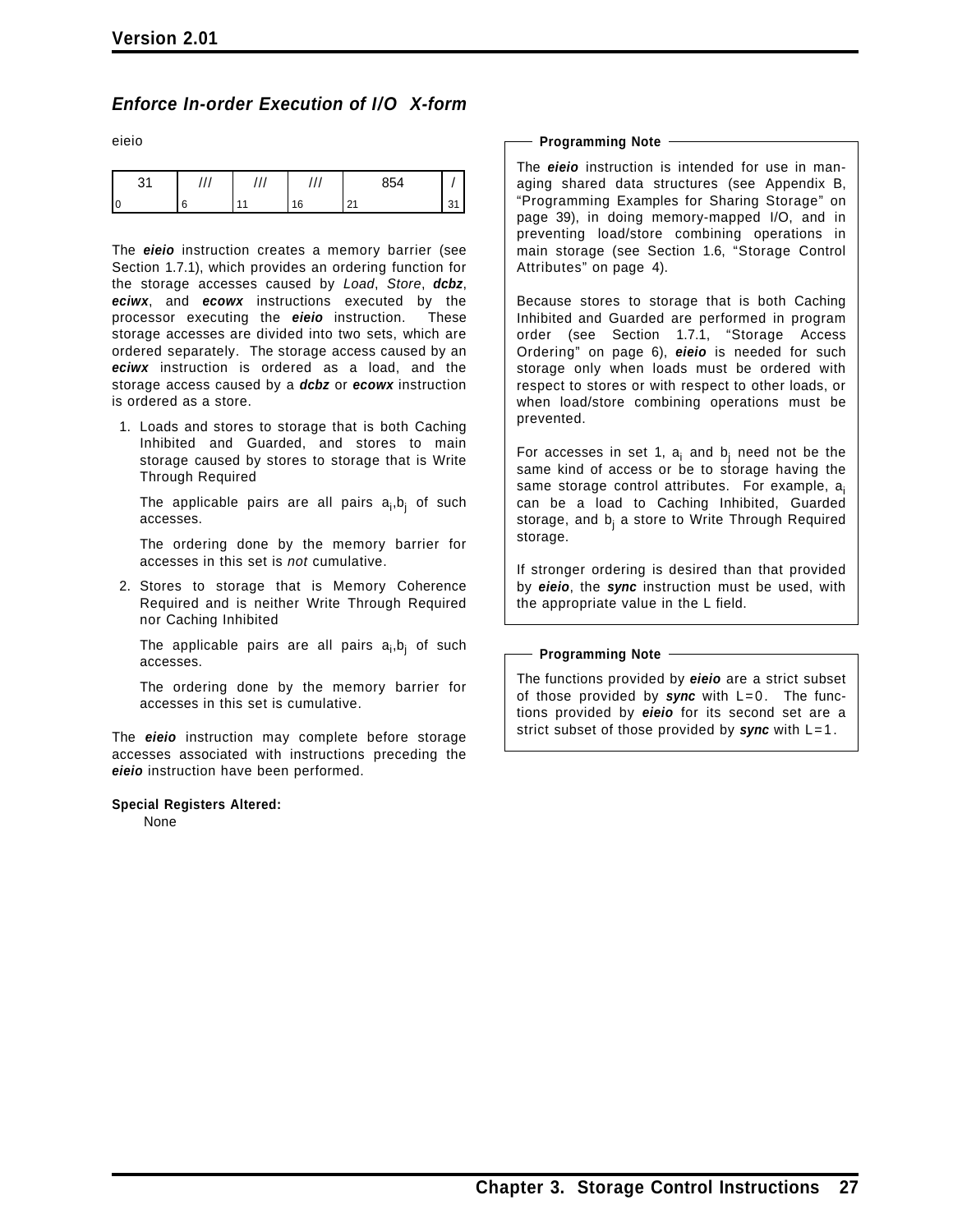### *Enforce In-order Execution of I/O X-form*

eieio

| 31 | /// | /// | /// | 854 | / |
|---|---|---|---|---|---|
| 0 | 6 | 11 | 16 | 21 | 31 |

The ***eieio*** instruction creates a memory barrier (see Section 1.7.1), which provides an ordering function for the storage accesses caused by *Load*, *Store*, ***dcbz***, ***eciwx***, and ***ecowx*** instructions executed by the processor executing the ***eieio*** instruction. These storage accesses are divided into two sets, which are ordered separately. The storage access caused by an ***eciwx*** instruction is ordered as a load, and the storage access caused by a ***dcbz*** or ***ecowx*** instruction is ordered as a store.

1. Loads and stores to storage that is both Caching Inhibited and Guarded, and stores to main storage caused by stores to storage that is Write Through Required

   The applicable pairs are all pairs $a_i$,$b_j$ of such accesses.

   The ordering done by the memory barrier for accesses in this set is *not* cumulative.

2. Stores to storage that is Memory Coherence Required and is neither Write Through Required nor Caching Inhibited

   The applicable pairs are all pairs $a_i$,$b_j$ of such accesses.

   The ordering done by the memory barrier for accesses in this set is cumulative.

The ***eieio*** instruction may complete before storage accesses associated with instructions preceding the ***eieio*** instruction have been performed.

**Special Registers Altered:**

None

**Programming Note**

The ***eieio*** instruction is intended for use in managing shared data structures (see Appendix B, "Programming Examples for Sharing Storage" on page 39), in doing memory-mapped I/O, and in preventing load/store combining operations in main storage (see Section 1.6, "Storage Control Attributes" on page 4).

Because stores to storage that is both Caching Inhibited and Guarded are performed in program order (see Section 1.7.1, "Storage Access Ordering" on page 6), ***eieio*** is needed for such storage only when loads must be ordered with respect to stores or with respect to other loads, or when load/store combining operations must be prevented.

For accesses in set 1, $a_i$ and $b_j$ need not be the same kind of access or be to storage having the same storage control attributes. For example, $a_i$ can be a load to Caching Inhibited, Guarded storage, and $b_j$ a store to Write Through Required storage.

If stronger ordering is desired than that provided by ***eieio***, the ***sync*** instruction must be used, with the appropriate value in the L field.

**Programming Note**

The functions provided by ***eieio*** are a strict subset of those provided by ***sync*** with L=0. The functions provided by ***eieio*** for its second set are a strict subset of those provided by ***sync*** with L=1.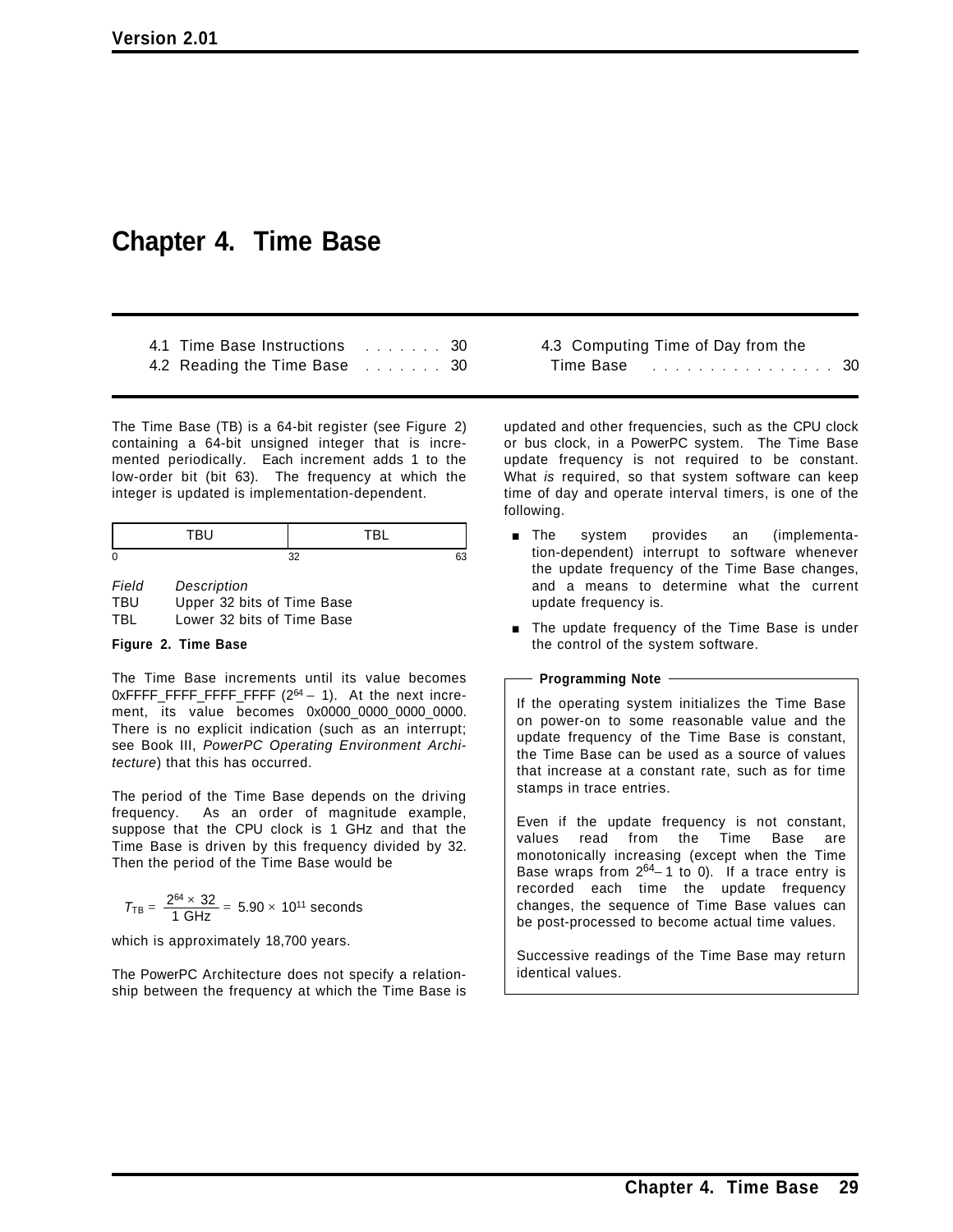# Chapter 4. Time Base

| | | |
|---|---|---|
| 4.1 Time Base Instructions | ....... | 30 |
| 4.2 Reading the Time Base | ....... | 30 |
| 4.3 Computing Time of Day from the Time Base | ................ | 30 |

The Time Base (TB) is a 64-bit register (see Figure 2) containing a 64-bit unsigned integer that is incremented periodically. Each increment adds 1 to the low-order bit (bit 63). The frequency at which the integer is updated is implementation-dependent.

| TBU | TBL |
|---|---|
| 0 | 32 &nbsp;&nbsp;&nbsp;&nbsp; 63 |

| *Field* | *Description* |
|---|---|
| TBU | Upper 32 bits of Time Base |
| TBL | Lower 32 bits of Time Base |

**Figure 2. Time Base**

The Time Base increments until its value becomes 0xFFFF_FFFF_FFFF_FFFF ($2^{64}-1$). At the next increment, its value becomes 0x0000_0000_0000_0000. There is no explicit indication (such as an interrupt; see Book III, *PowerPC Operating Environment Architecture*) that this has occurred.

The period of the Time Base depends on the driving frequency. As an order of magnitude example, suppose that the CPU clock is 1 GHz and that the Time Base is driven by this frequency divided by 32. Then the period of the Time Base would be

$$T_{TB} = \frac{2^{64} \times 32}{1 \text{ GHz}} = 5.90 \times 10^{11} \text{ seconds}$$

which is approximately 18,700 years.

The PowerPC Architecture does not specify a relationship between the frequency at which the Time Base is updated and other frequencies, such as the CPU clock or bus clock, in a PowerPC system. The Time Base update frequency is not required to be constant. What *is* required, so that system software can keep time of day and operate interval timers, is one of the following.

- The system provides an (implementation-dependent) interrupt to software whenever the update frequency of the Time Base changes, and a means to determine what the current update frequency is.
- The update frequency of the Time Base is under the control of the system software.

**Programming Note**

If the operating system initializes the Time Base on power-on to some reasonable value and the update frequency of the Time Base is constant, the Time Base can be used as a source of values that increase at a constant rate, such as for time stamps in trace entries.

Even if the update frequency is not constant, values read from the Time Base are monotonically increasing (except when the Time Base wraps from $2^{64}-1$ to 0). If a trace entry is recorded each time the update frequency changes, the sequence of Time Base values can be post-processed to become actual time values.

Successive readings of the Time Base may return identical values.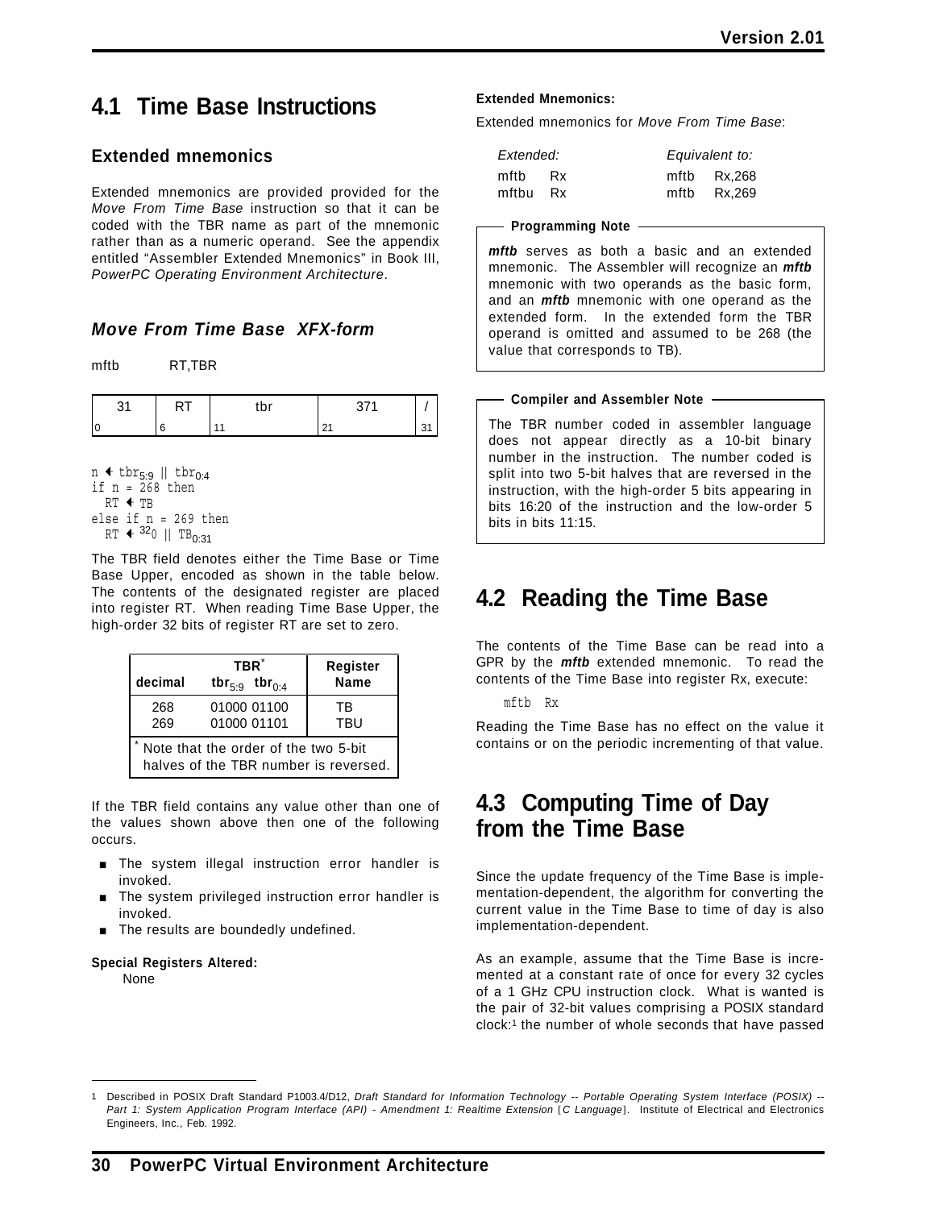## 4.1 Time Base Instructions

### Extended mnemonics

Extended mnemonics are provided provided for the *Move From Time Base* instruction so that it can be coded with the TBR name as part of the mnemonic rather than as a numeric operand. See the appendix entitled "Assembler Extended Mnemonics" in Book III, *PowerPC Operating Environment Architecture*.

### *Move From Time Base XFX-form*

mftb RT,TBR

| 31 | RT | tbr | 371 | / |
|---|---|---|---|---|
| 0 | 6 | 11 | 21 | 31 |

```
n ← tbr5:9 || tbr0:4
if n = 268 then
  RT ← TB
else if n = 269 then
  RT ← 320 || TB0:31
```

The TBR field denotes either the Time Base or Time Base Upper, encoded as shown in the table below. The contents of the designated register are placed into register RT. When reading Time Base Upper, the high-order 32 bits of register RT are set to zero.

| decimal | TBR* $tbr_{5:9}$ $tbr_{0:4}$ | Register Name |
|---|---|---|
| 268 | 01000 01100 | TB |
| 269 | 01000 01101 | TBU |

\* Note that the order of the two 5-bit halves of the TBR number is reversed.

If the TBR field contains any value other than one of the values shown above then one of the following occurs.

- The system illegal instruction error handler is invoked.
- The system privileged instruction error handler is invoked.
- The results are boundedly undefined.

**Special Registers Altered:**

None

**Extended Mnemonics:**

Extended mnemonics for *Move From Time Base*:

| *Extended:* | *Equivalent to:* |
|---|---|
| mftb Rx | mftb Rx,268 |
| mftbu Rx | mftb Rx,269 |

**Programming Note**

***mftb*** serves as both a basic and an extended mnemonic. The Assembler will recognize an ***mftb*** mnemonic with two operands as the basic form, and an ***mftb*** mnemonic with one operand as the extended form. In the extended form the TBR operand is omitted and assumed to be 268 (the value that corresponds to TB).

**Compiler and Assembler Note**

The TBR number coded in assembler language does not appear directly as a 10-bit binary number in the instruction. The number coded is split into two 5-bit halves that are reversed in the instruction, with the high-order 5 bits appearing in bits 16:20 of the instruction and the low-order 5 bits in bits 11:15.

## 4.2 Reading the Time Base

The contents of the Time Base can be read into a GPR by the ***mftb*** extended mnemonic. To read the contents of the Time Base into register Rx, execute:

```
mftb Rx
```

Reading the Time Base has no effect on the value it contains or on the periodic incrementing of that value.

## 4.3 Computing Time of Day from the Time Base

Since the update frequency of the Time Base is implementation-dependent, the algorithm for converting the current value in the Time Base to time of day is also implementation-dependent.

As an example, assume that the Time Base is incremented at a constant rate of once for every 32 cycles of a 1 GHz CPU instruction clock. What is wanted is the pair of 32-bit values comprising a POSIX standard clock:[1] the number of whole seconds that have passed

1 Described in POSIX Draft Standard P1003.4/D12, *Draft Standard for Information Technology -- Portable Operating System Interface (POSIX) -- Part 1: System Application Program Interface (API) - Amendment 1: Realtime Extension* [*C Language*]. Institute of Electrical and Electronics Engineers, Inc., Feb. 1992.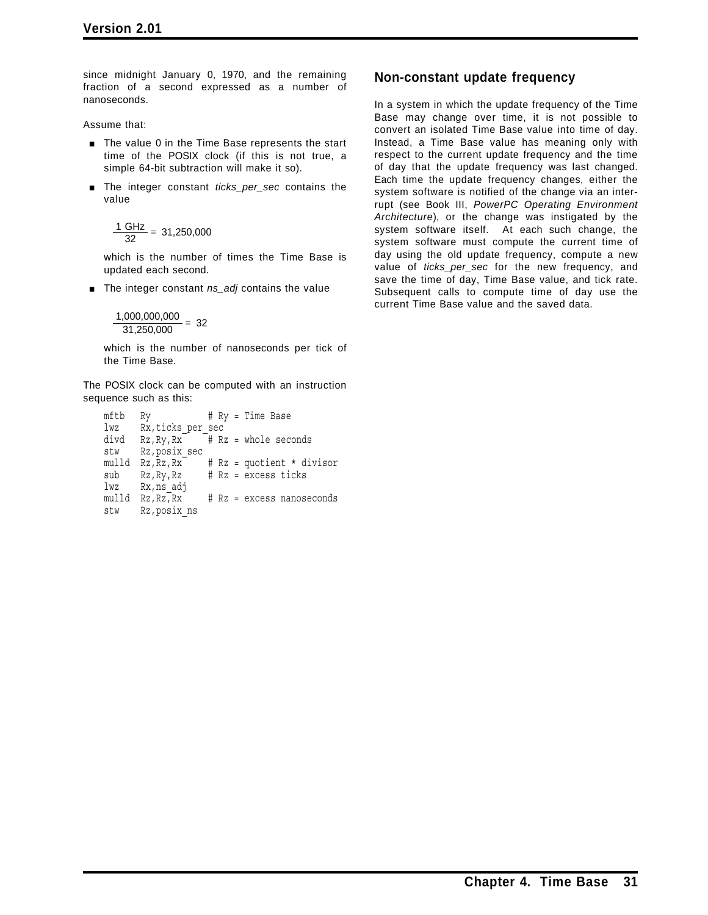since midnight January 0, 1970, and the remaining fraction of a second expressed as a number of nanoseconds.

Assume that:

- The value 0 in the Time Base represents the start time of the POSIX clock (if this is not true, a simple 64-bit subtraction will make it so).
- The integer constant *ticks_per_sec* contains the value

  $$\frac{1\ \text{GHz}}{32} = 31{,}250{,}000$$

  which is the number of times the Time Base is updated each second.
- The integer constant *ns_adj* contains the value

  $$\frac{1{,}000{,}000{,}000}{31{,}250{,}000} = 32$$

  which is the number of nanoseconds per tick of the Time Base.

The POSIX clock can be computed with an instruction sequence such as this:

```
mftb   Ry           # Ry = Time Base
lwz    Rx,ticks_per_sec
divd   Rz,Ry,Rx     # Rz = whole seconds
stw    Rz,posix_sec
mulld  Rz,Rz,Rx     # Rz = quotient * divisor
sub    Rz,Ry,Rz     # Rz = excess ticks
lwz    Rx,ns_adj
mulld  Rz,Rz,Rx     # Rz = excess nanoseconds
stw    Rz,posix_ns
```

## Non-constant update frequency

In a system in which the update frequency of the Time Base may change over time, it is not possible to convert an isolated Time Base value into time of day. Instead, a Time Base value has meaning only with respect to the current update frequency and the time of day that the update frequency was last changed. Each time the update frequency changes, either the system software is notified of the change via an interrupt (see Book III, *PowerPC Operating Environment Architecture*), or the change was instigated by the system software itself. At each such change, the system software must compute the current time of day using the old update frequency, compute a new value of *ticks_per_sec* for the new frequency, and save the time of day, Time Base value, and tick rate. Subsequent calls to compute time of day use the current Time Base value and the saved data.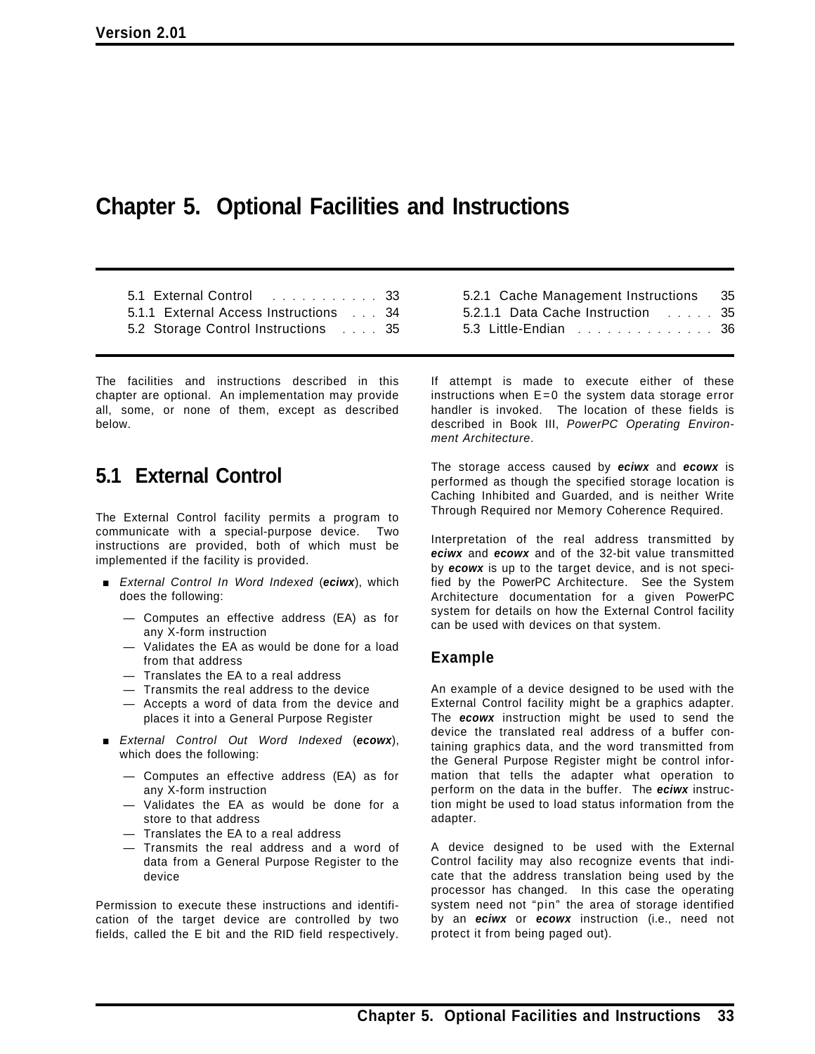# Chapter 5. Optional Facilities and Instructions

| | | | |
|---|---|---|---|
| 5.1 External Control | 33 | 5.2.1 Cache Management Instructions | 35 |
| 5.1.1 External Access Instructions | 34 | 5.2.1.1 Data Cache Instruction | 35 |
| 5.2 Storage Control Instructions | 35 | 5.3 Little-Endian | 36 |

The facilities and instructions described in this chapter are optional. An implementation may provide all, some, or none of them, except as described below.

## 5.1 External Control

The External Control facility permits a program to communicate with a special-purpose device. Two instructions are provided, both of which must be implemented if the facility is provided.

- *External Control In Word Indexed* (***eciwx***), which does the following:
  - Computes an effective address (EA) as for any X-form instruction
  - Validates the EA as would be done for a load from that address
  - Translates the EA to a real address
  - Transmits the real address to the device
  - Accepts a word of data from the device and places it into a General Purpose Register
- *External Control Out Word Indexed* (***ecowx***), which does the following:
  - Computes an effective address (EA) as for any X-form instruction
  - Validates the EA as would be done for a store to that address
  - Translates the EA to a real address
  - Transmits the real address and a word of data from a General Purpose Register to the device

Permission to execute these instructions and identification of the target device are controlled by two fields, called the E bit and the RID field respectively. If attempt is made to execute either of these instructions when E=0 the system data storage error handler is invoked. The location of these fields is described in Book III, *PowerPC Operating Environment Architecture*.

The storage access caused by ***eciwx*** and ***ecowx*** is performed as though the specified storage location is Caching Inhibited and Guarded, and is neither Write Through Required nor Memory Coherence Required.

Interpretation of the real address transmitted by ***eciwx*** and ***ecowx*** and of the 32-bit value transmitted by ***ecowx*** is up to the target device, and is not specified by the PowerPC Architecture. See the System Architecture documentation for a given PowerPC system for details on how the External Control facility can be used with devices on that system.

### Example

An example of a device designed to be used with the External Control facility might be a graphics adapter. The ***ecowx*** instruction might be used to send the device the translated real address of a buffer containing graphics data, and the word transmitted from the General Purpose Register might be control information that tells the adapter what operation to perform on the data in the buffer. The ***eciwx*** instruction might be used to load status information from the adapter.

A device designed to be used with the External Control facility may also recognize events that indicate that the address translation being used by the processor has changed. In this case the operating system need not "pin" the area of storage identified by an ***eciwx*** or ***ecowx*** instruction (i.e., need not protect it from being paged out).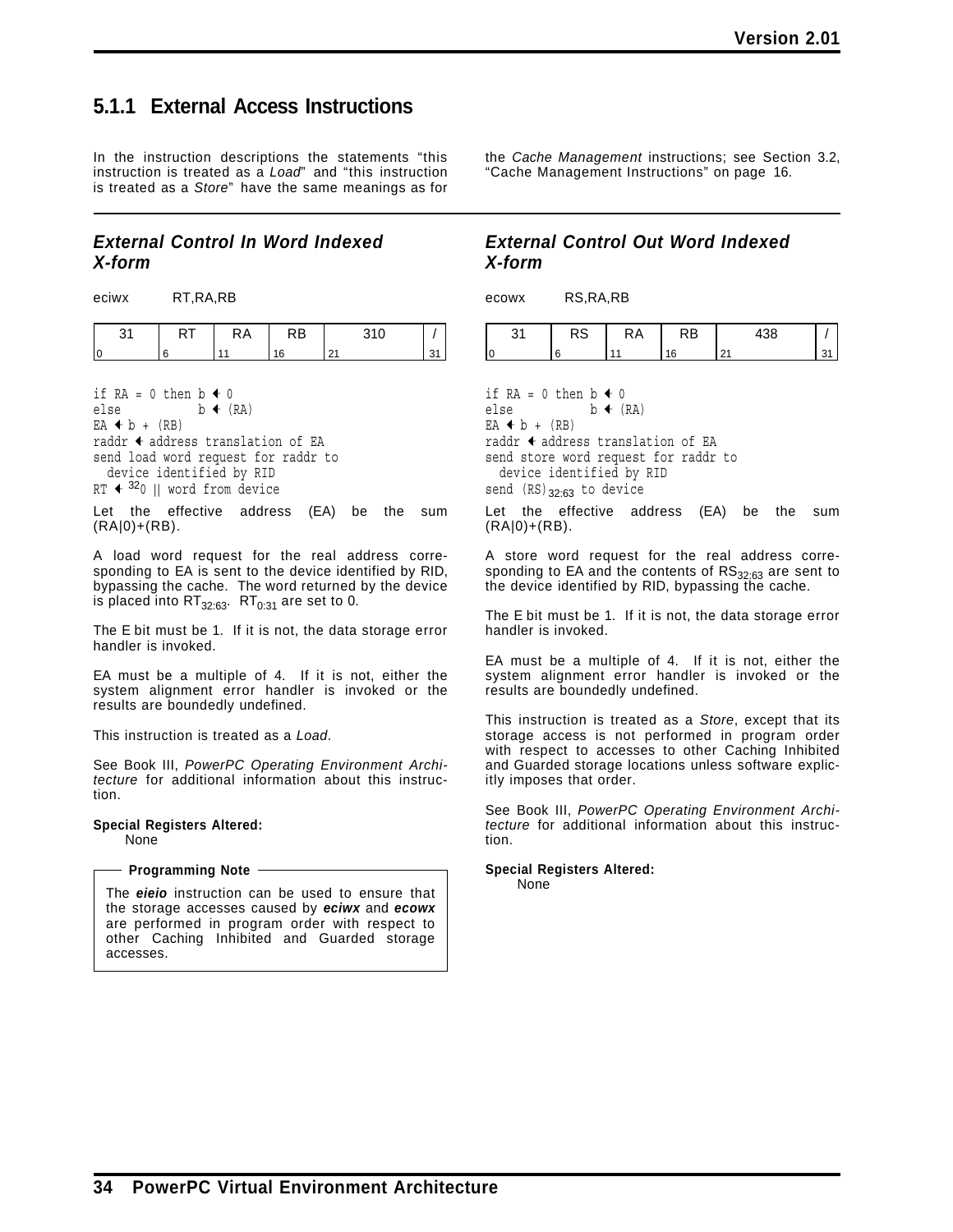### 5.1.1 External Access Instructions

In the instruction descriptions the statements "this instruction is treated as a *Load*" and "this instruction is treated as a *Store*" have the same meanings as for the *Cache Management* instructions; see Section 3.2, "Cache Management Instructions" on page 16.

#### External Control In Word Indexed X-form

eciwx RT,RA,RB

| 31 | RT | RA | RB | 310 | / |
|---|---|---|---|---|---|
| 0 | 6 | 11 | 16 | 21 | 31 |

```
if RA = 0 then b ← 0
else           b ← (RA)
EA ← b + (RB)
raddr ← address translation of EA
send load word request for raddr to
  device identified by RID
RT ← 320 || word from device
```

Let the effective address (EA) be the sum (RA|0)+(RB).

A load word request for the real address corresponding to EA is sent to the device identified by RID, bypassing the cache. The word returned by the device is placed into $RT_{32:63}$. $RT_{0:31}$ are set to 0.

The E bit must be 1. If it is not, the data storage error handler is invoked.

EA must be a multiple of 4. If it is not, either the system alignment error handler is invoked or the results are boundedly undefined.

This instruction is treated as a *Load*.

See Book III, *PowerPC Operating Environment Architecture* for additional information about this instruction.

**Special Registers Altered:**
None

> **Programming Note**
>
> The ***eieio*** instruction can be used to ensure that the storage accesses caused by ***eciwx*** and ***ecowx*** are performed in program order with respect to other Caching Inhibited and Guarded storage accesses.

#### External Control Out Word Indexed X-form

ecowx RS,RA,RB

| 31 | RS | RA | RB | 438 | / |
|---|---|---|---|---|---|
| 0 | 6 | 11 | 16 | 21 | 31 |

```
if RA = 0 then b ← 0
else           b ← (RA)
EA ← b + (RB)
raddr ← address translation of EA
send store word request for raddr to
  device identified by RID
send (RS)32:63 to device
```

Let the effective address (EA) be the sum (RA|0)+(RB).

A store word request for the real address corresponding to EA and the contents of $RS_{32:63}$ are sent to the device identified by RID, bypassing the cache.

The E bit must be 1. If it is not, the data storage error handler is invoked.

EA must be a multiple of 4. If it is not, either the system alignment error handler is invoked or the results are boundedly undefined.

This instruction is treated as a *Store*, except that its storage access is not performed in program order with respect to accesses to other Caching Inhibited and Guarded storage locations unless software explicitly imposes that order.

See Book III, *PowerPC Operating Environment Architecture* for additional information about this instruction.

**Special Registers Altered:**
None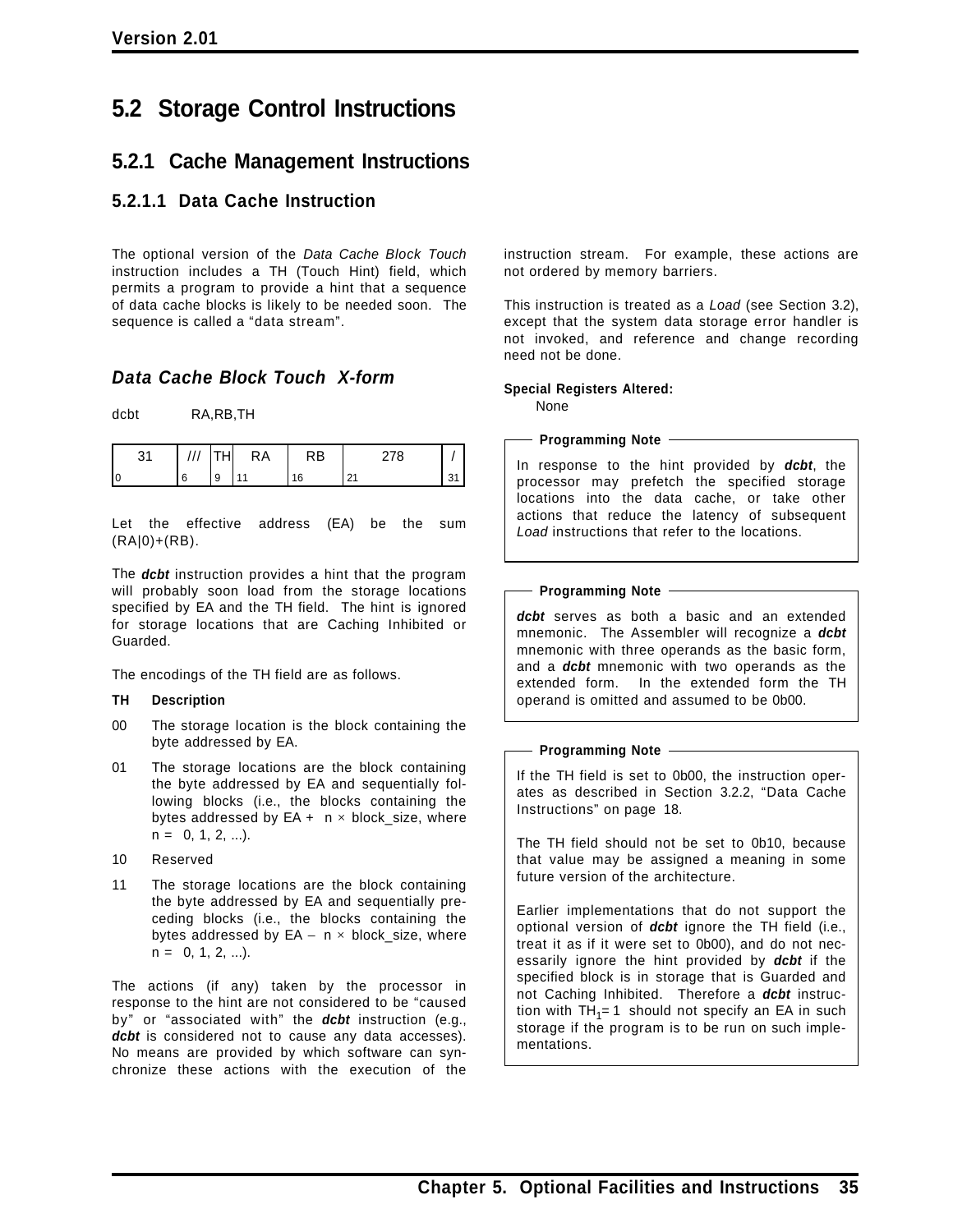## 5.2 Storage Control Instructions

### 5.2.1 Cache Management Instructions

#### 5.2.1.1 Data Cache Instruction

The optional version of the *Data Cache Block Touch* instruction includes a TH (Touch Hint) field, which permits a program to provide a hint that a sequence of data cache blocks is likely to be needed soon. The sequence is called a “data stream”.

### *Data Cache Block Touch X-form*

dcbt RA,RB,TH

| 31 | /// | TH | RA | RB | 278 | / |
|---|---|---|---|---|---|---|
| 0 | 6 | 9 | 11 | 16 | 21 | 31 |

Let the effective address (EA) be the sum (RA|0)+(RB).

The ***dcbt*** instruction provides a hint that the program will probably soon load from the storage locations specified by EA and the TH field. The hint is ignored for storage locations that are Caching Inhibited or Guarded.

The encodings of the TH field are as follows.

**TH Description**

- 00 The storage location is the block containing the byte addressed by EA.
- 01 The storage locations are the block containing the byte addressed by EA and sequentially following blocks (i.e., the blocks containing the bytes addressed by EA + n × block_size, where n = 0, 1, 2, ...).
- 10 Reserved
- 11 The storage locations are the block containing the byte addressed by EA and sequentially preceding blocks (i.e., the blocks containing the bytes addressed by EA – n × block_size, where n = 0, 1, 2, ...).

The actions (if any) taken by the processor in response to the hint are not considered to be “caused by” or “associated with” the ***dcbt*** instruction (e.g., ***dcbt*** is considered not to cause any data accesses). No means are provided by which software can synchronize these actions with the execution of the instruction stream. For example, these actions are not ordered by memory barriers.

This instruction is treated as a *Load* (see Section 3.2), except that the system data storage error handler is not invoked, and reference and change recording need not be done.

**Special Registers Altered:**

None

**Programming Note**

In response to the hint provided by ***dcbt***, the processor may prefetch the specified storage locations into the data cache, or take other actions that reduce the latency of subsequent *Load* instructions that refer to the locations.

**Programming Note**

***dcbt*** serves as both a basic and an extended mnemonic. The Assembler will recognize a ***dcbt*** mnemonic with three operands as the basic form, and a ***dcbt*** mnemonic with two operands as the extended form. In the extended form the TH operand is omitted and assumed to be 0b00.

**Programming Note**

If the TH field is set to 0b00, the instruction operates as described in Section 3.2.2, “Data Cache Instructions” on page 18.

The TH field should not be set to 0b10, because that value may be assigned a meaning in some future version of the architecture.

Earlier implementations that do not support the optional version of ***dcbt*** ignore the TH field (i.e., treat it as if it were set to 0b00), and do not necessarily ignore the hint provided by ***dcbt*** if the specified block is in storage that is Guarded and not Caching Inhibited. Therefore a ***dcbt*** instruction with $TH_1 = 1$ should not specify an EA in such storage if the program is to be run on such implementations.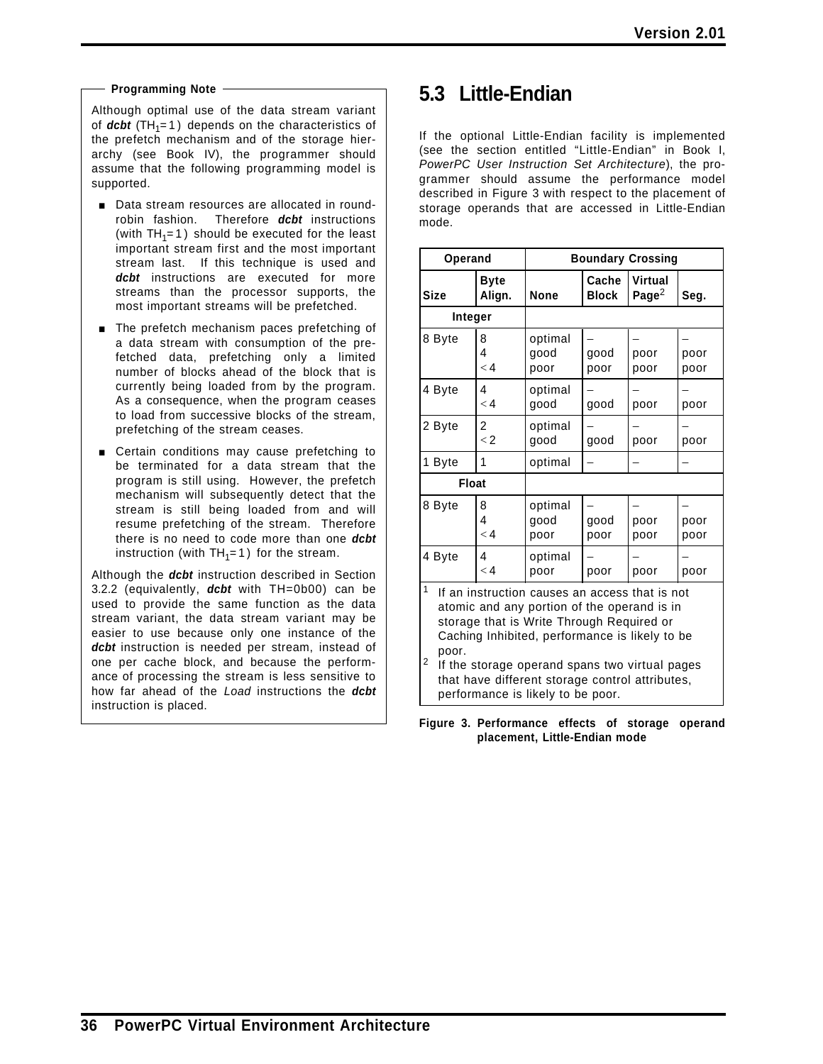**Programming Note**

Although optimal use of the data stream variant of ***dcbt*** ($TH_1=1$) depends on the characteristics of the prefetch mechanism and of the storage hierarchy (see Book IV), the programmer should assume that the following programming model is supported.

- Data stream resources are allocated in round-robin fashion. Therefore ***dcbt*** instructions (with $TH_1=1$) should be executed for the least important stream first and the most important stream last. If this technique is used and ***dcbt*** instructions are executed for more streams than the processor supports, the most important streams will be prefetched.
- The prefetch mechanism paces prefetching of a data stream with consumption of the prefetched data, prefetching only a limited number of blocks ahead of the block that is currently being loaded from by the program. As a consequence, when the program ceases to load from successive blocks of the stream, prefetching of the stream ceases.
- Certain conditions may cause prefetching to be terminated for a data stream that the program is still using. However, the prefetch mechanism will subsequently detect that the stream is still being loaded from and will resume prefetching of the stream. Therefore there is no need to code more than one ***dcbt*** instruction (with $TH_1=1$) for the stream.

Although the ***dcbt*** instruction described in Section 3.2.2 (equivalently, ***dcbt*** with TH=0b00) can be used to provide the same function as the data stream variant, the data stream variant may be easier to use because only one instance of the ***dcbt*** instruction is needed per stream, instead of one per cache block, and because the performance of processing the stream is less sensitive to how far ahead of the *Load* instructions the ***dcbt*** instruction is placed.

## 5.3 Little-Endian

If the optional Little-Endian facility is implemented (see the section entitled “Little-Endian” in Book I, *PowerPC User Instruction Set Architecture*), the programmer should assume the performance model described in Figure 3 with respect to the placement of storage operands that are accessed in Little-Endian mode.

| Operand | | Boundary Crossing | | | |
|---|---|---|---|---|---|
| **Size** | **Byte Align.** | **None** | **Cache Block** | **Virtual Page**[2] | **Seg.** |
| **Integer** | | | | | |
| 8 Byte | 8<br>4<br>< 4 | optimal<br>good<br>poor | –<br>good<br>poor | –<br>poor<br>poor | –<br>poor<br>poor |
| 4 Byte | 4<br>< 4 | optimal<br>good | –<br>good | –<br>poor | –<br>poor |
| 2 Byte | 2<br>< 2 | optimal<br>good | –<br>good | –<br>poor | –<br>poor |
| 1 Byte | 1 | optimal | – | – | – |
| **Float** | | | | | |
| 8 Byte | 8<br>4<br>< 4 | optimal<br>good<br>poor | –<br>good<br>poor | –<br>poor<br>poor | –<br>poor<br>poor |
| 4 Byte | 4<br>< 4 | optimal<br>poor | –<br>poor | –<br>poor | –<br>poor |

[1] If an instruction causes an access that is not atomic and any portion of the operand is in storage that is Write Through Required or Caching Inhibited, performance is likely to be poor.

[2] If the storage operand spans two virtual pages that have different storage control attributes, performance is likely to be poor.

**Figure 3. Performance effects of storage operand placement, Little-Endian mode**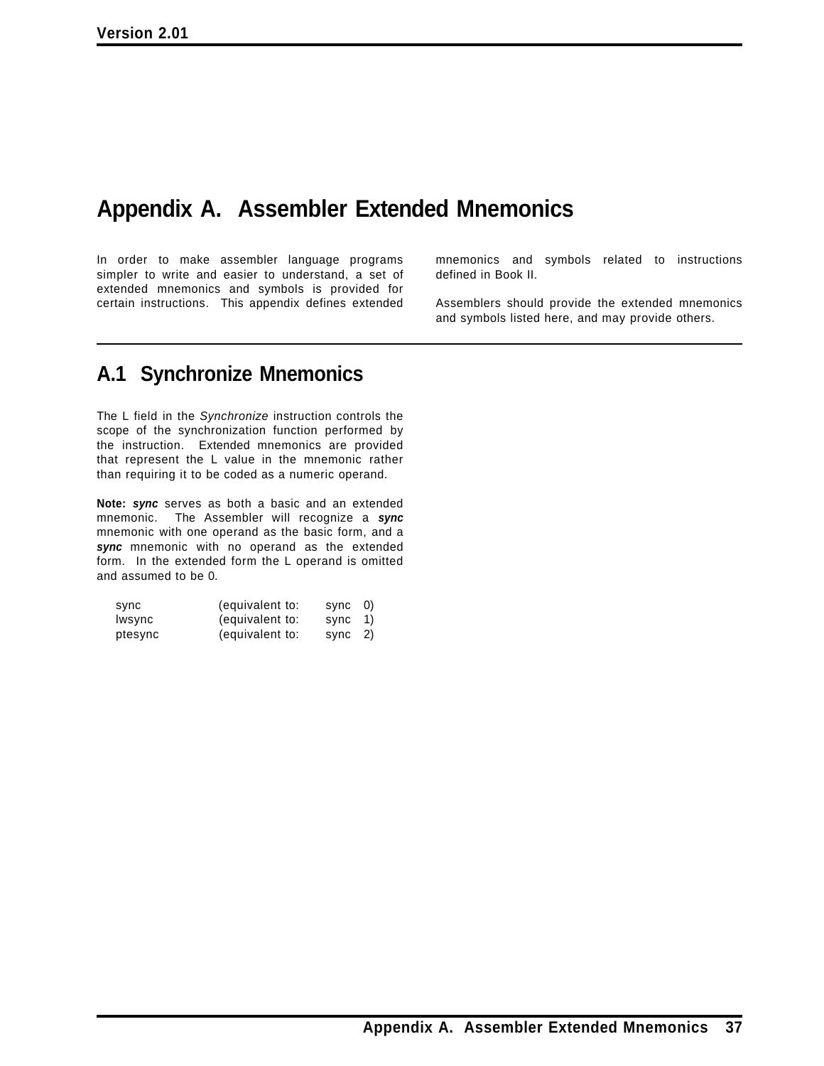# Appendix A. Assembler Extended Mnemonics

In order to make assembler language programs simpler to write and easier to understand, a set of extended mnemonics and symbols is provided for certain instructions. This appendix defines extended mnemonics and symbols related to instructions defined in Book II.

Assemblers should provide the extended mnemonics and symbols listed here, and may provide others.

## A.1 Synchronize Mnemonics

The L field in the *Synchronize* instruction controls the scope of the synchronization function performed by the instruction. Extended mnemonics are provided that represent the L value in the mnemonic rather than requiring it to be coded as a numeric operand.

**Note:** ***sync*** serves as both a basic and an extended mnemonic. The Assembler will recognize a ***sync*** mnemonic with one operand as the basic form, and a ***sync*** mnemonic with no operand as the extended form. In the extended form the L operand is omitted and assumed to be 0.

```
sync        (equivalent to:    sync  0)
lwsync      (equivalent to:    sync  1)
ptesync     (equivalent to:    sync  2)
```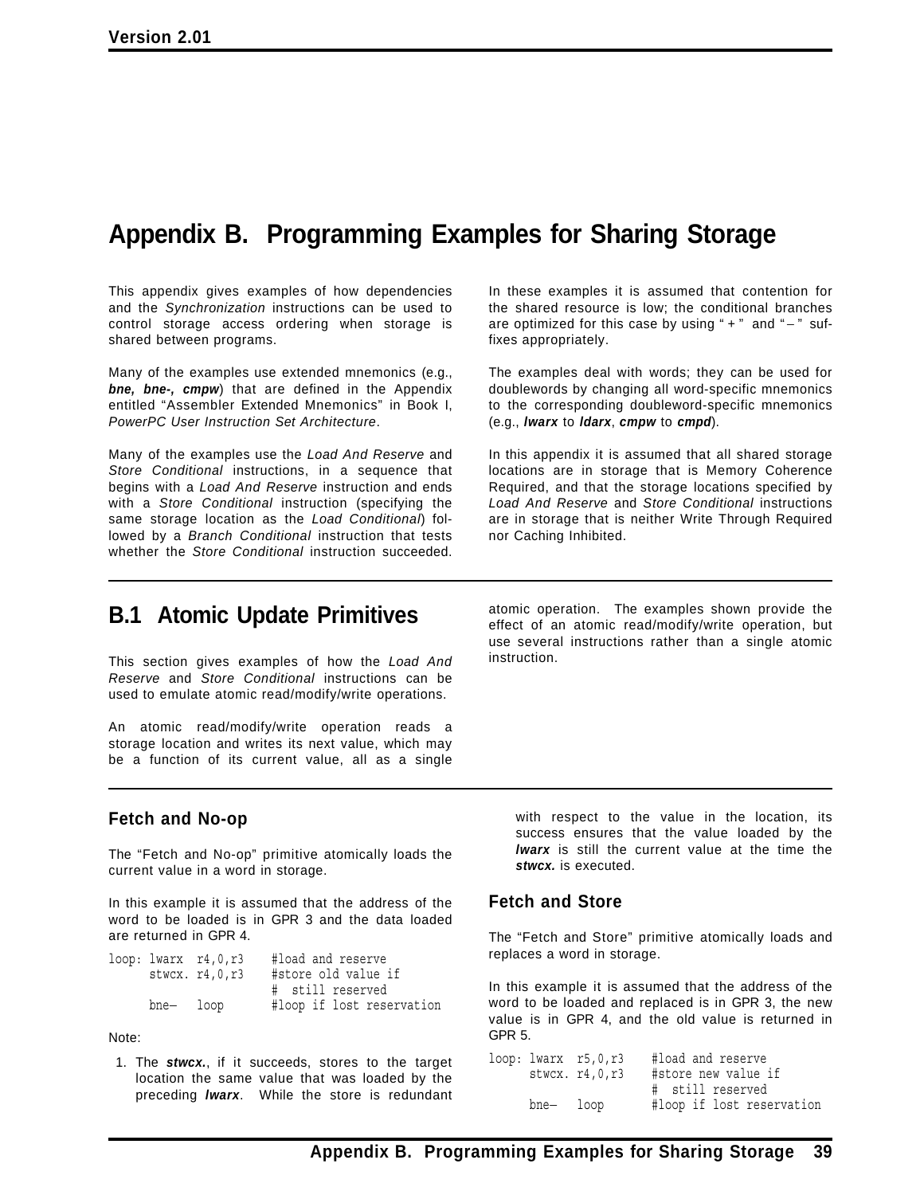# Appendix B. Programming Examples for Sharing Storage

This appendix gives examples of how dependencies and the *Synchronization* instructions can be used to control storage access ordering when storage is shared between programs.

Many of the examples use extended mnemonics (e.g., ***bne, bne-, cmpw***) that are defined in the Appendix entitled "Assembler Extended Mnemonics" in Book I, *PowerPC User Instruction Set Architecture*.

Many of the examples use the *Load And Reserve* and *Store Conditional* instructions, in a sequence that begins with a *Load And Reserve* instruction and ends with a *Store Conditional* instruction (specifying the same storage location as the *Load Conditional*) followed by a *Branch Conditional* instruction that tests whether the *Store Conditional* instruction succeeded.

In these examples it is assumed that contention for the shared resource is low; the conditional branches are optimized for this case by using "+" and "−" suffixes appropriately.

The examples deal with words; they can be used for doublewords by changing all word-specific mnemonics to the corresponding doubleword-specific mnemonics (e.g., ***lwarx*** to ***ldarx***, ***cmpw*** to ***cmpd***).

In this appendix it is assumed that all shared storage locations are in storage that is Memory Coherence Required, and that the storage locations specified by *Load And Reserve* and *Store Conditional* instructions are in storage that is neither Write Through Required nor Caching Inhibited.

## B.1 Atomic Update Primitives

This section gives examples of how the *Load And Reserve* and *Store Conditional* instructions can be used to emulate atomic read/modify/write operations.

An atomic read/modify/write operation reads a storage location and writes its next value, which may be a function of its current value, all as a single atomic operation. The examples shown provide the effect of an atomic read/modify/write operation, but use several instructions rather than a single atomic instruction.

### Fetch and No-op

The "Fetch and No-op" primitive atomically loads the current value in a word in storage.

In this example it is assumed that the address of the word to be loaded is in GPR 3 and the data loaded are returned in GPR 4.

```
loop: lwarx  r4,0,r3    #load and reserve
      stwcx. r4,0,r3    #store old value if
                        #  still reserved
      bne−   loop       #loop if lost reservation
```

Note:

1. The ***stwcx.***, if it succeeds, stores to the target location the same value that was loaded by the preceding ***lwarx***. While the store is redundant with respect to the value in the location, its success ensures that the value loaded by the ***lwarx*** is still the current value at the time the ***stwcx.*** is executed.

### Fetch and Store

The "Fetch and Store" primitive atomically loads and replaces a word in storage.

In this example it is assumed that the address of the word to be loaded and replaced is in GPR 3, the new value is in GPR 4, and the old value is returned in GPR 5.

```
loop: lwarx  r5,0,r3    #load and reserve
      stwcx. r4,0,r3    #store new value if
                        #  still reserved
      bne−   loop       #loop if lost reservation
```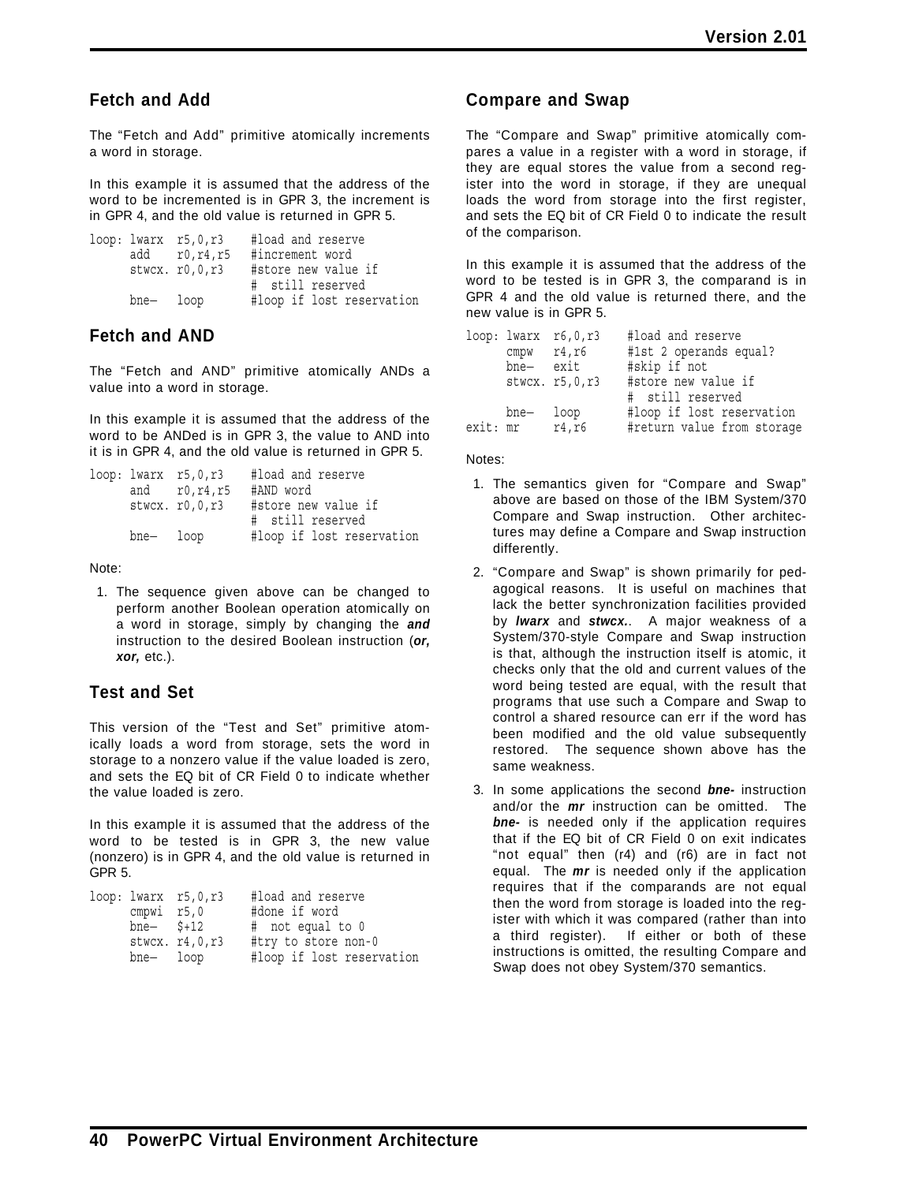## Fetch and Add

The “Fetch and Add” primitive atomically increments a word in storage.

In this example it is assumed that the address of the word to be incremented is in GPR 3, the increment is in GPR 4, and the old value is returned in GPR 5.

```
loop: lwarx  r5,0,r3     #load and reserve
      add    r0,r4,r5    #increment word
      stwcx. r0,0,r3     #store new value if
                         #  still reserved
      bne-   loop        #loop if lost reservation
```

## Fetch and AND

The “Fetch and AND” primitive atomically ANDs a value into a word in storage.

In this example it is assumed that the address of the word to be ANDed is in GPR 3, the value to AND into it is in GPR 4, and the old value is returned in GPR 5.

```
loop: lwarx  r5,0,r3     #load and reserve
      and    r0,r4,r5    #AND word
      stwcx. r0,0,r3     #store new value if
                         #  still reserved
      bne-   loop        #loop if lost reservation
```

Note:

1. The sequence given above can be changed to perform another Boolean operation atomically on a word in storage, simply by changing the ***and*** instruction to the desired Boolean instruction (***or, xor,*** etc.).

## Test and Set

This version of the “Test and Set” primitive atomically loads a word from storage, sets the word in storage to a nonzero value if the value loaded is zero, and sets the EQ bit of CR Field 0 to indicate whether the value loaded is zero.

In this example it is assumed that the address of the word to be tested is in GPR 3, the new value (nonzero) is in GPR 4, and the old value is returned in GPR 5.

```
loop: lwarx  r5,0,r3     #load and reserve
      cmpwi  r5,0        #done if word
      bne-   $+12        #  not equal to 0
      stwcx. r4,0,r3     #try to store non-0
      bne-   loop        #loop if lost reservation
```

## Compare and Swap

The “Compare and Swap” primitive atomically compares a value in a register with a word in storage, if they are equal stores the value from a second register into the word in storage, if they are unequal loads the word from storage into the first register, and sets the EQ bit of CR Field 0 to indicate the result of the comparison.

In this example it is assumed that the address of the word to be tested is in GPR 3, the comparand is in GPR 4 and the old value is returned there, and the new value is in GPR 5.

```
loop: lwarx  r6,0,r3     #load and reserve
      cmpw   r4,r6       #1st 2 operands equal?
      bne-   exit        #skip if not
      stwcx. r5,0,r3     #store new value if
                         #  still reserved
      bne-   loop        #loop if lost reservation
exit: mr     r4,r6       #return value from storage
```

Notes:

1. The semantics given for “Compare and Swap” above are based on those of the IBM System/370 Compare and Swap instruction. Other architectures may define a Compare and Swap instruction differently.
2. “Compare and Swap” is shown primarily for pedagogical reasons. It is useful on machines that lack the better synchronization facilities provided by ***lwarx*** and ***stwcx.***. A major weakness of a System/370-style Compare and Swap instruction is that, although the instruction itself is atomic, it checks only that the old and current values of the word being tested are equal, with the result that programs that use such a Compare and Swap to control a shared resource can err if the word has been modified and the old value subsequently restored. The sequence shown above has the same weakness.
3. In some applications the second ***bne-*** instruction and/or the ***mr*** instruction can be omitted. The ***bne-*** is needed only if the application requires that if the EQ bit of CR Field 0 on exit indicates “not equal” then (r4) and (r6) are in fact not equal. The ***mr*** is needed only if the application requires that if the comparands are not equal then the word from storage is loaded into the register with which it was compared (rather than into a third register). If either or both of these instructions is omitted, the resulting Compare and Swap does not obey System/370 semantics.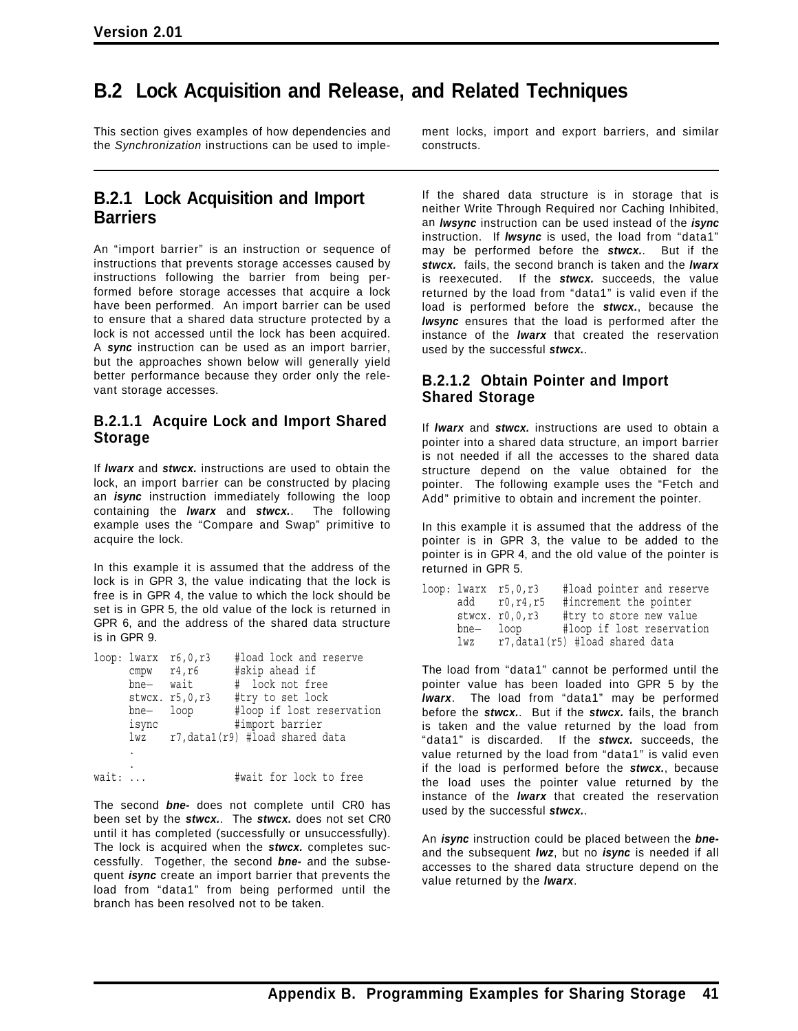## B.2 Lock Acquisition and Release, and Related Techniques

This section gives examples of how dependencies and the *Synchronization* instructions can be used to implement locks, import and export barriers, and similar constructs.

### B.2.1 Lock Acquisition and Import Barriers

An "import barrier" is an instruction or sequence of instructions that prevents storage accesses caused by instructions following the barrier from being performed before storage accesses that acquire a lock have been performed. An import barrier can be used to ensure that a shared data structure protected by a lock is not accessed until the lock has been acquired. A ***sync*** instruction can be used as an import barrier, but the approaches shown below will generally yield better performance because they order only the relevant storage accesses.

#### B.2.1.1 Acquire Lock and Import Shared Storage

If ***lwarx*** and ***stwcx.*** instructions are used to obtain the lock, an import barrier can be constructed by placing an ***isync*** instruction immediately following the loop containing the ***lwarx*** and ***stwcx.***. The following example uses the "Compare and Swap" primitive to acquire the lock.

In this example it is assumed that the address of the lock is in GPR 3, the value indicating that the lock is free is in GPR 4, the value to which the lock should be set is in GPR 5, the old value of the lock is returned in GPR 6, and the address of the shared data structure is in GPR 9.

```
loop: lwarx  r6,0,r3     #load lock and reserve
      cmpw   r4,r6       #skip ahead if
      bne-   wait        #  lock not free
      stwcx. r5,0,r3     #try to set lock
      bne-   loop        #loop if lost reservation
      isync              #import barrier
      lwz    r7,data1(r9) #load shared data
      .
      .
wait: ...                #wait for lock to free
```

The second ***bne-*** does not complete until CR0 has been set by the ***stwcx.***. The ***stwcx.*** does not set CR0 until it has completed (successfully or unsuccessfully). The lock is acquired when the ***stwcx.*** completes successfully. Together, the second ***bne-*** and the subsequent ***isync*** create an import barrier that prevents the load from "data1" from being performed until the branch has been resolved not to be taken.

If the shared data structure is in storage that is neither Write Through Required nor Caching Inhibited, an ***lwsync*** instruction can be used instead of the ***isync*** instruction. If ***lwsync*** is used, the load from "data1" may be performed before the ***stwcx.***. But if the ***stwcx.*** fails, the second branch is taken and the ***lwarx*** is reexecuted. If the ***stwcx.*** succeeds, the value returned by the load from "data1" is valid even if the load is performed before the ***stwcx.***, because the ***lwsync*** ensures that the load is performed after the instance of the ***lwarx*** that created the reservation used by the successful ***stwcx.***.

#### B.2.1.2 Obtain Pointer and Import Shared Storage

If ***lwarx*** and ***stwcx.*** instructions are used to obtain a pointer into a shared data structure, an import barrier is not needed if all the accesses to the shared data structure depend on the value obtained for the pointer. The following example uses the "Fetch and Add" primitive to obtain and increment the pointer.

In this example it is assumed that the address of the pointer is in GPR 3, the value to be added to the pointer is in GPR 4, and the old value of the pointer is returned in GPR 5.

```
loop: lwarx  r5,0,r3     #load pointer and reserve
      add    r0,r4,r5    #increment the pointer
      stwcx. r0,0,r3     #try to store new value
      bne-   loop        #loop if lost reservation
      lwz    r7,data1(r5) #load shared data
```

The load from "data1" cannot be performed until the pointer value has been loaded into GPR 5 by the ***lwarx***. The load from "data1" may be performed before the ***stwcx.***. But if the ***stwcx.*** fails, the branch is taken and the value returned by the load from "data1" is discarded. If the ***stwcx.*** succeeds, the value returned by the load from "data1" is valid even if the load is performed before the ***stwcx.***, because the load uses the pointer value returned by the instance of the ***lwarx*** that created the reservation used by the successful ***stwcx.***.

An ***isync*** instruction could be placed between the ***bne-*** and the subsequent ***lwz***, but no ***isync*** is needed if all accesses to the shared data structure depend on the value returned by the ***lwarx***.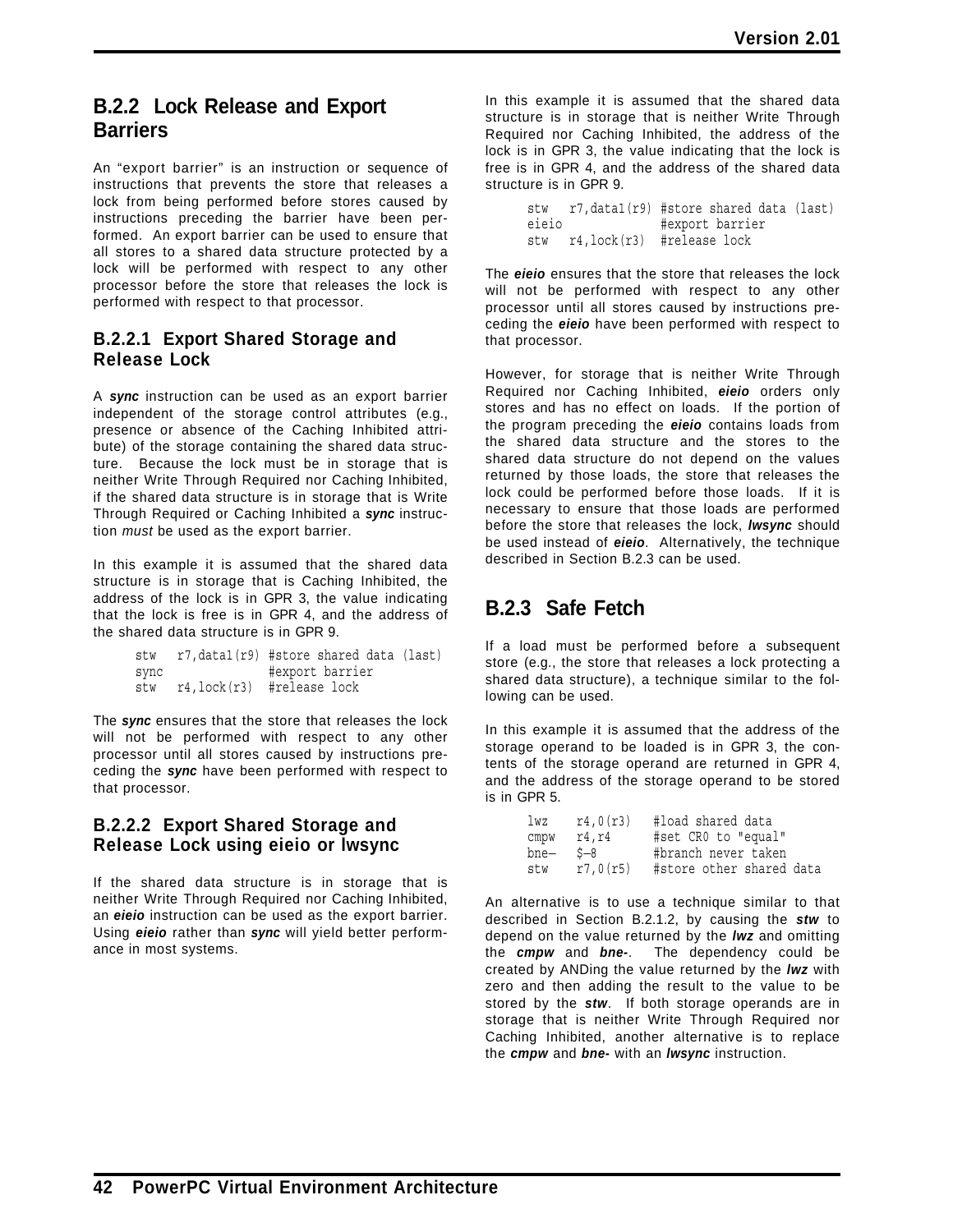## B.2.2 Lock Release and Export Barriers

An "export barrier" is an instruction or sequence of instructions that prevents the store that releases a lock from being performed before stores caused by instructions preceding the barrier have been performed. An export barrier can be used to ensure that all stores to a shared data structure protected by a lock will be performed with respect to any other processor before the store that releases the lock is performed with respect to that processor.

### B.2.2.1 Export Shared Storage and Release Lock

A ***sync*** instruction can be used as an export barrier independent of the storage control attributes (e.g., presence or absence of the Caching Inhibited attribute) of the storage containing the shared data structure. Because the lock must be in storage that is neither Write Through Required nor Caching Inhibited, if the shared data structure is in storage that is Write Through Required or Caching Inhibited a ***sync*** instruction *must* be used as the export barrier.

In this example it is assumed that the shared data structure is in storage that is Caching Inhibited, the address of the lock is in GPR 3, the value indicating that the lock is free is in GPR 4, and the address of the shared data structure is in GPR 9.

```
stw   r7,data1(r9) #store shared data (last)
sync               #export barrier
stw   r4,lock(r3)  #release lock
```

The ***sync*** ensures that the store that releases the lock will not be performed with respect to any other processor until all stores caused by instructions preceding the ***sync*** have been performed with respect to that processor.

### B.2.2.2 Export Shared Storage and Release Lock using eieio or lwsync

If the shared data structure is in storage that is neither Write Through Required nor Caching Inhibited, an ***eieio*** instruction can be used as the export barrier. Using ***eieio*** rather than ***sync*** will yield better performance in most systems.

In this example it is assumed that the shared data structure is in storage that is neither Write Through Required nor Caching Inhibited, the address of the lock is in GPR 3, the value indicating that the lock is free is in GPR 4, and the address of the shared data structure is in GPR 9.

```
stw   r7,data1(r9) #store shared data (last)
eieio              #export barrier
stw   r4,lock(r3)  #release lock
```

The ***eieio*** ensures that the store that releases the lock will not be performed with respect to any other processor until all stores caused by instructions preceding the ***eieio*** have been performed with respect to that processor.

However, for storage that is neither Write Through Required nor Caching Inhibited, ***eieio*** orders only stores and has no effect on loads. If the portion of the program preceding the ***eieio*** contains loads from the shared data structure and the stores to the shared data structure do not depend on the values returned by those loads, the store that releases the lock could be performed before those loads. If it is necessary to ensure that those loads are performed before the store that releases the lock, ***lwsync*** should be used instead of ***eieio***. Alternatively, the technique described in Section B.2.3 can be used.

## B.2.3 Safe Fetch

If a load must be performed before a subsequent store (e.g., the store that releases a lock protecting a shared data structure), a technique similar to the following can be used.

In this example it is assumed that the address of the storage operand to be loaded is in GPR 3, the contents of the storage operand are returned in GPR 4, and the address of the storage operand to be stored is in GPR 5.

```
lwz    r4,0(r3)    #load shared data
cmpw   r4,r4       #set CR0 to "equal"
bne-   $-8         #branch never taken
stw    r7,0(r5)    #store other shared data
```

An alternative is to use a technique similar to that described in Section B.2.1.2, by causing the ***stw*** to depend on the value returned by the ***lwz*** and omitting the ***cmpw*** and ***bne-***. The dependency could be created by ANDing the value returned by the ***lwz*** with zero and then adding the result to the value to be stored by the ***stw***. If both storage operands are in storage that is neither Write Through Required nor Caching Inhibited, another alternative is to replace the ***cmpw*** and ***bne-*** with an ***lwsync*** instruction.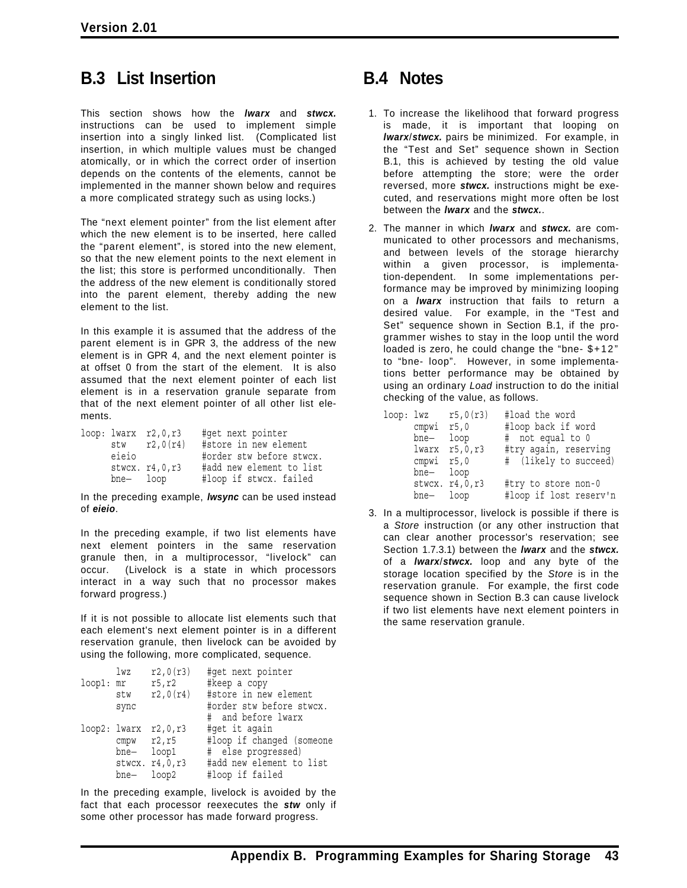## B.3 List Insertion

This section shows how the ***lwarx*** and ***stwcx.*** instructions can be used to implement simple insertion into a singly linked list. (Complicated list insertion, in which multiple values must be changed atomically, or in which the correct order of insertion depends on the contents of the elements, cannot be implemented in the manner shown below and requires a more complicated strategy such as using locks.)

The "next element pointer" from the list element after which the new element is to be inserted, here called the "parent element", is stored into the new element, so that the new element points to the next element in the list; this store is performed unconditionally. Then the address of the new element is conditionally stored into the parent element, thereby adding the new element to the list.

In this example it is assumed that the address of the parent element is in GPR 3, the address of the new element is in GPR 4, and the next element pointer is at offset 0 from the start of the element. It is also assumed that the next element pointer of each list element is in a reservation granule separate from that of the next element pointer of all other list elements.

```
loop: lwarx  r2,0,r3     #get next pointer
      stw    r2,0(r4)    #store in new element
      eieio              #order stw before stwcx.
      stwcx. r4,0,r3     #add new element to list
      bne–   loop        #loop if stwcx. failed
```

In the preceding example, ***lwsync*** can be used instead of ***eieio***.

In the preceding example, if two list elements have next element pointers in the same reservation granule then, in a multiprocessor, "livelock" can occur. (Livelock is a state in which processors interact in a way such that no processor makes forward progress.)

If it is not possible to allocate list elements such that each element's next element pointer is in a different reservation granule, then livelock can be avoided by using the following, more complicated, sequence.

```
        lwz    r2,0(r3)    #get next pointer
loop1:  mr     r5,r2       #keep a copy
        stw    r2,0(r4)    #store in new element
        sync               #order stw before stwcx.
                           #  and before lwarx
loop2:  lwarx  r2,0,r3     #get it again
        cmpw   r2,r5       #loop if changed (someone
        bne–   loop1       #  else progressed)
        stwcx. r4,0,r3     #add new element to list
        bne–   loop2       #loop if failed
```

In the preceding example, livelock is avoided by the fact that each processor reexecutes the ***stw*** only if some other processor has made forward progress.

## B.4 Notes

1. To increase the likelihood that forward progress is made, it is important that looping on ***lwarx***/***stwcx.*** pairs be minimized. For example, in the "Test and Set" sequence shown in Section B.1, this is achieved by testing the old value before attempting the store; were the order reversed, more ***stwcx.*** instructions might be executed, and reservations might more often be lost between the ***lwarx*** and the ***stwcx.***.

2. The manner in which ***lwarx*** and ***stwcx.*** are communicated to other processors and mechanisms, and between levels of the storage hierarchy within a given processor, is implementation-dependent. In some implementations performance may be improved by minimizing looping on a ***lwarx*** instruction that fails to return a desired value. For example, in the "Test and Set" sequence shown in Section B.1, if the programmer wishes to stay in the loop until the word loaded is zero, he could change the "bne- $+12" to "bne- loop". However, in some implementations better performance may be obtained by using an ordinary *Load* instruction to do the initial checking of the value, as follows.

```
loop: lwz    r5,0(r3)    #load the word
      cmpwi  r5,0        #loop back if word
      bne–   loop        #  not equal to 0
      lwarx  r5,0,r3     #try again, reserving
      cmpwi  r5,0        #  (likely to succeed)
      bne–   loop
      stwcx. r4,0,r3     #try to store non-0
      bne–   loop        #loop if lost reserv'n
```

3. In a multiprocessor, livelock is possible if there is a *Store* instruction (or any other instruction that can clear another processor's reservation; see Section 1.7.3.1) between the ***lwarx*** and the ***stwcx.*** of a ***lwarx***/***stwcx.*** loop and any byte of the storage location specified by the *Store* is in the reservation granule. For example, the first code sequence shown in Section B.3 can cause livelock if two list elements have next element pointers in the same reservation granule.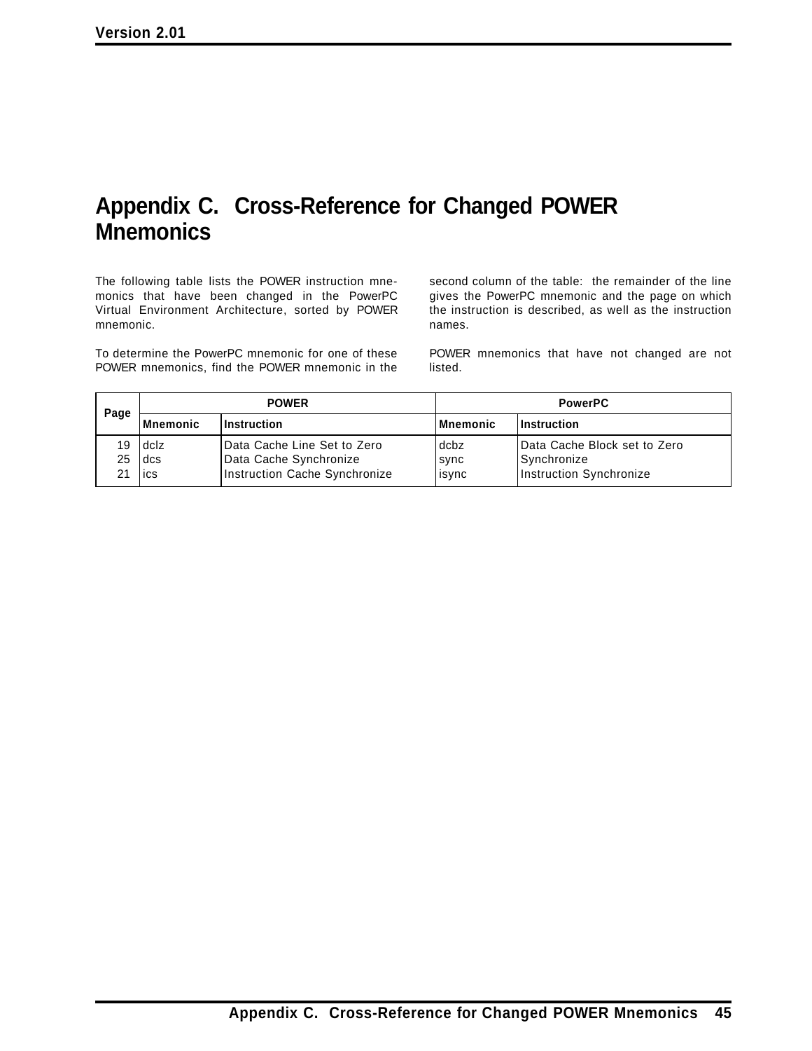# Appendix C. Cross-Reference for Changed POWER Mnemonics

The following table lists the POWER instruction mnemonics that have been changed in the PowerPC Virtual Environment Architecture, sorted by POWER mnemonic.

To determine the PowerPC mnemonic for one of these POWER mnemonics, find the POWER mnemonic in the second column of the table: the remainder of the line gives the PowerPC mnemonic and the page on which the instruction is described, as well as the instruction names.

POWER mnemonics that have not changed are not listed.

| Page | POWER | | PowerPC | |
|---|---|---|---|---|
| | **Mnemonic** | **Instruction** | **Mnemonic** | **Instruction** |
| 19 | dclz | Data Cache Line Set to Zero | dcbz | Data Cache Block set to Zero |
| 25 | dcs | Data Cache Synchronize | sync | Synchronize |
| 21 | ics | Instruction Cache Synchronize | isync | Instruction Synchronize |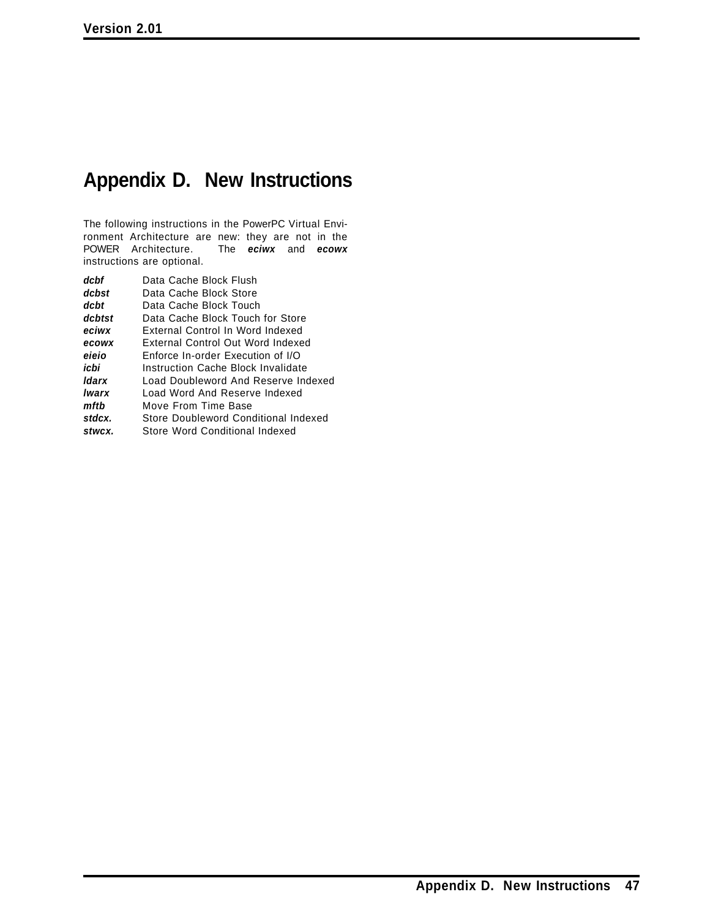# Appendix D. New Instructions

The following instructions in the PowerPC Virtual Environment Architecture are new: they are not in the POWER Architecture. The ***eciwx*** and ***ecowx*** instructions are optional.

| | |
|---|---|
| ***dcbf*** | Data Cache Block Flush |
| ***dcbst*** | Data Cache Block Store |
| ***dcbt*** | Data Cache Block Touch |
| ***dcbtst*** | Data Cache Block Touch for Store |
| ***eciwx*** | External Control In Word Indexed |
| ***ecowx*** | External Control Out Word Indexed |
| ***eieio*** | Enforce In-order Execution of I/O |
| ***icbi*** | Instruction Cache Block Invalidate |
| ***ldarx*** | Load Doubleword And Reserve Indexed |
| ***lwarx*** | Load Word And Reserve Indexed |
| ***mftb*** | Move From Time Base |
| ***stdcx.*** | Store Doubleword Conditional Indexed |
| ***stwcx.*** | Store Word Conditional Indexed |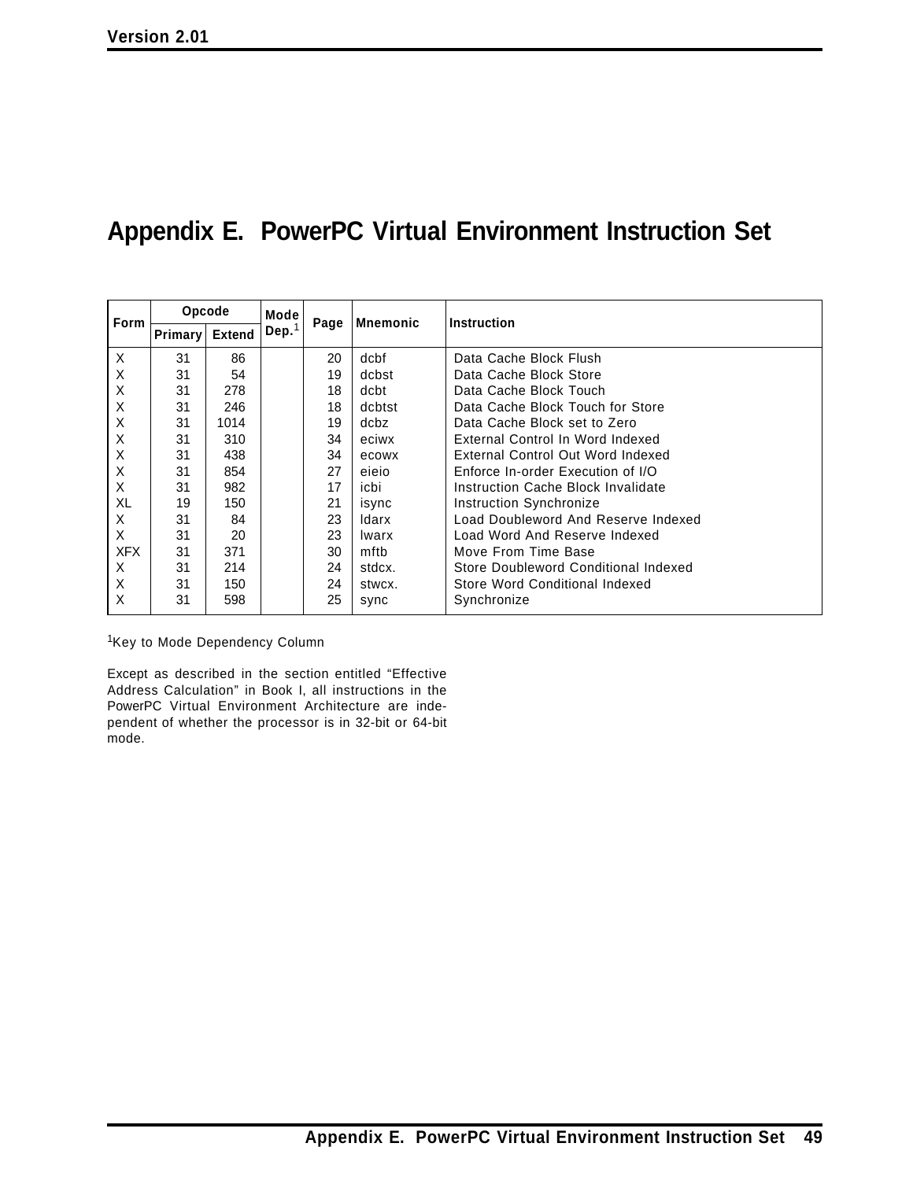# Appendix E. PowerPC Virtual Environment Instruction Set

| Form | Opcode | | Mode Dep.[1] | Page | Mnemonic | Instruction |
|---|---|---|---|---|---|---|
| | Primary | Extend | | | | |
| X | 31 | 86 | | 20 | dcbf | Data Cache Block Flush |
| X | 31 | 54 | | 19 | dcbst | Data Cache Block Store |
| X | 31 | 278 | | 18 | dcbt | Data Cache Block Touch |
| X | 31 | 246 | | 18 | dcbtst | Data Cache Block Touch for Store |
| X | 31 | 1014 | | 19 | dcbz | Data Cache Block set to Zero |
| X | 31 | 310 | | 34 | eciwx | External Control In Word Indexed |
| X | 31 | 438 | | 34 | ecowx | External Control Out Word Indexed |
| X | 31 | 854 | | 27 | eieio | Enforce In-order Execution of I/O |
| X | 31 | 982 | | 17 | icbi | Instruction Cache Block Invalidate |
| XL | 19 | 150 | | 21 | isync | Instruction Synchronize |
| X | 31 | 84 | | 23 | ldarx | Load Doubleword And Reserve Indexed |
| X | 31 | 20 | | 23 | lwarx | Load Word And Reserve Indexed |
| XFX | 31 | 371 | | 30 | mftb | Move From Time Base |
| X | 31 | 214 | | 24 | stdcx. | Store Doubleword Conditional Indexed |
| X | 31 | 150 | | 24 | stwcx. | Store Word Conditional Indexed |
| X | 31 | 598 | | 25 | sync | Synchronize |

[1]Key to Mode Dependency Column

Except as described in the section entitled “Effective Address Calculation” in Book I, all instructions in the PowerPC Virtual Environment Architecture are independent of whether the processor is in 32-bit or 64-bit mode.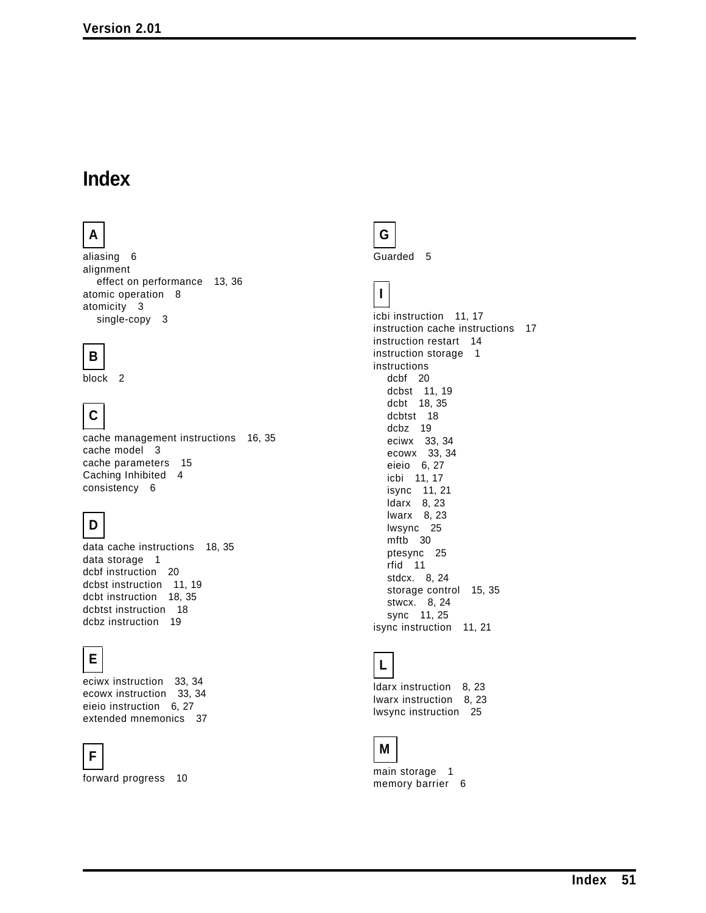# Index

## A

aliasing 6
alignment
  effect on performance 13, 36
atomic operation 8
atomicity 3
  single-copy 3

## B

block 2

## C

cache management instructions 16, 35
cache model 3
cache parameters 15
Caching Inhibited 4
consistency 6

## D

data cache instructions 18, 35
data storage 1
dcbf instruction 20
dcbst instruction 11, 19
dcbt instruction 18, 35
dcbtst instruction 18
dcbz instruction 19

## E

eciwx instruction 33, 34
ecowx instruction 33, 34
eieio instruction 6, 27
extended mnemonics 37

## F

forward progress 10

## G

Guarded 5

## I

icbi instruction 11, 17
instruction cache instructions 17
instruction restart 14
instruction storage 1
instructions
  dcbf 20
  dcbst 11, 19
  dcbt 18, 35
  dcbtst 18
  dcbz 19
  eciwx 33, 34
  ecowx 33, 34
  eieio 6, 27
  icbi 11, 17
  isync 11, 21
  ldarx 8, 23
  lwarx 8, 23
  lwsync 25
  mftb 30
  ptesync 25
  rfid 11
  stdcx. 8, 24
  storage control 15, 35
  stwcx. 8, 24
  sync 11, 25
isync instruction 11, 21

## L

ldarx instruction 8, 23
lwarx instruction 8, 23
lwsync instruction 25

## M

main storage 1
memory barrier 6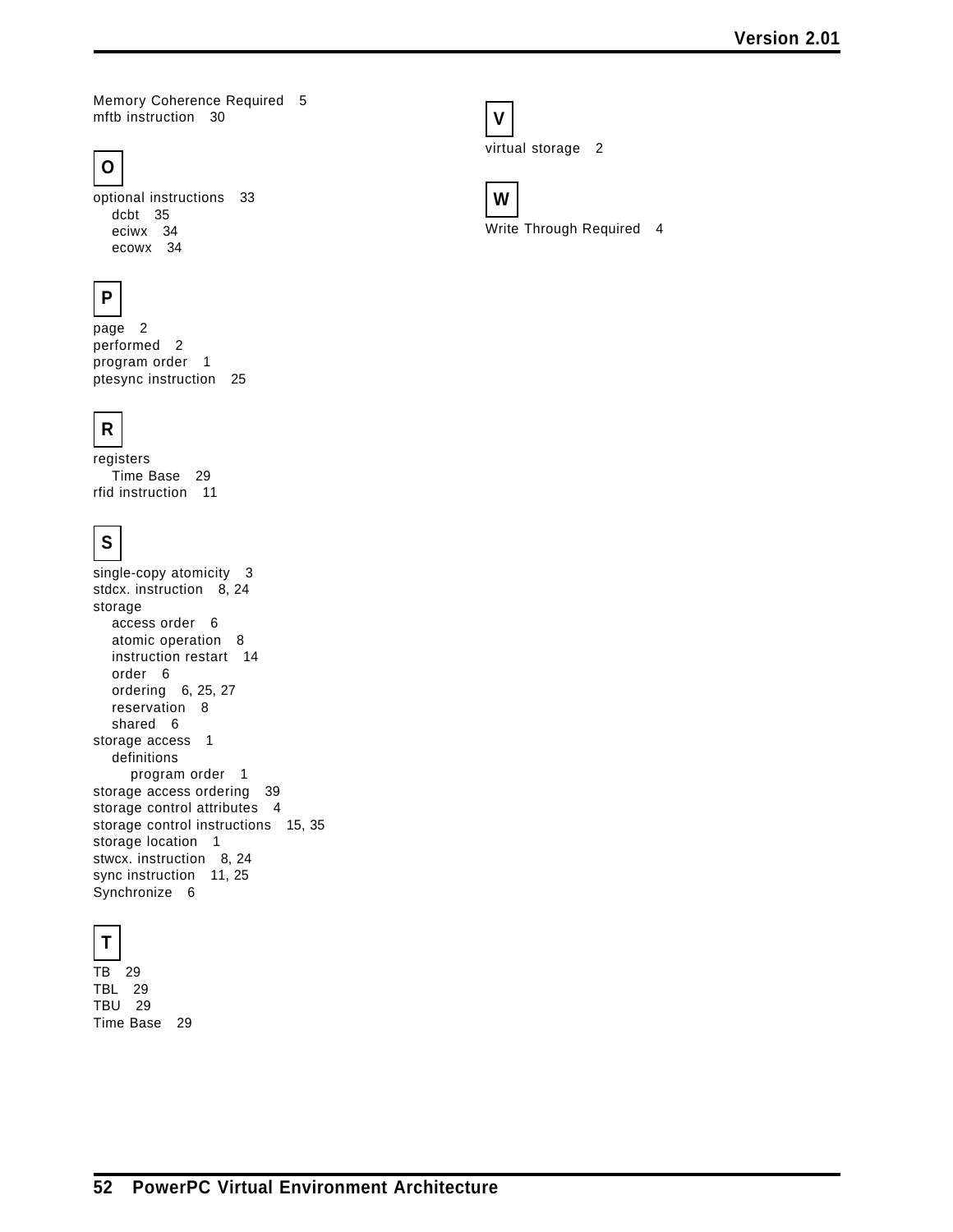Memory Coherence Required 5
mftb instruction 30

## O

optional instructions 33
- dcbt 35
- eciwx 34
- ecowx 34

## P

page 2
performed 2
program order 1
ptesync instruction 25

## R

registers
- Time Base 29

rfid instruction 11

## S

single-copy atomicity 3
stdcx. instruction 8, 24
storage
- access order 6
- atomic operation 8
- instruction restart 14
- order 6
- ordering 6, 25, 27
- reservation 8
- shared 6

storage access 1
- definitions
  - program order 1

storage access ordering 39
storage control attributes 4
storage control instructions 15, 35
storage location 1
stwcx. instruction 8, 24
sync instruction 11, 25
Synchronize 6

## T

TB 29
TBL 29
TBU 29
Time Base 29

## V

virtual storage 2

## W

Write Through Required 4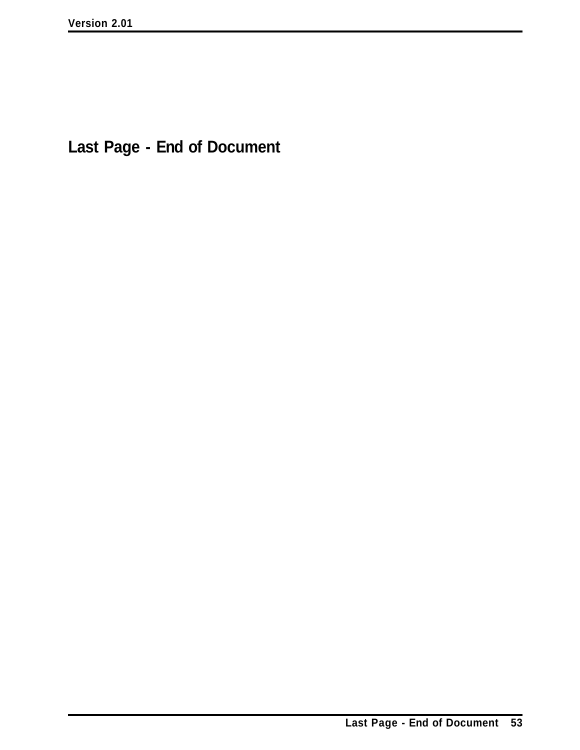# Last Page - End of Document